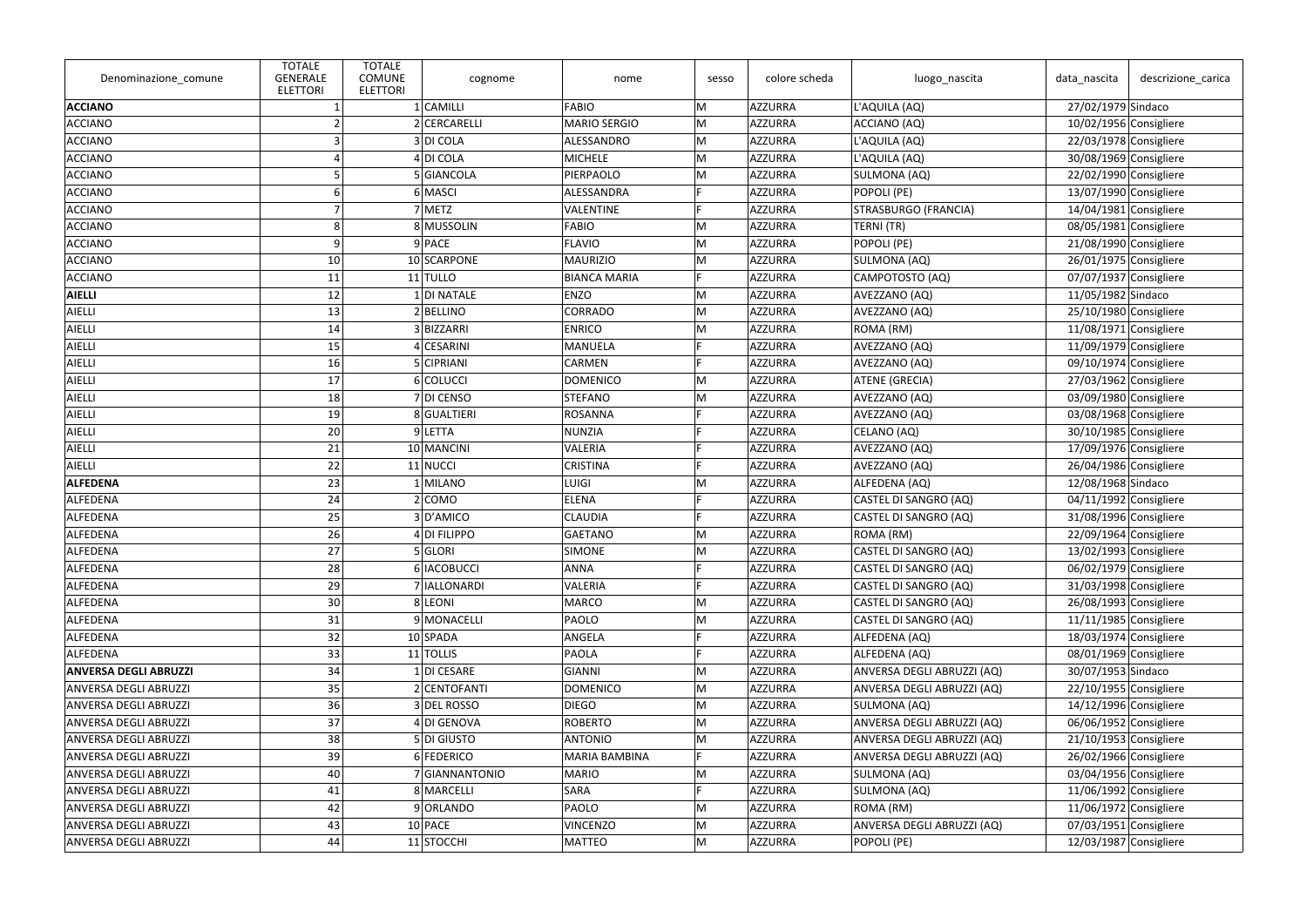| Denominazione_comune | TOTALE GENERALE ELETTORI | TOTALE COMUNE ELETTORI | cognome | nome | sesso | colore scheda | luogo_nascita | data_nascita | descrizione_carica |
|---|---|---|---|---|---|---|---|---|---|
| **ACCIANO** | 1 | 1 | CAMILLI | FABIO | M | AZZURRA | L'AQUILA (AQ) | 27/02/1979 | Sindaco |
| ACCIANO | 2 | 2 | CERCARELLI | MARIO SERGIO | M | AZZURRA | ACCIANO (AQ) | 10/02/1956 | Consigliere |
| ACCIANO | 3 | 3 | DI COLA | ALESSANDRO | M | AZZURRA | L'AQUILA (AQ) | 22/03/1978 | Consigliere |
| ACCIANO | 4 | 4 | DI COLA | MICHELE | M | AZZURRA | L'AQUILA (AQ) | 30/08/1969 | Consigliere |
| ACCIANO | 5 | 5 | GIANCOLA | PIERPAOLO | M | AZZURRA | SULMONA (AQ) | 22/02/1990 | Consigliere |
| ACCIANO | 6 | 6 | MASCI | ALESSANDRA | F | AZZURRA | POPOLI (PE) | 13/07/1990 | Consigliere |
| ACCIANO | 7 | 7 | METZ | VALENTINE | F | AZZURRA | STRASBURGO (FRANCIA) | 14/04/1981 | Consigliere |
| ACCIANO | 8 | 8 | MUSSOLIN | FABIO | M | AZZURRA | TERNI (TR) | 08/05/1981 | Consigliere |
| ACCIANO | 9 | 9 | PACE | FLAVIO | M | AZZURRA | POPOLI (PE) | 21/08/1990 | Consigliere |
| ACCIANO | 10 | 10 | SCARPONE | MAURIZIO | M | AZZURRA | SULMONA (AQ) | 26/01/1975 | Consigliere |
| ACCIANO | 11 | 11 | TULLO | BIANCA MARIA | F | AZZURRA | CAMPOTOSTO (AQ) | 07/07/1937 | Consigliere |
| **AIELLI** | 12 | 1 | DI NATALE | ENZO | M | AZZURRA | AVEZZANO (AQ) | 11/05/1982 | Sindaco |
| AIELLI | 13 | 2 | BELLINO | CORRADO | M | AZZURRA | AVEZZANO (AQ) | 25/10/1980 | Consigliere |
| AIELLI | 14 | 3 | BIZZARRI | ENRICO | M | AZZURRA | ROMA (RM) | 11/08/1971 | Consigliere |
| AIELLI | 15 | 4 | CESARINI | MANUELA | F | AZZURRA | AVEZZANO (AQ) | 11/09/1979 | Consigliere |
| AIELLI | 16 | 5 | CIPRIANI | CARMEN | F | AZZURRA | AVEZZANO (AQ) | 09/10/1974 | Consigliere |
| AIELLI | 17 | 6 | COLUCCI | DOMENICO | M | AZZURRA | ATENE (GRECIA) | 27/03/1962 | Consigliere |
| AIELLI | 18 | 7 | DI CENSO | STEFANO | M | AZZURRA | AVEZZANO (AQ) | 03/09/1980 | Consigliere |
| AIELLI | 19 | 8 | GUALTIERI | ROSANNA | F | AZZURRA | AVEZZANO (AQ) | 03/08/1968 | Consigliere |
| AIELLI | 20 | 9 | LETTA | NUNZIA | F | AZZURRA | CELANO (AQ) | 30/10/1985 | Consigliere |
| AIELLI | 21 | 10 | MANCINI | VALERIA | F | AZZURRA | AVEZZANO (AQ) | 17/09/1976 | Consigliere |
| AIELLI | 22 | 11 | NUCCI | CRISTINA | F | AZZURRA | AVEZZANO (AQ) | 26/04/1986 | Consigliere |
| **ALFEDENA** | 23 | 1 | MILANO | LUIGI | M | AZZURRA | ALFEDENA (AQ) | 12/08/1968 | Sindaco |
| ALFEDENA | 24 | 2 | COMO | ELENA | F | AZZURRA | CASTEL DI SANGRO (AQ) | 04/11/1992 | Consigliere |
| ALFEDENA | 25 | 3 | D'AMICO | CLAUDIA | F | AZZURRA | CASTEL DI SANGRO (AQ) | 31/08/1996 | Consigliere |
| ALFEDENA | 26 | 4 | DI FILIPPO | GAETANO | M | AZZURRA | ROMA (RM) | 22/09/1964 | Consigliere |
| ALFEDENA | 27 | 5 | GLORI | SIMONE | M | AZZURRA | CASTEL DI SANGRO (AQ) | 13/02/1993 | Consigliere |
| ALFEDENA | 28 | 6 | IACOBUCCI | ANNA | F | AZZURRA | CASTEL DI SANGRO (AQ) | 06/02/1979 | Consigliere |
| ALFEDENA | 29 | 7 | IALLONARDI | VALERIA | F | AZZURRA | CASTEL DI SANGRO (AQ) | 31/03/1998 | Consigliere |
| ALFEDENA | 30 | 8 | LEONI | MARCO | M | AZZURRA | CASTEL DI SANGRO (AQ) | 26/08/1993 | Consigliere |
| ALFEDENA | 31 | 9 | MONACELLI | PAOLO | M | AZZURRA | CASTEL DI SANGRO (AQ) | 11/11/1985 | Consigliere |
| ALFEDENA | 32 | 10 | SPADA | ANGELA | F | AZZURRA | ALFEDENA (AQ) | 18/03/1974 | Consigliere |
| ALFEDENA | 33 | 11 | TOLLIS | PAOLA | F | AZZURRA | ALFEDENA (AQ) | 08/01/1969 | Consigliere |
| **ANVERSA DEGLI ABRUZZI** | 34 | 1 | DI CESARE | GIANNI | M | AZZURRA | ANVERSA DEGLI ABRUZZI (AQ) | 30/07/1953 | Sindaco |
| ANVERSA DEGLI ABRUZZI | 35 | 2 | CENTOFANTI | DOMENICO | M | AZZURRA | ANVERSA DEGLI ABRUZZI (AQ) | 22/10/1955 | Consigliere |
| ANVERSA DEGLI ABRUZZI | 36 | 3 | DEL ROSSO | DIEGO | M | AZZURRA | SULMONA (AQ) | 14/12/1996 | Consigliere |
| ANVERSA DEGLI ABRUZZI | 37 | 4 | DI GENOVA | ROBERTO | M | AZZURRA | ANVERSA DEGLI ABRUZZI (AQ) | 06/06/1952 | Consigliere |
| ANVERSA DEGLI ABRUZZI | 38 | 5 | DI GIUSTO | ANTONIO | M | AZZURRA | ANVERSA DEGLI ABRUZZI (AQ) | 21/10/1953 | Consigliere |
| ANVERSA DEGLI ABRUZZI | 39 | 6 | FEDERICO | MARIA BAMBINA | F | AZZURRA | ANVERSA DEGLI ABRUZZI (AQ) | 26/02/1966 | Consigliere |
| ANVERSA DEGLI ABRUZZI | 40 | 7 | GIANNANTONIO | MARIO | M | AZZURRA | SULMONA (AQ) | 03/04/1956 | Consigliere |
| ANVERSA DEGLI ABRUZZI | 41 | 8 | MARCELLI | SARA | F | AZZURRA | SULMONA (AQ) | 11/06/1992 | Consigliere |
| ANVERSA DEGLI ABRUZZI | 42 | 9 | ORLANDO | PAOLO | M | AZZURRA | ROMA (RM) | 11/06/1972 | Consigliere |
| ANVERSA DEGLI ABRUZZI | 43 | 10 | PACE | VINCENZO | M | AZZURRA | ANVERSA DEGLI ABRUZZI (AQ) | 07/03/1951 | Consigliere |
| ANVERSA DEGLI ABRUZZI | 44 | 11 | STOCCHI | MATTEO | M | AZZURRA | POPOLI (PE) | 12/03/1987 | Consigliere |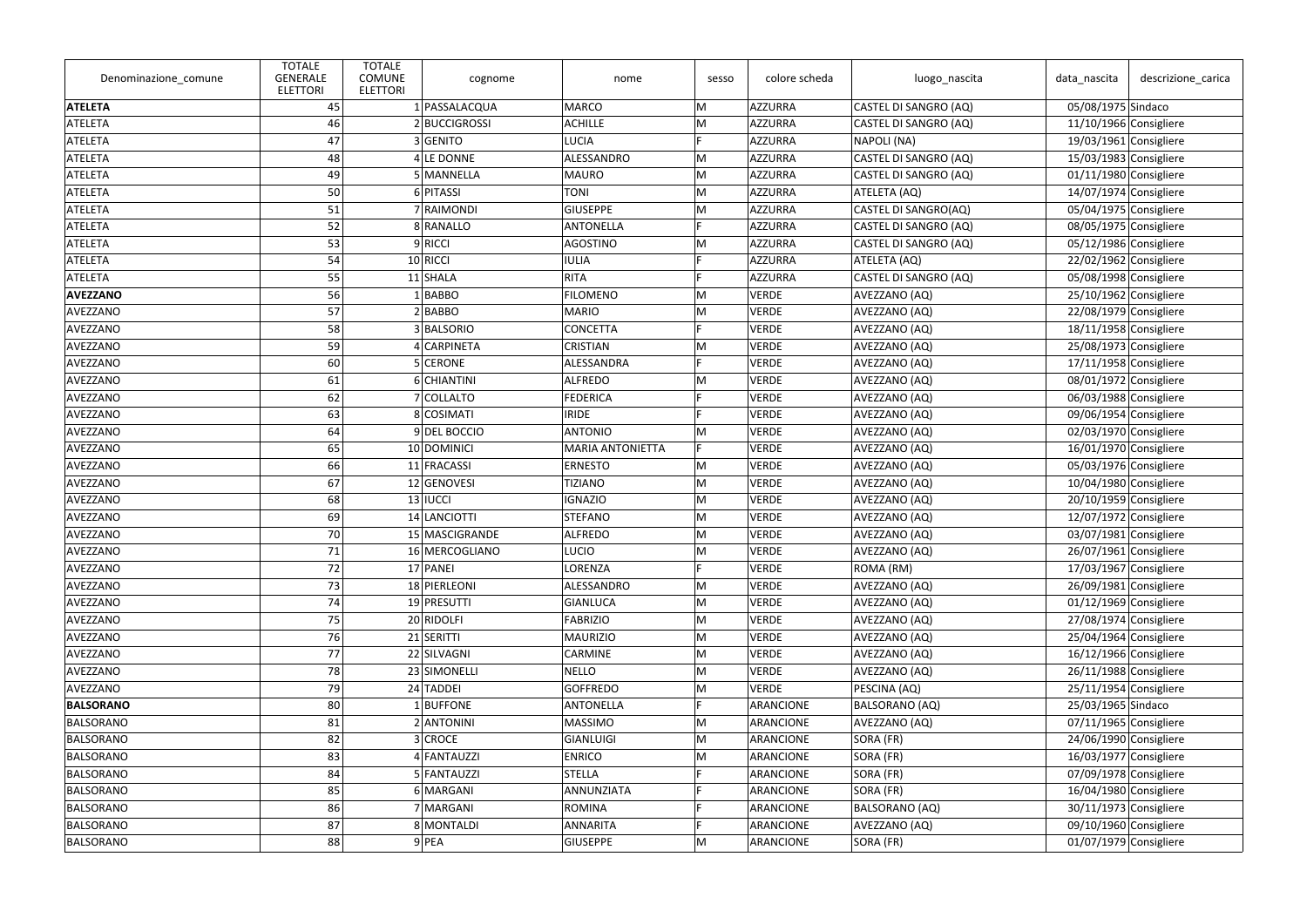| Denominazione_comune | TOTALE GENERALE ELETTORI | TOTALE COMUNE ELETTORI | cognome | nome | sesso | colore scheda | luogo_nascita | data_nascita | descrizione_carica |
|---|---|---|---|---|---|---|---|---|---|
| **ATELETA** | 45 | 1 | PASSALACQUA | MARCO | M | AZZURRA | CASTEL DI SANGRO (AQ) | 05/08/1975 | Sindaco |
| ATELETA | 46 | 2 | BUCCIGROSSI | ACHILLE | M | AZZURRA | CASTEL DI SANGRO (AQ) | 11/10/1966 | Consigliere |
| ATELETA | 47 | 3 | GENITO | LUCIA | F | AZZURRA | NAPOLI (NA) | 19/03/1961 | Consigliere |
| ATELETA | 48 | 4 | LE DONNE | ALESSANDRO | M | AZZURRA | CASTEL DI SANGRO (AQ) | 15/03/1983 | Consigliere |
| ATELETA | 49 | 5 | MANNELLA | MAURO | M | AZZURRA | CASTEL DI SANGRO (AQ) | 01/11/1980 | Consigliere |
| ATELETA | 50 | 6 | PITASSI | TONI | M | AZZURRA | ATELETA (AQ) | 14/07/1974 | Consigliere |
| ATELETA | 51 | 7 | RAIMONDI | GIUSEPPE | M | AZZURRA | CASTEL DI SANGRO(AQ) | 05/04/1975 | Consigliere |
| ATELETA | 52 | 8 | RANALLO | ANTONELLA | F | AZZURRA | CASTEL DI SANGRO (AQ) | 08/05/1975 | Consigliere |
| ATELETA | 53 | 9 | RICCI | AGOSTINO | M | AZZURRA | CASTEL DI SANGRO (AQ) | 05/12/1986 | Consigliere |
| ATELETA | 54 | 10 | RICCI | IULIA | F | AZZURRA | ATELETA (AQ) | 22/02/1962 | Consigliere |
| ATELETA | 55 | 11 | SHALA | RITA | F | AZZURRA | CASTEL DI SANGRO (AQ) | 05/08/1998 | Consigliere |
| **AVEZZANO** | 56 | 1 | BABBO | FILOMENO | M | VERDE | AVEZZANO (AQ) | 25/10/1962 | Consigliere |
| AVEZZANO | 57 | 2 | BABBO | MARIO | M | VERDE | AVEZZANO (AQ) | 22/08/1979 | Consigliere |
| AVEZZANO | 58 | 3 | BALSORIO | CONCETTA | F | VERDE | AVEZZANO (AQ) | 18/11/1958 | Consigliere |
| AVEZZANO | 59 | 4 | CARPINETA | CRISTIAN | M | VERDE | AVEZZANO (AQ) | 25/08/1973 | Consigliere |
| AVEZZANO | 60 | 5 | CERONE | ALESSANDRA | F | VERDE | AVEZZANO (AQ) | 17/11/1958 | Consigliere |
| AVEZZANO | 61 | 6 | CHIANTINI | ALFREDO | M | VERDE | AVEZZANO (AQ) | 08/01/1972 | Consigliere |
| AVEZZANO | 62 | 7 | COLLALTO | FEDERICA | F | VERDE | AVEZZANO (AQ) | 06/03/1988 | Consigliere |
| AVEZZANO | 63 | 8 | COSIMATI | IRIDE | F | VERDE | AVEZZANO (AQ) | 09/06/1954 | Consigliere |
| AVEZZANO | 64 | 9 | DEL BOCCIO | ANTONIO | M | VERDE | AVEZZANO (AQ) | 02/03/1970 | Consigliere |
| AVEZZANO | 65 | 10 | DOMINICI | MARIA ANTONIETTA | F | VERDE | AVEZZANO (AQ) | 16/01/1970 | Consigliere |
| AVEZZANO | 66 | 11 | FRACASSI | ERNESTO | M | VERDE | AVEZZANO (AQ) | 05/03/1976 | Consigliere |
| AVEZZANO | 67 | 12 | GENOVESI | TIZIANO | M | VERDE | AVEZZANO (AQ) | 10/04/1980 | Consigliere |
| AVEZZANO | 68 | 13 | IUCCI | IGNAZIO | M | VERDE | AVEZZANO (AQ) | 20/10/1959 | Consigliere |
| AVEZZANO | 69 | 14 | LANCIOTTI | STEFANO | M | VERDE | AVEZZANO (AQ) | 12/07/1972 | Consigliere |
| AVEZZANO | 70 | 15 | MASCIGRANDE | ALFREDO | M | VERDE | AVEZZANO (AQ) | 03/07/1981 | Consigliere |
| AVEZZANO | 71 | 16 | MERCOGLIANO | LUCIO | M | VERDE | AVEZZANO (AQ) | 26/07/1961 | Consigliere |
| AVEZZANO | 72 | 17 | PANEI | LORENZA | F | VERDE | ROMA (RM) | 17/03/1967 | Consigliere |
| AVEZZANO | 73 | 18 | PIERLEONI | ALESSANDRO | M | VERDE | AVEZZANO (AQ) | 26/09/1981 | Consigliere |
| AVEZZANO | 74 | 19 | PRESUTTI | GIANLUCA | M | VERDE | AVEZZANO (AQ) | 01/12/1969 | Consigliere |
| AVEZZANO | 75 | 20 | RIDOLFI | FABRIZIO | M | VERDE | AVEZZANO (AQ) | 27/08/1974 | Consigliere |
| AVEZZANO | 76 | 21 | SERITTI | MAURIZIO | M | VERDE | AVEZZANO (AQ) | 25/04/1964 | Consigliere |
| AVEZZANO | 77 | 22 | SILVAGNI | CARMINE | M | VERDE | AVEZZANO (AQ) | 16/12/1966 | Consigliere |
| AVEZZANO | 78 | 23 | SIMONELLI | NELLO | M | VERDE | AVEZZANO (AQ) | 26/11/1988 | Consigliere |
| AVEZZANO | 79 | 24 | TADDEI | GOFFREDO | M | VERDE | PESCINA (AQ) | 25/11/1954 | Consigliere |
| **BALSORANO** | 80 | 1 | BUFFONE | ANTONELLA | F | ARANCIONE | BALSORANO (AQ) | 25/03/1965 | Sindaco |
| BALSORANO | 81 | 2 | ANTONINI | MASSIMO | M | ARANCIONE | AVEZZANO (AQ) | 07/11/1965 | Consigliere |
| BALSORANO | 82 | 3 | CROCE | GIANLUIGI | M | ARANCIONE | SORA (FR) | 24/06/1990 | Consigliere |
| BALSORANO | 83 | 4 | FANTAUZZI | ENRICO | M | ARANCIONE | SORA (FR) | 16/03/1977 | Consigliere |
| BALSORANO | 84 | 5 | FANTAUZZI | STELLA | F | ARANCIONE | SORA (FR) | 07/09/1978 | Consigliere |
| BALSORANO | 85 | 6 | MARGANI | ANNUNZIATA | F | ARANCIONE | SORA (FR) | 16/04/1980 | Consigliere |
| BALSORANO | 86 | 7 | MARGANI | ROMINA | F | ARANCIONE | BALSORANO (AQ) | 30/11/1973 | Consigliere |
| BALSORANO | 87 | 8 | MONTALDI | ANNARITA | F | ARANCIONE | AVEZZANO (AQ) | 09/10/1960 | Consigliere |
| BALSORANO | 88 | 9 | PEA | GIUSEPPE | M | ARANCIONE | SORA (FR) | 01/07/1979 | Consigliere |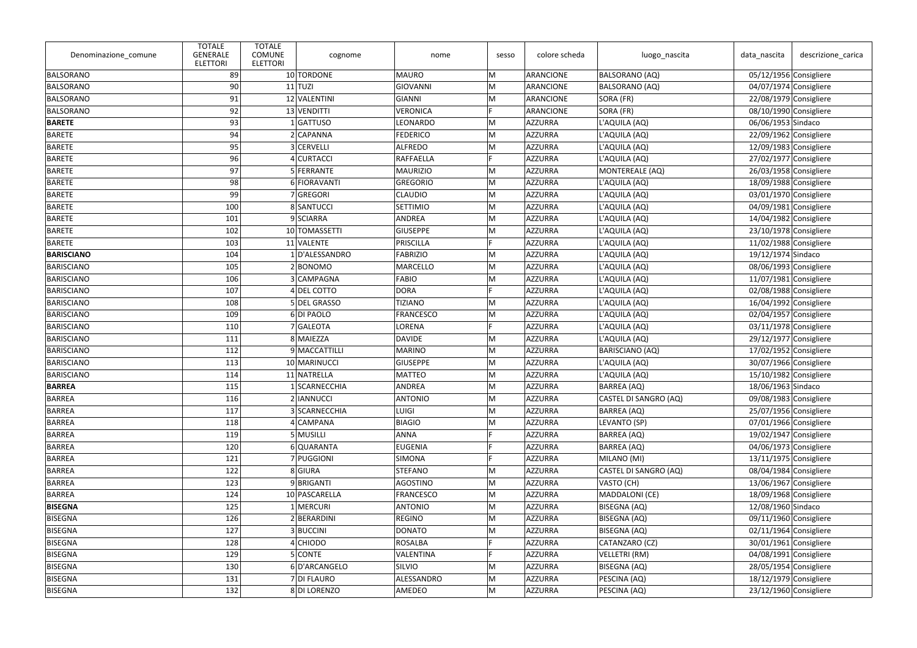| Denominazione_comune | TOTALE GENERALE ELETTORI | TOTALE COMUNE ELETTORI | cognome | nome | sesso | colore scheda | luogo_nascita | data_nascita | descrizione_carica |
|---|---|---|---|---|---|---|---|---|---|
| BALSORANO | 89 | 10 | TORDONE | MAURO | M | ARANCIONE | BALSORANO (AQ) | 05/12/1956 | Consigliere |
| BALSORANO | 90 | 11 | TUZI | GIOVANNI | M | ARANCIONE | BALSORANO (AQ) | 04/07/1974 | Consigliere |
| BALSORANO | 91 | 12 | VALENTINI | GIANNI | M | ARANCIONE | SORA (FR) | 22/08/1979 | Consigliere |
| BALSORANO | 92 | 13 | VENDITTI | VERONICA | F | ARANCIONE | SORA (FR) | 08/10/1990 | Consigliere |
| **BARETE** | 93 | 1 | GATTUSO | LEONARDO | M | AZZURRA | L'AQUILA (AQ) | 06/06/1953 | Sindaco |
| BARETE | 94 | 2 | CAPANNA | FEDERICO | M | AZZURRA | L'AQUILA (AQ) | 22/09/1962 | Consigliere |
| BARETE | 95 | 3 | CERVELLI | ALFREDO | M | AZZURRA | L'AQUILA (AQ) | 12/09/1983 | Consigliere |
| BARETE | 96 | 4 | CURTACCI | RAFFAELLA | F | AZZURRA | L'AQUILA (AQ) | 27/02/1977 | Consigliere |
| BARETE | 97 | 5 | FERRANTE | MAURIZIO | M | AZZURRA | MONTEREALE (AQ) | 26/03/1958 | Consigliere |
| BARETE | 98 | 6 | FIORAVANTI | GREGORIO | M | AZZURRA | L'AQUILA (AQ) | 18/09/1988 | Consigliere |
| BARETE | 99 | 7 | GREGORI | CLAUDIO | M | AZZURRA | L'AQUILA (AQ) | 03/01/1970 | Consigliere |
| BARETE | 100 | 8 | SANTUCCI | SETTIMIO | M | AZZURRA | L'AQUILA (AQ) | 04/09/1981 | Consigliere |
| BARETE | 101 | 9 | SCIARRA | ANDREA | M | AZZURRA | L'AQUILA (AQ) | 14/04/1982 | Consigliere |
| BARETE | 102 | 10 | TOMASSETTI | GIUSEPPE | M | AZZURRA | L'AQUILA (AQ) | 23/10/1978 | Consigliere |
| BARETE | 103 | 11 | VALENTE | PRISCILLA | F | AZZURRA | L'AQUILA (AQ) | 11/02/1988 | Consigliere |
| **BARISCIANO** | 104 | 1 | D'ALESSANDRO | FABRIZIO | M | AZZURRA | L'AQUILA (AQ) | 19/12/1974 | Sindaco |
| BARISCIANO | 105 | 2 | BONOMO | MARCELLO | M | AZZURRA | L'AQUILA (AQ) | 08/06/1993 | Consigliere |
| BARISCIANO | 106 | 3 | CAMPAGNA | FABIO | M | AZZURRA | L'AQUILA (AQ) | 11/07/1981 | Consigliere |
| BARISCIANO | 107 | 4 | DEL COTTO | DORA | F | AZZURRA | L'AQUILA (AQ) | 02/08/1988 | Consigliere |
| BARISCIANO | 108 | 5 | DEL GRASSO | TIZIANO | M | AZZURRA | L'AQUILA (AQ) | 16/04/1992 | Consigliere |
| BARISCIANO | 109 | 6 | DI PAOLO | FRANCESCO | M | AZZURRA | L'AQUILA (AQ) | 02/04/1957 | Consigliere |
| BARISCIANO | 110 | 7 | GALEOTA | LORENA | F | AZZURRA | L'AQUILA (AQ) | 03/11/1978 | Consigliere |
| BARISCIANO | 111 | 8 | MAIEZZA | DAVIDE | M | AZZURRA | L'AQUILA (AQ) | 29/12/1977 | Consigliere |
| BARISCIANO | 112 | 9 | MACCATTILLI | MARINO | M | AZZURRA | BARISCIANO (AQ) | 17/02/1952 | Consigliere |
| BARISCIANO | 113 | 10 | MARINUCCI | GIUSEPPE | M | AZZURRA | L'AQUILA (AQ) | 30/07/1966 | Consigliere |
| BARISCIANO | 114 | 11 | NATRELLA | MATTEO | M | AZZURRA | L'AQUILA (AQ) | 15/10/1982 | Consigliere |
| **BARREA** | 115 | 1 | SCARNECCHIA | ANDREA | M | AZZURRA | BARREA (AQ) | 18/06/1963 | Sindaco |
| BARREA | 116 | 2 | IANNUCCI | ANTONIO | M | AZZURRA | CASTEL DI SANGRO (AQ) | 09/08/1983 | Consigliere |
| BARREA | 117 | 3 | SCARNECCHIA | LUIGI | M | AZZURRA | BARREA (AQ) | 25/07/1956 | Consigliere |
| BARREA | 118 | 4 | CAMPANA | BIAGIO | M | AZZURRA | LEVANTO (SP) | 07/01/1966 | Consigliere |
| BARREA | 119 | 5 | MUSILLI | ANNA | F | AZZURRA | BARREA (AQ) | 19/02/1947 | Consigliere |
| BARREA | 120 | 6 | QUARANTA | EUGENIA | F | AZZURRA | BARREA (AQ) | 04/06/1973 | Consigliere |
| BARREA | 121 | 7 | PUGGIONI | SIMONA | F | AZZURRA | MILANO (MI) | 13/11/1975 | Consigliere |
| BARREA | 122 | 8 | GIURA | STEFANO | M | AZZURRA | CASTEL DI SANGRO (AQ) | 08/04/1984 | Consigliere |
| BARREA | 123 | 9 | BRIGANTI | AGOSTINO | M | AZZURRA | VASTO (CH) | 13/06/1967 | Consigliere |
| BARREA | 124 | 10 | PASCARELLA | FRANCESCO | M | AZZURRA | MADDALONI (CE) | 18/09/1968 | Consigliere |
| **BISEGNA** | 125 | 1 | MERCURI | ANTONIO | M | AZZURRA | BISEGNA (AQ) | 12/08/1960 | Sindaco |
| BISEGNA | 126 | 2 | BERARDINI | REGINO | M | AZZURRA | BISEGNA (AQ) | 09/11/1960 | Consigliere |
| BISEGNA | 127 | 3 | BUCCINI | DONATO | M | AZZURRA | BISEGNA (AQ) | 02/11/1964 | Consigliere |
| BISEGNA | 128 | 4 | CHIODO | ROSALBA | F | AZZURRA | CATANZARO (CZ) | 30/01/1961 | Consigliere |
| BISEGNA | 129 | 5 | CONTE | VALENTINA | F | AZZURRA | VELLETRI (RM) | 04/08/1991 | Consigliere |
| BISEGNA | 130 | 6 | D'ARCANGELO | SILVIO | M | AZZURRA | BISEGNA (AQ) | 28/05/1954 | Consigliere |
| BISEGNA | 131 | 7 | DI FLAURO | ALESSANDRO | M | AZZURRA | PESCINA (AQ) | 18/12/1979 | Consigliere |
| BISEGNA | 132 | 8 | DI LORENZO | AMEDEO | M | AZZURRA | PESCINA (AQ) | 23/12/1960 | Consigliere |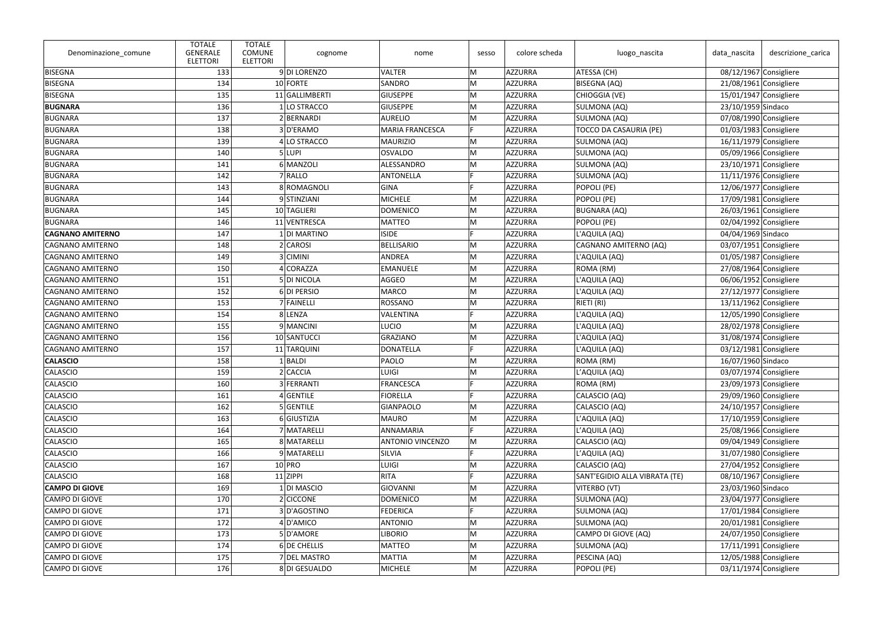| Denominazione_comune | TOTALE GENERALE ELETTORI | TOTALE COMUNE ELETTORI | cognome | nome | sesso | colore scheda | luogo_nascita | data_nascita | descrizione_carica |
|---|---|---|---|---|---|---|---|---|---|
| BISEGNA | 133 | 9 | DI LORENZO | VALTER | M | AZZURRA | ATESSA (CH) | 08/12/1967 | Consigliere |
| BISEGNA | 134 | 10 | FORTE | SANDRO | M | AZZURRA | BISEGNA (AQ) | 21/08/1961 | Consigliere |
| BISEGNA | 135 | 11 | GALLIMBERTI | GIUSEPPE | M | AZZURRA | CHIOGGIA (VE) | 15/01/1947 | Consigliere |
| **BUGNARA** | 136 | 1 | LO STRACCO | GIUSEPPE | M | AZZURRA | SULMONA (AQ) | 23/10/1959 | Sindaco |
| BUGNARA | 137 | 2 | BERNARDI | AURELIO | M | AZZURRA | SULMONA (AQ) | 07/08/1990 | Consigliere |
| BUGNARA | 138 | 3 | D'ERAMO | MARIA FRANCESCA | F | AZZURRA | TOCCO DA CASAURIA (PE) | 01/03/1983 | Consigliere |
| BUGNARA | 139 | 4 | LO STRACCO | MAURIZIO | M | AZZURRA | SULMONA (AQ) | 16/11/1979 | Consigliere |
| BUGNARA | 140 | 5 | LUPI | OSVALDO | M | AZZURRA | SULMONA (AQ) | 05/09/1966 | Consigliere |
| BUGNARA | 141 | 6 | MANZOLI | ALESSANDRO | M | AZZURRA | SULMONA (AQ) | 23/10/1971 | Consigliere |
| BUGNARA | 142 | 7 | RALLO | ANTONELLA | F | AZZURRA | SULMONA (AQ) | 11/11/1976 | Consigliere |
| BUGNARA | 143 | 8 | ROMAGNOLI | GINA | F | AZZURRA | POPOLI (PE) | 12/06/1977 | Consigliere |
| BUGNARA | 144 | 9 | STINZIANI | MICHELE | M | AZZURRA | POPOLI (PE) | 17/09/1981 | Consigliere |
| BUGNARA | 145 | 10 | TAGLIERI | DOMENICO | M | AZZURRA | BUGNARA (AQ) | 26/03/1961 | Consigliere |
| BUGNARA | 146 | 11 | VENTRESCA | MATTEO | M | AZZURRA | POPOLI (PE) | 02/04/1992 | Consigliere |
| **CAGNANO AMITERNO** | 147 | 1 | DI MARTINO | ISIDE | F | AZZURRA | L'AQUILA (AQ) | 04/04/1969 | Sindaco |
| CAGNANO AMITERNO | 148 | 2 | CAROSI | BELLISARIO | M | AZZURRA | CAGNANO AMITERNO (AQ) | 03/07/1951 | Consigliere |
| CAGNANO AMITERNO | 149 | 3 | CIMINI | ANDREA | M | AZZURRA | L'AQUILA (AQ) | 01/05/1987 | Consigliere |
| CAGNANO AMITERNO | 150 | 4 | CORAZZA | EMANUELE | M | AZZURRA | ROMA (RM) | 27/08/1964 | Consigliere |
| CAGNANO AMITERNO | 151 | 5 | DI NICOLA | AGGEO | M | AZZURRA | L'AQUILA (AQ) | 06/06/1952 | Consigliere |
| CAGNANO AMITERNO | 152 | 6 | DI PERSIO | MARCO | M | AZZURRA | L'AQUILA (AQ) | 27/12/1977 | Consigliere |
| CAGNANO AMITERNO | 153 | 7 | FAINELLI | ROSSANO | M | AZZURRA | RIETI (RI) | 13/11/1962 | Consigliere |
| CAGNANO AMITERNO | 154 | 8 | LENZA | VALENTINA | F | AZZURRA | L'AQUILA (AQ) | 12/05/1990 | Consigliere |
| CAGNANO AMITERNO | 155 | 9 | MANCINI | LUCIO | M | AZZURRA | L'AQUILA (AQ) | 28/02/1978 | Consigliere |
| CAGNANO AMITERNO | 156 | 10 | SANTUCCI | GRAZIANO | M | AZZURRA | L'AQUILA (AQ) | 31/08/1974 | Consigliere |
| CAGNANO AMITERNO | 157 | 11 | TARQUINI | DONATELLA | F | AZZURRA | L'AQUILA (AQ) | 03/12/1981 | Consigliere |
| **CALASCIO** | 158 | 1 | BALDI | PAOLO | M | AZZURRA | ROMA (RM) | 16/07/1960 | Sindaco |
| CALASCIO | 159 | 2 | CACCIA | LUIGI | M | AZZURRA | L'AQUILA (AQ) | 03/07/1974 | Consigliere |
| CALASCIO | 160 | 3 | FERRANTI | FRANCESCA | F | AZZURRA | ROMA (RM) | 23/09/1973 | Consigliere |
| CALASCIO | 161 | 4 | GENTILE | FIORELLA | F | AZZURRA | CALASCIO (AQ) | 29/09/1960 | Consigliere |
| CALASCIO | 162 | 5 | GENTILE | GIANPAOLO | M | AZZURRA | CALASCIO (AQ) | 24/10/1957 | Consigliere |
| CALASCIO | 163 | 6 | GIUSTIZIA | MAURO | M | AZZURRA | L'AQUILA (AQ) | 17/10/1959 | Consigliere |
| CALASCIO | 164 | 7 | MATARELLI | ANNAMARIA | F | AZZURRA | L'AQUILA (AQ) | 25/08/1966 | Consigliere |
| CALASCIO | 165 | 8 | MATARELLI | ANTONIO VINCENZO | M | AZZURRA | CALASCIO (AQ) | 09/04/1949 | Consigliere |
| CALASCIO | 166 | 9 | MATARELLI | SILVIA | F | AZZURRA | L'AQUILA (AQ) | 31/07/1980 | Consigliere |
| CALASCIO | 167 | 10 | PRO | LUIGI | M | AZZURRA | CALASCIO (AQ) | 27/04/1952 | Consigliere |
| CALASCIO | 168 | 11 | ZIPPI | RITA | F | AZZURRA | SANT'EGIDIO ALLA VIBRATA (TE) | 08/10/1967 | Consigliere |
| **CAMPO DI GIOVE** | 169 | 1 | DI MASCIO | GIOVANNI | M | AZZURRA | VITERBO (VT) | 23/03/1960 | Sindaco |
| CAMPO DI GIOVE | 170 | 2 | CICCONE | DOMENICO | M | AZZURRA | SULMONA (AQ) | 23/04/1977 | Consigliere |
| CAMPO DI GIOVE | 171 | 3 | D'AGOSTINO | FEDERICA | F | AZZURRA | SULMONA (AQ) | 17/01/1984 | Consigliere |
| CAMPO DI GIOVE | 172 | 4 | D'AMICO | ANTONIO | M | AZZURRA | SULMONA (AQ) | 20/01/1981 | Consigliere |
| CAMPO DI GIOVE | 173 | 5 | D'AMORE | LIBORIO | M | AZZURRA | CAMPO DI GIOVE (AQ) | 24/07/1950 | Consigliere |
| CAMPO DI GIOVE | 174 | 6 | DE CHELLIS | MATTEO | M | AZZURRA | SULMONA (AQ) | 17/11/1991 | Consigliere |
| CAMPO DI GIOVE | 175 | 7 | DEL MASTRO | MATTIA | M | AZZURRA | PESCINA (AQ) | 12/05/1988 | Consigliere |
| CAMPO DI GIOVE | 176 | 8 | DI GESUALDO | MICHELE | M | AZZURRA | POPOLI (PE) | 03/11/1974 | Consigliere |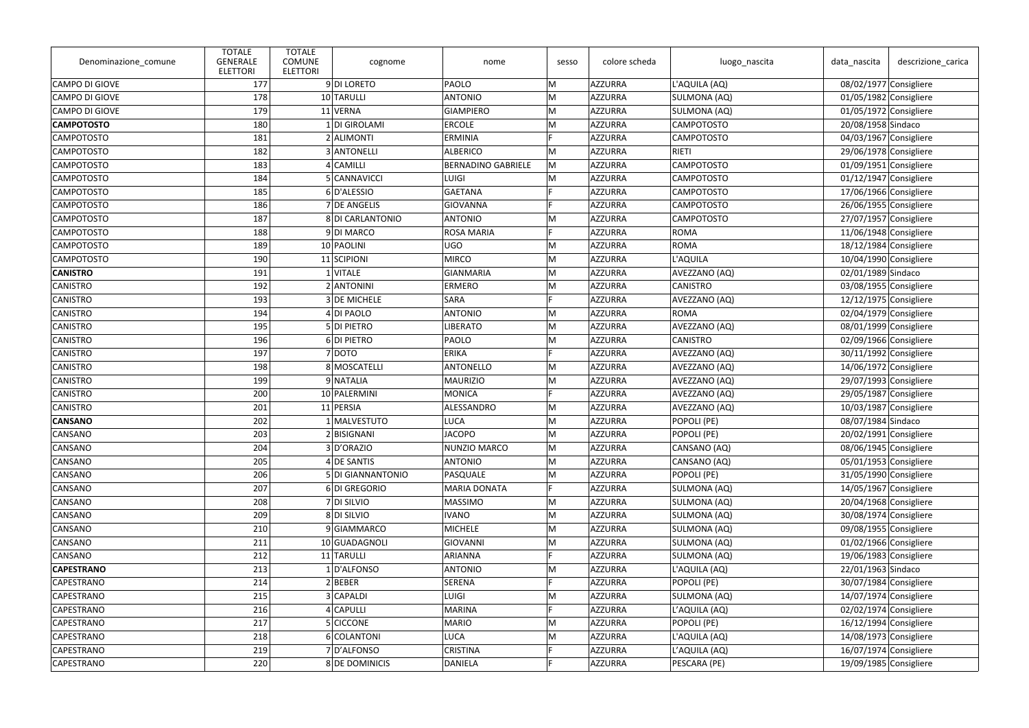| Denominazione_comune | TOTALE GENERALE ELETTORI | TOTALE COMUNE ELETTORI | cognome | nome | sesso | colore scheda | luogo_nascita | data_nascita | descrizione_carica |
|---|---|---|---|---|---|---|---|---|---|
| CAMPO DI GIOVE | 177 | 9 | DI LORETO | PAOLO | M | AZZURRA | L'AQUILA (AQ) | 08/02/1977 | Consigliere |
| CAMPO DI GIOVE | 178 | 10 | TARULLI | ANTONIO | M | AZZURRA | SULMONA (AQ) | 01/05/1982 | Consigliere |
| CAMPO DI GIOVE | 179 | 11 | VERNA | GIAMPIERO | M | AZZURRA | SULMONA (AQ) | 01/05/1972 | Consigliere |
| **CAMPOTOSTO** | 180 | 1 | DI GIROLAMI | ERCOLE | M | AZZURRA | CAMPOTOSTO | 20/08/1958 | Sindaco |
| CAMPOTOSTO | 181 | 2 | ALIMONTI | ERMINIA | F | AZZURRA | CAMPOTOSTO | 04/03/1967 | Consigliere |
| CAMPOTOSTO | 182 | 3 | ANTONELLI | ALBERICO | M | AZZURRA | RIETI | 29/06/1978 | Consigliere |
| CAMPOTOSTO | 183 | 4 | CAMILLI | BERNADINO GABRIELE | M | AZZURRA | CAMPOTOSTO | 01/09/1951 | Consigliere |
| CAMPOTOSTO | 184 | 5 | CANNAVICCI | LUIGI | M | AZZURRA | CAMPOTOSTO | 01/12/1947 | Consigliere |
| CAMPOTOSTO | 185 | 6 | D'ALESSIO | GAETANA | F | AZZURRA | CAMPOTOSTO | 17/06/1966 | Consigliere |
| CAMPOTOSTO | 186 | 7 | DE ANGELIS | GIOVANNA | F | AZZURRA | CAMPOTOSTO | 26/06/1955 | Consigliere |
| CAMPOTOSTO | 187 | 8 | DI CARLANTONIO | ANTONIO | M | AZZURRA | CAMPOTOSTO | 27/07/1957 | Consigliere |
| CAMPOTOSTO | 188 | 9 | DI MARCO | ROSA MARIA | F | AZZURRA | ROMA | 11/06/1948 | Consigliere |
| CAMPOTOSTO | 189 | 10 | PAOLINI | UGO | M | AZZURRA | ROMA | 18/12/1984 | Consigliere |
| CAMPOTOSTO | 190 | 11 | SCIPIONI | MIRCO | M | AZZURRA | L'AQUILA | 10/04/1990 | Consigliere |
| **CANISTRO** | 191 | 1 | VITALE | GIANMARIA | M | AZZURRA | AVEZZANO (AQ) | 02/01/1989 | Sindaco |
| CANISTRO | 192 | 2 | ANTONINI | ERMERO | M | AZZURRA | CANISTRO | 03/08/1955 | Consigliere |
| CANISTRO | 193 | 3 | DE MICHELE | SARA | F | AZZURRA | AVEZZANO (AQ) | 12/12/1975 | Consigliere |
| CANISTRO | 194 | 4 | DI PAOLO | ANTONIO | M | AZZURRA | ROMA | 02/04/1979 | Consigliere |
| CANISTRO | 195 | 5 | DI PIETRO | LIBERATO | M | AZZURRA | AVEZZANO (AQ) | 08/01/1999 | Consigliere |
| CANISTRO | 196 | 6 | DI PIETRO | PAOLO | M | AZZURRA | CANISTRO | 02/09/1966 | Consigliere |
| CANISTRO | 197 | 7 | DOTO | ERIKA | F | AZZURRA | AVEZZANO (AQ) | 30/11/1992 | Consigliere |
| CANISTRO | 198 | 8 | MOSCATELLI | ANTONELLO | M | AZZURRA | AVEZZANO (AQ) | 14/06/1972 | Consigliere |
| CANISTRO | 199 | 9 | NATALIA | MAURIZIO | M | AZZURRA | AVEZZANO (AQ) | 29/07/1993 | Consigliere |
| CANISTRO | 200 | 10 | PALERMINI | MONICA | F | AZZURRA | AVEZZANO (AQ) | 29/05/1987 | Consigliere |
| CANISTRO | 201 | 11 | PERSIA | ALESSANDRO | M | AZZURRA | AVEZZANO (AQ) | 10/03/1987 | Consigliere |
| **CANSANO** | 202 | 1 | MALVESTUTO | LUCA | M | AZZURRA | POPOLI (PE) | 08/07/1984 | Sindaco |
| CANSANO | 203 | 2 | BISIGNANI | JACOPO | M | AZZURRA | POPOLI (PE) | 20/02/1991 | Consigliere |
| CANSANO | 204 | 3 | D'ORAZIO | NUNZIO MARCO | M | AZZURRA | CANSANO (AQ) | 08/06/1945 | Consigliere |
| CANSANO | 205 | 4 | DE SANTIS | ANTONIO | M | AZZURRA | CANSANO (AQ) | 05/01/1953 | Consigliere |
| CANSANO | 206 | 5 | DI GIANNANTONIO | PASQUALE | M | AZZURRA | POPOLI (PE) | 31/05/1990 | Consigliere |
| CANSANO | 207 | 6 | DI GREGORIO | MARIA DONATA | F | AZZURRA | SULMONA (AQ) | 14/05/1967 | Consigliere |
| CANSANO | 208 | 7 | DI SILVIO | MASSIMO | M | AZZURRA | SULMONA (AQ) | 20/04/1968 | Consigliere |
| CANSANO | 209 | 8 | DI SILVIO | IVANO | M | AZZURRA | SULMONA (AQ) | 30/08/1974 | Consigliere |
| CANSANO | 210 | 9 | GIAMMARCO | MICHELE | M | AZZURRA | SULMONA (AQ) | 09/08/1955 | Consigliere |
| CANSANO | 211 | 10 | GUADAGNOLI | GIOVANNI | M | AZZURRA | SULMONA (AQ) | 01/02/1966 | Consigliere |
| CANSANO | 212 | 11 | TARULLI | ARIANNA | F | AZZURRA | SULMONA (AQ) | 19/06/1983 | Consigliere |
| **CAPESTRANO** | 213 | 1 | D'ALFONSO | ANTONIO | M | AZZURRA | L'AQUILA (AQ) | 22/01/1963 | Sindaco |
| CAPESTRANO | 214 | 2 | BEBER | SERENA | F | AZZURRA | POPOLI (PE) | 30/07/1984 | Consigliere |
| CAPESTRANO | 215 | 3 | CAPALDI | LUIGI | M | AZZURRA | SULMONA (AQ) | 14/07/1974 | Consigliere |
| CAPESTRANO | 216 | 4 | CAPULLI | MARINA | F | AZZURRA | L'AQUILA (AQ) | 02/02/1974 | Consigliere |
| CAPESTRANO | 217 | 5 | CICCONE | MARIO | M | AZZURRA | POPOLI (PE) | 16/12/1994 | Consigliere |
| CAPESTRANO | 218 | 6 | COLANTONI | LUCA | M | AZZURRA | L'AQUILA (AQ) | 14/08/1973 | Consigliere |
| CAPESTRANO | 219 | 7 | D'ALFONSO | CRISTINA | F | AZZURRA | L'AQUILA (AQ) | 16/07/1974 | Consigliere |
| CAPESTRANO | 220 | 8 | DE DOMINICIS | DANIELA | F | AZZURRA | PESCARA (PE) | 19/09/1985 | Consigliere |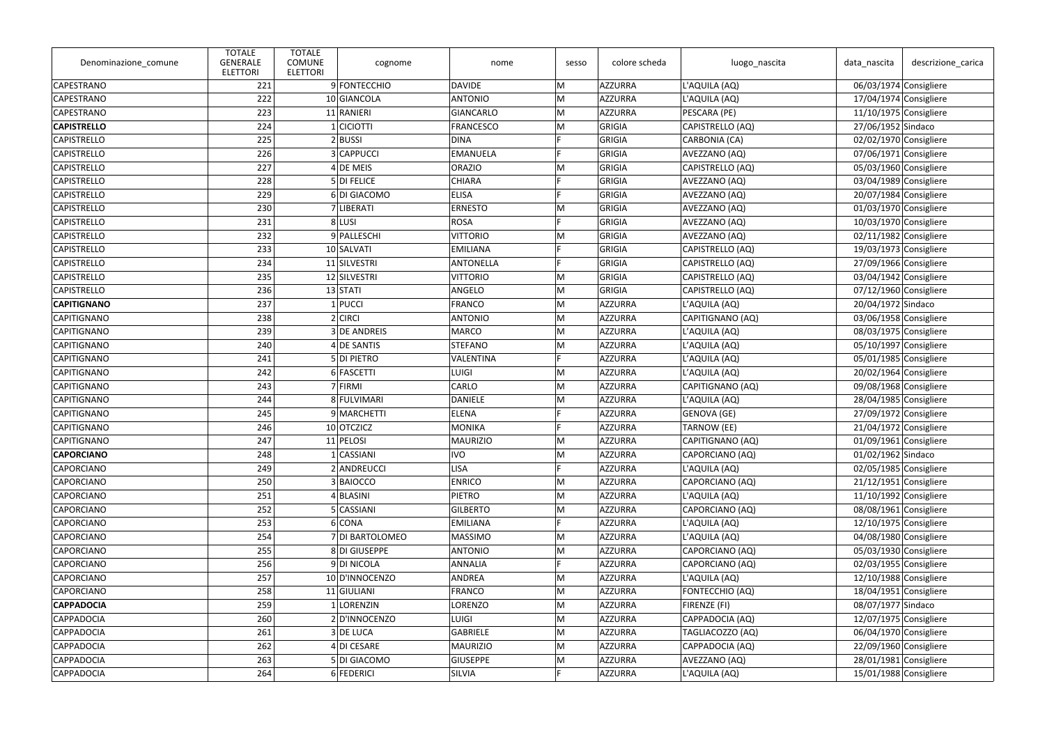| Denominazione_comune | TOTALE GENERALE ELETTORI | TOTALE COMUNE ELETTORI | cognome | nome | sesso | colore scheda | luogo_nascita | data_nascita | descrizione_carica |
|---|---|---|---|---|---|---|---|---|---|
| CAPESTRANO | 221 | 9 | FONTECCHIO | DAVIDE | M | AZZURRA | L'AQUILA (AQ) | 06/03/1974 | Consigliere |
| CAPESTRANO | 222 | 10 | GIANCOLA | ANTONIO | M | AZZURRA | L'AQUILA (AQ) | 17/04/1974 | Consigliere |
| CAPESTRANO | 223 | 11 | RANIERI | GIANCARLO | M | AZZURRA | PESCARA (PE) | 11/10/1975 | Consigliere |
| **CAPISTRELLO** | 224 | 1 | CICIOTTI | FRANCESCO | M | GRIGIA | CAPISTRELLO (AQ) | 27/06/1952 | Sindaco |
| CAPISTRELLO | 225 | 2 | BUSSI | DINA | F | GRIGIA | CARBONIA (CA) | 02/02/1970 | Consigliere |
| CAPISTRELLO | 226 | 3 | CAPPUCCI | EMANUELA | F | GRIGIA | AVEZZANO (AQ) | 07/06/1971 | Consigliere |
| CAPISTRELLO | 227 | 4 | DE MEIS | ORAZIO | M | GRIGIA | CAPISTRELLO (AQ) | 05/03/1960 | Consigliere |
| CAPISTRELLO | 228 | 5 | DI FELICE | CHIARA | F | GRIGIA | AVEZZANO (AQ) | 03/04/1989 | Consigliere |
| CAPISTRELLO | 229 | 6 | DI GIACOMO | ELISA | F | GRIGIA | AVEZZANO (AQ) | 20/07/1984 | Consigliere |
| CAPISTRELLO | 230 | 7 | LIBERATI | ERNESTO | M | GRIGIA | AVEZZANO (AQ) | 01/03/1970 | Consigliere |
| CAPISTRELLO | 231 | 8 | LUSI | ROSA | F | GRIGIA | AVEZZANO (AQ) | 10/03/1970 | Consigliere |
| CAPISTRELLO | 232 | 9 | PALLESCHI | VITTORIO | M | GRIGIA | AVEZZANO (AQ) | 02/11/1982 | Consigliere |
| CAPISTRELLO | 233 | 10 | SALVATI | EMILIANA | F | GRIGIA | CAPISTRELLO (AQ) | 19/03/1973 | Consigliere |
| CAPISTRELLO | 234 | 11 | SILVESTRI | ANTONELLA | F | GRIGIA | CAPISTRELLO (AQ) | 27/09/1966 | Consigliere |
| CAPISTRELLO | 235 | 12 | SILVESTRI | VITTORIO | M | GRIGIA | CAPISTRELLO (AQ) | 03/04/1942 | Consigliere |
| CAPISTRELLO | 236 | 13 | STATI | ANGELO | M | GRIGIA | CAPISTRELLO (AQ) | 07/12/1960 | Consigliere |
| **CAPITIGNANO** | 237 | 1 | PUCCI | FRANCO | M | AZZURRA | L'AQUILA (AQ) | 20/04/1972 | Sindaco |
| CAPITIGNANO | 238 | 2 | CIRCI | ANTONIO | M | AZZURRA | CAPITIGNANO (AQ) | 03/06/1958 | Consigliere |
| CAPITIGNANO | 239 | 3 | DE ANDREIS | MARCO | M | AZZURRA | L'AQUILA (AQ) | 08/03/1975 | Consigliere |
| CAPITIGNANO | 240 | 4 | DE SANTIS | STEFANO | M | AZZURRA | L'AQUILA (AQ) | 05/10/1997 | Consigliere |
| CAPITIGNANO | 241 | 5 | DI PIETRO | VALENTINA | F | AZZURRA | L'AQUILA (AQ) | 05/01/1985 | Consigliere |
| CAPITIGNANO | 242 | 6 | FASCETTI | LUIGI | M | AZZURRA | L'AQUILA (AQ) | 20/02/1964 | Consigliere |
| CAPITIGNANO | 243 | 7 | FIRMI | CARLO | M | AZZURRA | CAPITIGNANO (AQ) | 09/08/1968 | Consigliere |
| CAPITIGNANO | 244 | 8 | FULVIMARI | DANIELE | M | AZZURRA | L'AQUILA (AQ) | 28/04/1985 | Consigliere |
| CAPITIGNANO | 245 | 9 | MARCHETTI | ELENA | F | AZZURRA | GENOVA (GE) | 27/09/1972 | Consigliere |
| CAPITIGNANO | 246 | 10 | OTCZICZ | MONIKA | F | AZZURRA | TARNOW (EE) | 21/04/1972 | Consigliere |
| CAPITIGNANO | 247 | 11 | PELOSI | MAURIZIO | M | AZZURRA | CAPITIGNANO (AQ) | 01/09/1961 | Consigliere |
| **CAPORCIANO** | 248 | 1 | CASSIANI | IVO | M | AZZURRA | CAPORCIANO (AQ) | 01/02/1962 | Sindaco |
| CAPORCIANO | 249 | 2 | ANDREUCCI | LISA | F | AZZURRA | L'AQUILA (AQ) | 02/05/1985 | Consigliere |
| CAPORCIANO | 250 | 3 | BAIOCCO | ENRICO | M | AZZURRA | CAPORCIANO (AQ) | 21/12/1951 | Consigliere |
| CAPORCIANO | 251 | 4 | BLASINI | PIETRO | M | AZZURRA | L'AQUILA (AQ) | 11/10/1992 | Consigliere |
| CAPORCIANO | 252 | 5 | CASSIANI | GILBERTO | M | AZZURRA | CAPORCIANO (AQ) | 08/08/1961 | Consigliere |
| CAPORCIANO | 253 | 6 | CONA | EMILIANA | F | AZZURRA | L'AQUILA (AQ) | 12/10/1975 | Consigliere |
| CAPORCIANO | 254 | 7 | DI BARTOLOMEO | MASSIMO | M | AZZURRA | L'AQUILA (AQ) | 04/08/1980 | Consigliere |
| CAPORCIANO | 255 | 8 | DI GIUSEPPE | ANTONIO | M | AZZURRA | CAPORCIANO (AQ) | 05/03/1930 | Consigliere |
| CAPORCIANO | 256 | 9 | DI NICOLA | ANNALIA | F | AZZURRA | CAPORCIANO (AQ) | 02/03/1955 | Consigliere |
| CAPORCIANO | 257 | 10 | D'INNOCENZO | ANDREA | M | AZZURRA | L'AQUILA (AQ) | 12/10/1988 | Consigliere |
| CAPORCIANO | 258 | 11 | GIULIANI | FRANCO | M | AZZURRA | FONTECCHIO (AQ) | 18/04/1951 | Consigliere |
| **CAPPADOCIA** | 259 | 1 | LORENZIN | LORENZO | M | AZZURRA | FIRENZE (FI) | 08/07/1977 | Sindaco |
| CAPPADOCIA | 260 | 2 | D'INNOCENZO | LUIGI | M | AZZURRA | CAPPADOCIA (AQ) | 12/07/1975 | Consigliere |
| CAPPADOCIA | 261 | 3 | DE LUCA | GABRIELE | M | AZZURRA | TAGLIACOZZO (AQ) | 06/04/1970 | Consigliere |
| CAPPADOCIA | 262 | 4 | DI CESARE | MAURIZIO | M | AZZURRA | CAPPADOCIA (AQ) | 22/09/1960 | Consigliere |
| CAPPADOCIA | 263 | 5 | DI GIACOMO | GIUSEPPE | M | AZZURRA | AVEZZANO (AQ) | 28/01/1981 | Consigliere |
| CAPPADOCIA | 264 | 6 | FEDERICI | SILVIA | F | AZZURRA | L'AQUILA (AQ) | 15/01/1988 | Consigliere |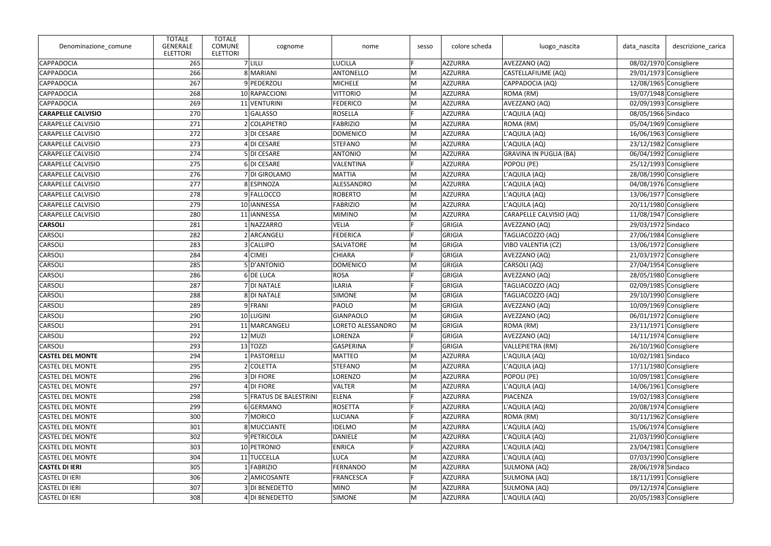| Denominazione_comune | TOTALE GENERALE ELETTORI | TOTALE COMUNE ELETTORI | cognome | nome | sesso | colore scheda | luogo_nascita | data_nascita | descrizione_carica |
|---|---|---|---|---|---|---|---|---|---|
| CAPPADOCIA | 265 | 7 | LILLI | LUCILLA | F | AZZURRA | AVEZZANO (AQ) | 08/02/1970 | Consigliere |
| CAPPADOCIA | 266 | 8 | MARIANI | ANTONELLO | M | AZZURRA | CASTELLAFIUME (AQ) | 29/01/1973 | Consigliere |
| CAPPADOCIA | 267 | 9 | PEDERZOLI | MICHELE | M | AZZURRA | CAPPADOCIA (AQ) | 12/08/1965 | Consigliere |
| CAPPADOCIA | 268 | 10 | RAPACCIONI | VITTORIO | M | AZZURRA | ROMA (RM) | 19/07/1948 | Consigliere |
| CAPPADOCIA | 269 | 11 | VENTURINI | FEDERICO | M | AZZURRA | AVEZZANO (AQ) | 02/09/1993 | Consigliere |
| **CARAPELLE CALVISIO** | 270 | 1 | GALASSO | ROSELLA | F | AZZURRA | L'AQUILA (AQ) | 08/05/1966 | Sindaco |
| CARAPELLE CALVISIO | 271 | 2 | COLAPIETRO | FABRIZIO | M | AZZURRA | ROMA (RM) | 05/04/1969 | Consigliere |
| CARAPELLE CALVISIO | 272 | 3 | DI CESARE | DOMENICO | M | AZZURRA | L'AQUILA (AQ) | 16/06/1963 | Consigliere |
| CARAPELLE CALVISIO | 273 | 4 | DI CESARE | STEFANO | M | AZZURRA | L'AQUILA (AQ) | 23/12/1982 | Consigliere |
| CARAPELLE CALVISIO | 274 | 5 | DI CESARE | ANTONIO | M | AZZURRA | GRAVINA IN PUGLIA (BA) | 06/04/1992 | Consigliere |
| CARAPELLE CALVISIO | 275 | 6 | DI CESARE | VALENTINA | F | AZZURRA | POPOLI (PE) | 25/12/1993 | Consigliere |
| CARAPELLE CALVISIO | 276 | 7 | DI GIROLAMO | MATTIA | M | AZZURRA | L'AQUILA (AQ) | 28/08/1990 | Consigliere |
| CARAPELLE CALVISIO | 277 | 8 | ESPINOZA | ALESSANDRO | M | AZZURRA | L'AQUILA (AQ) | 04/08/1976 | Consigliere |
| CARAPELLE CALVISIO | 278 | 9 | FALLOCCO | ROBERTO | M | AZZURRA | L'AQUILA (AQ) | 13/06/1977 | Consigliere |
| CARAPELLE CALVISIO | 279 | 10 | IANNESSA | FABRIZIO | M | AZZURRA | L'AQUILA (AQ) | 20/11/1980 | Consigliere |
| CARAPELLE CALVISIO | 280 | 11 | IANNESSA | MIMINO | M | AZZURRA | CARAPELLE CALVISIO (AQ) | 11/08/1947 | Consigliere |
| **CARSOLI** | 281 | 1 | NAZZARRO | VELIA | F | GRIGIA | AVEZZANO (AQ) | 29/03/1972 | Sindaco |
| CARSOLI | 282 | 2 | ARCANGELI | FEDERICA | F | GRIGIA | TAGLIACOZZO (AQ) | 27/06/1984 | Consigliere |
| CARSOLI | 283 | 3 | CALLIPO | SALVATORE | M | GRIGIA | VIBO VALENTIA (CZ) | 13/06/1972 | Consigliere |
| CARSOLI | 284 | 4 | CIMEI | CHIARA | F | GRIGIA | AVEZZANO (AQ) | 21/03/1972 | Consigliere |
| CARSOLI | 285 | 5 | D'ANTONIO | DOMENICO | M | GRIGIA | CARSOLI (AQ) | 27/04/1954 | Consigliere |
| CARSOLI | 286 | 6 | DE LUCA | ROSA | F | GRIGIA | AVEZZANO (AQ) | 28/05/1980 | Consigliere |
| CARSOLI | 287 | 7 | DI NATALE | ILARIA | F | GRIGIA | TAGLIACOZZO (AQ) | 02/09/1985 | Consigliere |
| CARSOLI | 288 | 8 | DI NATALE | SIMONE | M | GRIGIA | TAGLIACOZZO (AQ) | 29/10/1990 | Consigliere |
| CARSOLI | 289 | 9 | FRANI | PAOLO | M | GRIGIA | AVEZZANO (AQ) | 10/09/1969 | Consigliere |
| CARSOLI | 290 | 10 | LUGINI | GIANPAOLO | M | GRIGIA | AVEZZANO (AQ) | 06/01/1972 | Consigliere |
| CARSOLI | 291 | 11 | MARCANGELI | LORETO ALESSANDRO | M | GRIGIA | ROMA (RM) | 23/11/1971 | Consigliere |
| CARSOLI | 292 | 12 | MUZI | LORENZA | F | GRIGIA | AVEZZANO (AQ) | 14/11/1974 | Consigliere |
| CARSOLI | 293 | 13 | TOZZI | GASPERINA | F | GRIGIA | VALLEPIETRA (RM) | 26/10/1960 | Consigliere |
| **CASTEL DEL MONTE** | 294 | 1 | PASTORELLI | MATTEO | M | AZZURRA | L'AQUILA (AQ) | 10/02/1981 | Sindaco |
| CASTEL DEL MONTE | 295 | 2 | COLETTA | STEFANO | M | AZZURRA | L'AQUILA (AQ) | 17/11/1980 | Consigliere |
| CASTEL DEL MONTE | 296 | 3 | DI FIORE | LORENZO | M | AZZURRA | POPOLI (PE) | 10/09/1981 | Consigliere |
| CASTEL DEL MONTE | 297 | 4 | DI FIORE | VALTER | M | AZZURRA | L'AQUILA (AQ) | 14/06/1961 | Consigliere |
| CASTEL DEL MONTE | 298 | 5 | FRATUS DE BALESTRINI | ELENA | F | AZZURRA | PIACENZA | 19/02/1983 | Consigliere |
| CASTEL DEL MONTE | 299 | 6 | GERMANO | ROSETTA | F | AZZURRA | L'AQUILA (AQ) | 20/08/1974 | Consigliere |
| CASTEL DEL MONTE | 300 | 7 | MORICO | LUCIANA | F | AZZURRA | ROMA (RM) | 30/11/1962 | Consigliere |
| CASTEL DEL MONTE | 301 | 8 | MUCCIANTE | IDELMO | M | AZZURRA | L'AQUILA (AQ) | 15/06/1974 | Consigliere |
| CASTEL DEL MONTE | 302 | 9 | PETRICOLA | DANIELE | M | AZZURRA | L'AQUILA (AQ) | 21/03/1990 | Consigliere |
| CASTEL DEL MONTE | 303 | 10 | PETRONIO | ENRICA | F | AZZURRA | L'AQUILA (AQ) | 23/04/1981 | Consigliere |
| CASTEL DEL MONTE | 304 | 11 | TUCCELLA | LUCA | M | AZZURRA | L'AQUILA (AQ) | 07/03/1990 | Consigliere |
| **CASTEL DI IERI** | 305 | 1 | FABRIZIO | FERNANDO | M | AZZURRA | SULMONA (AQ) | 28/06/1978 | Sindaco |
| CASTEL DI IERI | 306 | 2 | AMICOSANTE | FRANCESCA | F | AZZURRA | SULMONA (AQ) | 18/11/1991 | Consigliere |
| CASTEL DI IERI | 307 | 3 | DI BENEDETTO | MINO | M | AZZURRA | SULMONA (AQ) | 09/12/1974 | Consigliere |
| CASTEL DI IERI | 308 | 4 | DI BENEDETTO | SIMONE | M | AZZURRA | L'AQUILA (AQ) | 20/05/1983 | Consigliere |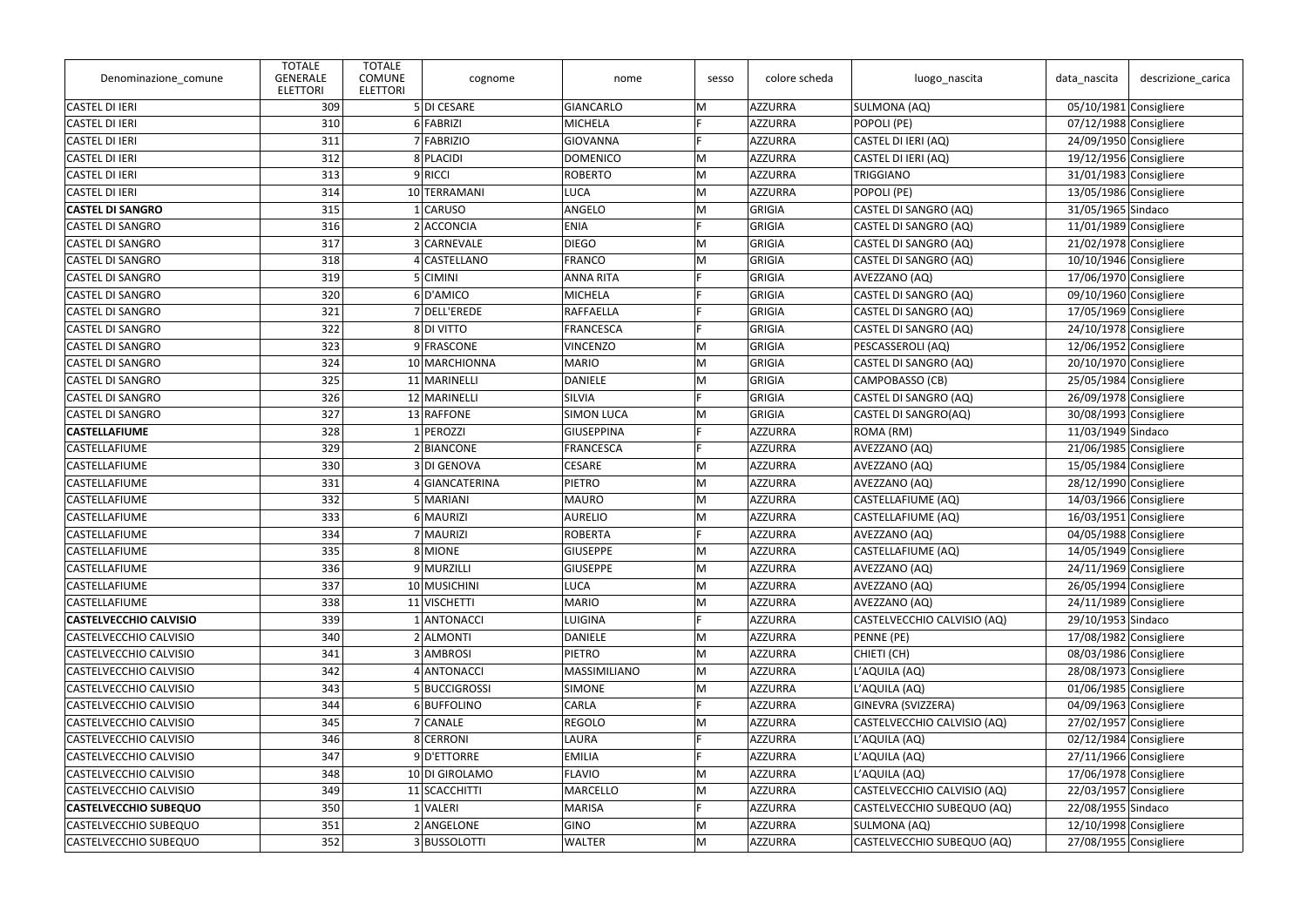| Denominazione_comune | TOTALE GENERALE ELETTORI | TOTALE COMUNE ELETTORI | cognome | nome | sesso | colore scheda | luogo_nascita | data_nascita | descrizione_carica |
|---|---|---|---|---|---|---|---|---|---|
| CASTEL DI IERI | 309 | 5 | DI CESARE | GIANCARLO | M | AZZURRA | SULMONA (AQ) | 05/10/1981 | Consigliere |
| CASTEL DI IERI | 310 | 6 | FABRIZI | MICHELA | F | AZZURRA | POPOLI (PE) | 07/12/1988 | Consigliere |
| CASTEL DI IERI | 311 | 7 | FABRIZIO | GIOVANNA | F | AZZURRA | CASTEL DI IERI (AQ) | 24/09/1950 | Consigliere |
| CASTEL DI IERI | 312 | 8 | PLACIDI | DOMENICO | M | AZZURRA | CASTEL DI IERI (AQ) | 19/12/1956 | Consigliere |
| CASTEL DI IERI | 313 | 9 | RICCI | ROBERTO | M | AZZURRA | TRIGGIANO | 31/01/1983 | Consigliere |
| CASTEL DI IERI | 314 | 10 | TERRAMANI | LUCA | M | AZZURRA | POPOLI (PE) | 13/05/1986 | Consigliere |
| **CASTEL DI SANGRO** | 315 | 1 | CARUSO | ANGELO | M | GRIGIA | CASTEL DI SANGRO (AQ) | 31/05/1965 | Sindaco |
| CASTEL DI SANGRO | 316 | 2 | ACCONCIA | ENIA | F | GRIGIA | CASTEL DI SANGRO (AQ) | 11/01/1989 | Consigliere |
| CASTEL DI SANGRO | 317 | 3 | CARNEVALE | DIEGO | M | GRIGIA | CASTEL DI SANGRO (AQ) | 21/02/1978 | Consigliere |
| CASTEL DI SANGRO | 318 | 4 | CASTELLANO | FRANCO | M | GRIGIA | CASTEL DI SANGRO (AQ) | 10/10/1946 | Consigliere |
| CASTEL DI SANGRO | 319 | 5 | CIMINI | ANNA RITA | F | GRIGIA | AVEZZANO (AQ) | 17/06/1970 | Consigliere |
| CASTEL DI SANGRO | 320 | 6 | D'AMICO | MICHELA | F | GRIGIA | CASTEL DI SANGRO (AQ) | 09/10/1960 | Consigliere |
| CASTEL DI SANGRO | 321 | 7 | DELL'EREDE | RAFFAELLA | F | GRIGIA | CASTEL DI SANGRO (AQ) | 17/05/1969 | Consigliere |
| CASTEL DI SANGRO | 322 | 8 | DI VITTO | FRANCESCA | F | GRIGIA | CASTEL DI SANGRO (AQ) | 24/10/1978 | Consigliere |
| CASTEL DI SANGRO | 323 | 9 | FRASCONE | VINCENZO | M | GRIGIA | PESCASSEROLI (AQ) | 12/06/1952 | Consigliere |
| CASTEL DI SANGRO | 324 | 10 | MARCHIONNA | MARIO | M | GRIGIA | CASTEL DI SANGRO (AQ) | 20/10/1970 | Consigliere |
| CASTEL DI SANGRO | 325 | 11 | MARINELLI | DANIELE | M | GRIGIA | CAMPOBASSO (CB) | 25/05/1984 | Consigliere |
| CASTEL DI SANGRO | 326 | 12 | MARINELLI | SILVIA | F | GRIGIA | CASTEL DI SANGRO (AQ) | 26/09/1978 | Consigliere |
| CASTEL DI SANGRO | 327 | 13 | RAFFONE | SIMON LUCA | M | GRIGIA | CASTEL DI SANGRO(AQ) | 30/08/1993 | Consigliere |
| **CASTELLAFIUME** | 328 | 1 | PEROZZI | GIUSEPPINA | F | AZZURRA | ROMA (RM) | 11/03/1949 | Sindaco |
| CASTELLAFIUME | 329 | 2 | BIANCONE | FRANCESCA | F | AZZURRA | AVEZZANO (AQ) | 21/06/1985 | Consigliere |
| CASTELLAFIUME | 330 | 3 | DI GENOVA | CESARE | M | AZZURRA | AVEZZANO (AQ) | 15/05/1984 | Consigliere |
| CASTELLAFIUME | 331 | 4 | GIANCATERINA | PIETRO | M | AZZURRA | AVEZZANO (AQ) | 28/12/1990 | Consigliere |
| CASTELLAFIUME | 332 | 5 | MARIANI | MAURO | M | AZZURRA | CASTELLAFIUME (AQ) | 14/03/1966 | Consigliere |
| CASTELLAFIUME | 333 | 6 | MAURIZI | AURELIO | M | AZZURRA | CASTELLAFIUME (AQ) | 16/03/1951 | Consigliere |
| CASTELLAFIUME | 334 | 7 | MAURIZI | ROBERTA | F | AZZURRA | AVEZZANO (AQ) | 04/05/1988 | Consigliere |
| CASTELLAFIUME | 335 | 8 | MIONE | GIUSEPPE | M | AZZURRA | CASTELLAFIUME (AQ) | 14/05/1949 | Consigliere |
| CASTELLAFIUME | 336 | 9 | MURZILLI | GIUSEPPE | M | AZZURRA | AVEZZANO (AQ) | 24/11/1969 | Consigliere |
| CASTELLAFIUME | 337 | 10 | MUSICHINI | LUCA | M | AZZURRA | AVEZZANO (AQ) | 26/05/1994 | Consigliere |
| CASTELLAFIUME | 338 | 11 | VISCHETTI | MARIO | M | AZZURRA | AVEZZANO (AQ) | 24/11/1989 | Consigliere |
| **CASTELVECCHIO CALVISIO** | 339 | 1 | ANTONACCI | LUIGINA | F | AZZURRA | CASTELVECCHIO CALVISIO (AQ) | 29/10/1953 | Sindaco |
| CASTELVECCHIO CALVISIO | 340 | 2 | ALMONTI | DANIELE | M | AZZURRA | PENNE (PE) | 17/08/1982 | Consigliere |
| CASTELVECCHIO CALVISIO | 341 | 3 | AMBROSI | PIETRO | M | AZZURRA | CHIETI (CH) | 08/03/1986 | Consigliere |
| CASTELVECCHIO CALVISIO | 342 | 4 | ANTONACCI | MASSIMILIANO | M | AZZURRA | L'AQUILA (AQ) | 28/08/1973 | Consigliere |
| CASTELVECCHIO CALVISIO | 343 | 5 | BUCCIGROSSI | SIMONE | M | AZZURRA | L'AQUILA (AQ) | 01/06/1985 | Consigliere |
| CASTELVECCHIO CALVISIO | 344 | 6 | BUFFOLINO | CARLA | F | AZZURRA | GINEVRA (SVIZZERA) | 04/09/1963 | Consigliere |
| CASTELVECCHIO CALVISIO | 345 | 7 | CANALE | REGOLO | M | AZZURRA | CASTELVECCHIO CALVISIO (AQ) | 27/02/1957 | Consigliere |
| CASTELVECCHIO CALVISIO | 346 | 8 | CERRONI | LAURA | F | AZZURRA | L'AQUILA (AQ) | 02/12/1984 | Consigliere |
| CASTELVECCHIO CALVISIO | 347 | 9 | D'ETTORRE | EMILIA | F | AZZURRA | L'AQUILA (AQ) | 27/11/1966 | Consigliere |
| CASTELVECCHIO CALVISIO | 348 | 10 | DI GIROLAMO | FLAVIO | M | AZZURRA | L'AQUILA (AQ) | 17/06/1978 | Consigliere |
| CASTELVECCHIO CALVISIO | 349 | 11 | SCACCHITTI | MARCELLO | M | AZZURRA | CASTELVECCHIO CALVISIO (AQ) | 22/03/1957 | Consigliere |
| **CASTELVECCHIO SUBEQUO** | 350 | 1 | VALERI | MARISA | F | AZZURRA | CASTELVECCHIO SUBEQUO (AQ) | 22/08/1955 | Sindaco |
| CASTELVECCHIO SUBEQUO | 351 | 2 | ANGELONE | GINO | M | AZZURRA | SULMONA (AQ) | 12/10/1998 | Consigliere |
| CASTELVECCHIO SUBEQUO | 352 | 3 | BUSSOLOTTI | WALTER | M | AZZURRA | CASTELVECCHIO SUBEQUO (AQ) | 27/08/1955 | Consigliere |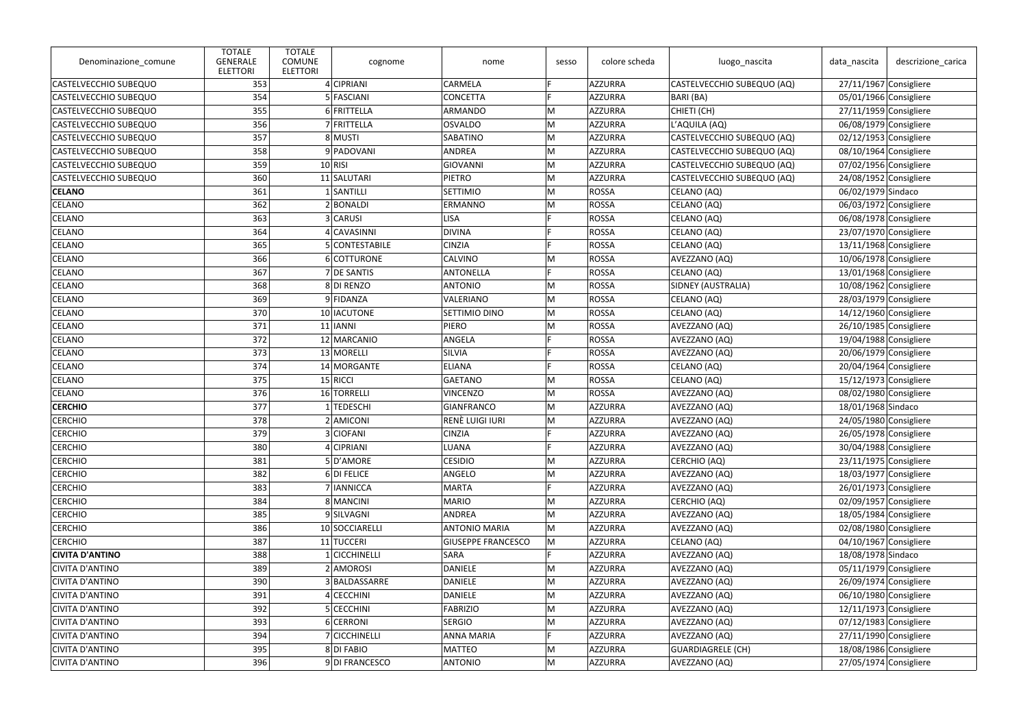| Denominazione_comune | TOTALE GENERALE ELETTORI | TOTALE COMUNE ELETTORI | cognome | nome | sesso | colore scheda | luogo_nascita | data_nascita | descrizione_carica |
|---|---|---|---|---|---|---|---|---|---|
| CASTELVECCHIO SUBEQUO | 353 | 4 | CIPRIANI | CARMELA | F | AZZURRA | CASTELVECCHIO SUBEQUO (AQ) | 27/11/1967 | Consigliere |
| CASTELVECCHIO SUBEQUO | 354 | 5 | FASCIANI | CONCETTA | F | AZZURRA | BARI (BA) | 05/01/1966 | Consigliere |
| CASTELVECCHIO SUBEQUO | 355 | 6 | FRITTELLA | ARMANDO | M | AZZURRA | CHIETI (CH) | 27/11/1959 | Consigliere |
| CASTELVECCHIO SUBEQUO | 356 | 7 | FRITTELLA | OSVALDO | M | AZZURRA | L'AQUILA (AQ) | 06/08/1979 | Consigliere |
| CASTELVECCHIO SUBEQUO | 357 | 8 | MUSTI | SABATINO | M | AZZURRA | CASTELVECCHIO SUBEQUO (AQ) | 02/12/1953 | Consigliere |
| CASTELVECCHIO SUBEQUO | 358 | 9 | PADOVANI | ANDREA | M | AZZURRA | CASTELVECCHIO SUBEQUO (AQ) | 08/10/1964 | Consigliere |
| CASTELVECCHIO SUBEQUO | 359 | 10 | RISI | GIOVANNI | M | AZZURRA | CASTELVECCHIO SUBEQUO (AQ) | 07/02/1956 | Consigliere |
| CASTELVECCHIO SUBEQUO | 360 | 11 | SALUTARI | PIETRO | M | AZZURRA | CASTELVECCHIO SUBEQUO (AQ) | 24/08/1952 | Consigliere |
| **CELANO** | 361 | 1 | SANTILLI | SETTIMIO | M | ROSSA | CELANO (AQ) | 06/02/1979 | Sindaco |
| CELANO | 362 | 2 | BONALDI | ERMANNO | M | ROSSA | CELANO (AQ) | 06/03/1972 | Consigliere |
| CELANO | 363 | 3 | CARUSI | LISA | F | ROSSA | CELANO (AQ) | 06/08/1978 | Consigliere |
| CELANO | 364 | 4 | CAVASINNI | DIVINA | F | ROSSA | CELANO (AQ) | 23/07/1970 | Consigliere |
| CELANO | 365 | 5 | CONTESTABILE | CINZIA | F | ROSSA | CELANO (AQ) | 13/11/1968 | Consigliere |
| CELANO | 366 | 6 | COTTURONE | CALVINO | M | ROSSA | AVEZZANO (AQ) | 10/06/1978 | Consigliere |
| CELANO | 367 | 7 | DE SANTIS | ANTONELLA | F | ROSSA | CELANO (AQ) | 13/01/1968 | Consigliere |
| CELANO | 368 | 8 | DI RENZO | ANTONIO | M | ROSSA | SIDNEY (AUSTRALIA) | 10/08/1962 | Consigliere |
| CELANO | 369 | 9 | FIDANZA | VALERIANO | M | ROSSA | CELANO (AQ) | 28/03/1979 | Consigliere |
| CELANO | 370 | 10 | IACUTONE | SETTIMIO DINO | M | ROSSA | CELANO (AQ) | 14/12/1960 | Consigliere |
| CELANO | 371 | 11 | IANNI | PIERO | M | ROSSA | AVEZZANO (AQ) | 26/10/1985 | Consigliere |
| CELANO | 372 | 12 | MARCANIO | ANGELA | F | ROSSA | AVEZZANO (AQ) | 19/04/1988 | Consigliere |
| CELANO | 373 | 13 | MORELLI | SILVIA | F | ROSSA | AVEZZANO (AQ) | 20/06/1979 | Consigliere |
| CELANO | 374 | 14 | MORGANTE | ELIANA | F | ROSSA | CELANO (AQ) | 20/04/1964 | Consigliere |
| CELANO | 375 | 15 | RICCI | GAETANO | M | ROSSA | CELANO (AQ) | 15/12/1973 | Consigliere |
| CELANO | 376 | 16 | TORRELLI | VINCENZO | M | ROSSA | AVEZZANO (AQ) | 08/02/1980 | Consigliere |
| **CERCHIO** | 377 | 1 | TEDESCHI | GIANFRANCO | M | AZZURRA | AVEZZANO (AQ) | 18/01/1968 | Sindaco |
| CERCHIO | 378 | 2 | AMICONI | RENÈ LUIGI IURI | M | AZZURRA | AVEZZANO (AQ) | 24/05/1980 | Consigliere |
| CERCHIO | 379 | 3 | CIOFANI | CINZIA | F | AZZURRA | AVEZZANO (AQ) | 26/05/1978 | Consigliere |
| CERCHIO | 380 | 4 | CIPRIANI | LUANA | F | AZZURRA | AVEZZANO (AQ) | 30/04/1988 | Consigliere |
| CERCHIO | 381 | 5 | D'AMORE | CESIDIO | M | AZZURRA | CERCHIO (AQ) | 23/11/1975 | Consigliere |
| CERCHIO | 382 | 6 | DI FELICE | ANGELO | M | AZZURRA | AVEZZANO (AQ) | 18/03/1977 | Consigliere |
| CERCHIO | 383 | 7 | IANNICCA | MARTA | F | AZZURRA | AVEZZANO (AQ) | 26/01/1973 | Consigliere |
| CERCHIO | 384 | 8 | MANCINI | MARIO | M | AZZURRA | CERCHIO (AQ) | 02/09/1957 | Consigliere |
| CERCHIO | 385 | 9 | SILVAGNI | ANDREA | M | AZZURRA | AVEZZANO (AQ) | 18/05/1984 | Consigliere |
| CERCHIO | 386 | 10 | SOCCIARELLI | ANTONIO MARIA | M | AZZURRA | AVEZZANO (AQ) | 02/08/1980 | Consigliere |
| CERCHIO | 387 | 11 | TUCCERI | GIUSEPPE FRANCESCO | M | AZZURRA | CELANO (AQ) | 04/10/1967 | Consigliere |
| **CIVITA D'ANTINO** | 388 | 1 | CICCHINELLI | SARA | F | AZZURRA | AVEZZANO (AQ) | 18/08/1978 | Sindaco |
| CIVITA D'ANTINO | 389 | 2 | AMOROSI | DANIELE | M | AZZURRA | AVEZZANO (AQ) | 05/11/1979 | Consigliere |
| CIVITA D'ANTINO | 390 | 3 | BALDASSARRE | DANIELE | M | AZZURRA | AVEZZANO (AQ) | 26/09/1974 | Consigliere |
| CIVITA D'ANTINO | 391 | 4 | CECCHINI | DANIELE | M | AZZURRA | AVEZZANO (AQ) | 06/10/1980 | Consigliere |
| CIVITA D'ANTINO | 392 | 5 | CECCHINI | FABRIZIO | M | AZZURRA | AVEZZANO (AQ) | 12/11/1973 | Consigliere |
| CIVITA D'ANTINO | 393 | 6 | CERRONI | SERGIO | M | AZZURRA | AVEZZANO (AQ) | 07/12/1983 | Consigliere |
| CIVITA D'ANTINO | 394 | 7 | CICCHINELLI | ANNA MARIA | F | AZZURRA | AVEZZANO (AQ) | 27/11/1990 | Consigliere |
| CIVITA D'ANTINO | 395 | 8 | DI FABIO | MATTEO | M | AZZURRA | GUARDIAGRELE (CH) | 18/08/1986 | Consigliere |
| CIVITA D'ANTINO | 396 | 9 | DI FRANCESCO | ANTONIO | M | AZZURRA | AVEZZANO (AQ) | 27/05/1974 | Consigliere |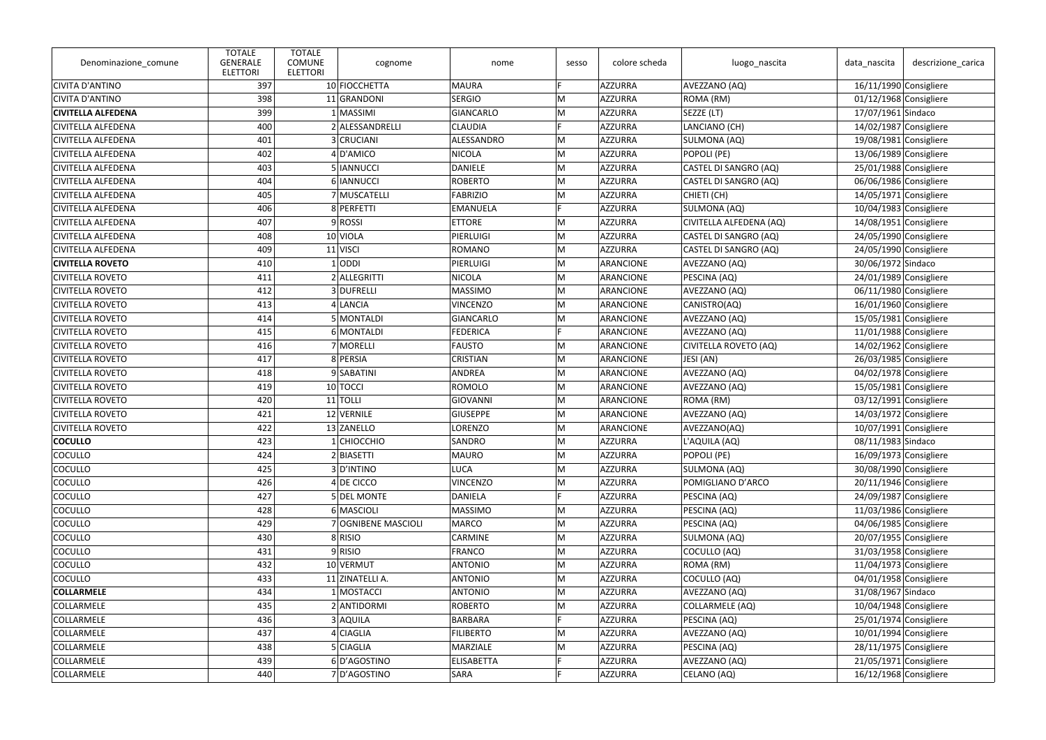| Denominazione_comune | TOTALE GENERALE ELETTORI | TOTALE COMUNE ELETTORI | cognome | nome | sesso | colore scheda | luogo_nascita | data_nascita | descrizione_carica |
|---|---|---|---|---|---|---|---|---|---|
| CIVITA D'ANTINO | 397 | 10 | FIOCCHETTA | MAURA | F | AZZURRA | AVEZZANO (AQ) | 16/11/1990 | Consigliere |
| CIVITA D'ANTINO | 398 | 11 | GRANDONI | SERGIO | M | AZZURRA | ROMA (RM) | 01/12/1968 | Consigliere |
| **CIVITELLA ALFEDENA** | 399 | 1 | MASSIMI | GIANCARLO | M | AZZURRA | SEZZE (LT) | 17/07/1961 | Sindaco |
| CIVITELLA ALFEDENA | 400 | 2 | ALESSANDRELLI | CLAUDIA | F | AZZURRA | LANCIANO (CH) | 14/02/1987 | Consigliere |
| CIVITELLA ALFEDENA | 401 | 3 | CRUCIANI | ALESSANDRO | M | AZZURRA | SULMONA (AQ) | 19/08/1981 | Consigliere |
| CIVITELLA ALFEDENA | 402 | 4 | D'AMICO | NICOLA | M | AZZURRA | POPOLI (PE) | 13/06/1989 | Consigliere |
| CIVITELLA ALFEDENA | 403 | 5 | IANNUCCI | DANIELE | M | AZZURRA | CASTEL DI SANGRO (AQ) | 25/01/1988 | Consigliere |
| CIVITELLA ALFEDENA | 404 | 6 | IANNUCCI | ROBERTO | M | AZZURRA | CASTEL DI SANGRO (AQ) | 06/06/1986 | Consigliere |
| CIVITELLA ALFEDENA | 405 | 7 | MUSCATELLI | FABRIZIO | M | AZZURRA | CHIETI (CH) | 14/05/1971 | Consigliere |
| CIVITELLA ALFEDENA | 406 | 8 | PERFETTI | EMANUELA | F | AZZURRA | SULMONA (AQ) | 10/04/1983 | Consigliere |
| CIVITELLA ALFEDENA | 407 | 9 | ROSSI | ETTORE | M | AZZURRA | CIVITELLA ALFEDENA (AQ) | 14/08/1951 | Consigliere |
| CIVITELLA ALFEDENA | 408 | 10 | VIOLA | PIERLUIGI | M | AZZURRA | CASTEL DI SANGRO (AQ) | 24/05/1990 | Consigliere |
| CIVITELLA ALFEDENA | 409 | 11 | VISCI | ROMANO | M | AZZURRA | CASTEL DI SANGRO (AQ) | 24/05/1990 | Consigliere |
| **CIVITELLA ROVETO** | 410 | 1 | ODDI | PIERLUIGI | M | ARANCIONE | AVEZZANO (AQ) | 30/06/1972 | Sindaco |
| CIVITELLA ROVETO | 411 | 2 | ALLEGRITTI | NICOLA | M | ARANCIONE | PESCINA (AQ) | 24/01/1989 | Consigliere |
| CIVITELLA ROVETO | 412 | 3 | DUFRELLI | MASSIMO | M | ARANCIONE | AVEZZANO (AQ) | 06/11/1980 | Consigliere |
| CIVITELLA ROVETO | 413 | 4 | LANCIA | VINCENZO | M | ARANCIONE | CANISTRO(AQ) | 16/01/1960 | Consigliere |
| CIVITELLA ROVETO | 414 | 5 | MONTALDI | GIANCARLO | M | ARANCIONE | AVEZZANO (AQ) | 15/05/1981 | Consigliere |
| CIVITELLA ROVETO | 415 | 6 | MONTALDI | FEDERICA | F | ARANCIONE | AVEZZANO (AQ) | 11/01/1988 | Consigliere |
| CIVITELLA ROVETO | 416 | 7 | MORELLI | FAUSTO | M | ARANCIONE | CIVITELLA ROVETO (AQ) | 14/02/1962 | Consigliere |
| CIVITELLA ROVETO | 417 | 8 | PERSIA | CRISTIAN | M | ARANCIONE | JESI (AN) | 26/03/1985 | Consigliere |
| CIVITELLA ROVETO | 418 | 9 | SABATINI | ANDREA | M | ARANCIONE | AVEZZANO (AQ) | 04/02/1978 | Consigliere |
| CIVITELLA ROVETO | 419 | 10 | TOCCI | ROMOLO | M | ARANCIONE | AVEZZANO (AQ) | 15/05/1981 | Consigliere |
| CIVITELLA ROVETO | 420 | 11 | TOLLI | GIOVANNI | M | ARANCIONE | ROMA (RM) | 03/12/1991 | Consigliere |
| CIVITELLA ROVETO | 421 | 12 | VERNILE | GIUSEPPE | M | ARANCIONE | AVEZZANO (AQ) | 14/03/1972 | Consigliere |
| CIVITELLA ROVETO | 422 | 13 | ZANELLO | LORENZO | M | ARANCIONE | AVEZZANO(AQ) | 10/07/1991 | Consigliere |
| **COCULLO** | 423 | 1 | CHIOCCHIO | SANDRO | M | AZZURRA | L'AQUILA (AQ) | 08/11/1983 | Sindaco |
| COCULLO | 424 | 2 | BIASETTI | MAURO | M | AZZURRA | POPOLI (PE) | 16/09/1973 | Consigliere |
| COCULLO | 425 | 3 | D'INTINO | LUCA | M | AZZURRA | SULMONA (AQ) | 30/08/1990 | Consigliere |
| COCULLO | 426 | 4 | DE CICCO | VINCENZO | M | AZZURRA | POMIGLIANO D'ARCO | 20/11/1946 | Consigliere |
| COCULLO | 427 | 5 | DEL MONTE | DANIELA | F | AZZURRA | PESCINA (AQ) | 24/09/1987 | Consigliere |
| COCULLO | 428 | 6 | MASCIOLI | MASSIMO | M | AZZURRA | PESCINA (AQ) | 11/03/1986 | Consigliere |
| COCULLO | 429 | 7 | OGNIBENE MASCIOLI | MARCO | M | AZZURRA | PESCINA (AQ) | 04/06/1985 | Consigliere |
| COCULLO | 430 | 8 | RISIO | CARMINE | M | AZZURRA | SULMONA (AQ) | 20/07/1955 | Consigliere |
| COCULLO | 431 | 9 | RISIO | FRANCO | M | AZZURRA | COCULLO (AQ) | 31/03/1958 | Consigliere |
| COCULLO | 432 | 10 | VERMUT | ANTONIO | M | AZZURRA | ROMA (RM) | 11/04/1973 | Consigliere |
| COCULLO | 433 | 11 | ZINATELLI A. | ANTONIO | M | AZZURRA | COCULLO (AQ) | 04/01/1958 | Consigliere |
| **COLLARMELE** | 434 | 1 | MOSTACCI | ANTONIO | M | AZZURRA | AVEZZANO (AQ) | 31/08/1967 | Sindaco |
| COLLARMELE | 435 | 2 | ANTIDORMI | ROBERTO | M | AZZURRA | COLLARMELE (AQ) | 10/04/1948 | Consigliere |
| COLLARMELE | 436 | 3 | AQUILA | BARBARA | F | AZZURRA | PESCINA (AQ) | 25/01/1974 | Consigliere |
| COLLARMELE | 437 | 4 | CIAGLIA | FILIBERTO | M | AZZURRA | AVEZZANO (AQ) | 10/01/1994 | Consigliere |
| COLLARMELE | 438 | 5 | CIAGLIA | MARZIALE | M | AZZURRA | PESCINA (AQ) | 28/11/1975 | Consigliere |
| COLLARMELE | 439 | 6 | D'AGOSTINO | ELISABETTA | F | AZZURRA | AVEZZANO (AQ) | 21/05/1971 | Consigliere |
| COLLARMELE | 440 | 7 | D'AGOSTINO | SARA | F | AZZURRA | CELANO (AQ) | 16/12/1968 | Consigliere |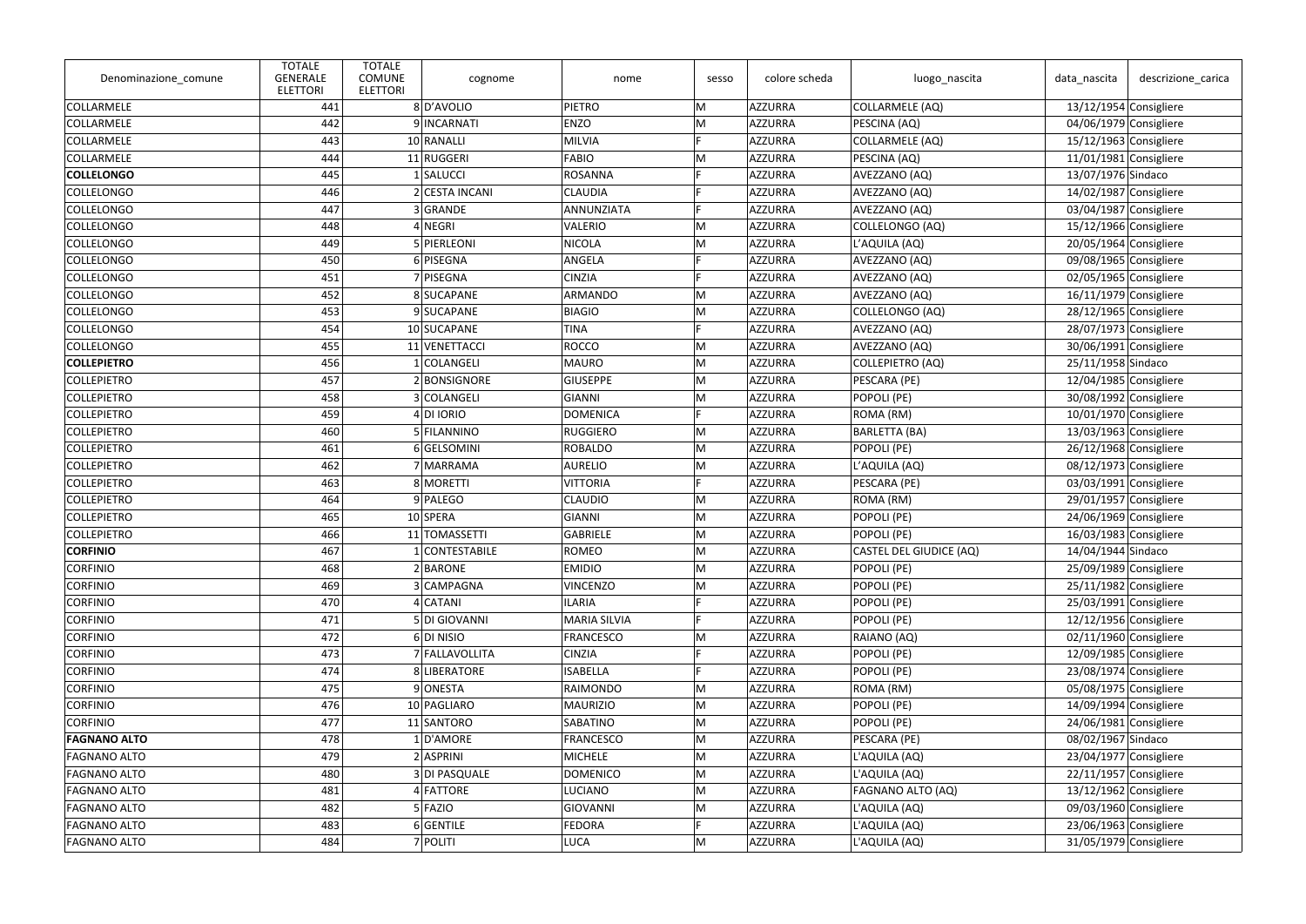| Denominazione_comune | TOTALE GENERALE ELETTORI | TOTALE COMUNE ELETTORI | cognome | nome | sesso | colore scheda | luogo_nascita | data_nascita | descrizione_carica |
|---|---|---|---|---|---|---|---|---|---|
| COLLARMELE | 441 | 8 | D'AVOLIO | PIETRO | M | AZZURRA | COLLARMELE (AQ) | 13/12/1954 | Consigliere |
| COLLARMELE | 442 | 9 | INCARNATI | ENZO | M | AZZURRA | PESCINA (AQ) | 04/06/1979 | Consigliere |
| COLLARMELE | 443 | 10 | RANALLI | MILVIA | F | AZZURRA | COLLARMELE (AQ) | 15/12/1963 | Consigliere |
| COLLARMELE | 444 | 11 | RUGGERI | FABIO | M | AZZURRA | PESCINA (AQ) | 11/01/1981 | Consigliere |
| **COLLELONGO** | 445 | 1 | SALUCCI | ROSANNA | F | AZZURRA | AVEZZANO (AQ) | 13/07/1976 | Sindaco |
| COLLELONGO | 446 | 2 | CESTA INCANI | CLAUDIA | F | AZZURRA | AVEZZANO (AQ) | 14/02/1987 | Consigliere |
| COLLELONGO | 447 | 3 | GRANDE | ANNUNZIATA | F | AZZURRA | AVEZZANO (AQ) | 03/04/1987 | Consigliere |
| COLLELONGO | 448 | 4 | NEGRI | VALERIO | M | AZZURRA | COLLELONGO (AQ) | 15/12/1966 | Consigliere |
| COLLELONGO | 449 | 5 | PIERLEONI | NICOLA | M | AZZURRA | L'AQUILA (AQ) | 20/05/1964 | Consigliere |
| COLLELONGO | 450 | 6 | PISEGNA | ANGELA | F | AZZURRA | AVEZZANO (AQ) | 09/08/1965 | Consigliere |
| COLLELONGO | 451 | 7 | PISEGNA | CINZIA | F | AZZURRA | AVEZZANO (AQ) | 02/05/1965 | Consigliere |
| COLLELONGO | 452 | 8 | SUCAPANE | ARMANDO | M | AZZURRA | AVEZZANO (AQ) | 16/11/1979 | Consigliere |
| COLLELONGO | 453 | 9 | SUCAPANE | BIAGIO | M | AZZURRA | COLLELONGO (AQ) | 28/12/1965 | Consigliere |
| COLLELONGO | 454 | 10 | SUCAPANE | TINA | F | AZZURRA | AVEZZANO (AQ) | 28/07/1973 | Consigliere |
| COLLELONGO | 455 | 11 | VENETTACCI | ROCCO | M | AZZURRA | AVEZZANO (AQ) | 30/06/1991 | Consigliere |
| **COLLEPIETRO** | 456 | 1 | COLANGELI | MAURO | M | AZZURRA | COLLEPIETRO (AQ) | 25/11/1958 | Sindaco |
| COLLEPIETRO | 457 | 2 | BONSIGNORE | GIUSEPPE | M | AZZURRA | PESCARA (PE) | 12/04/1985 | Consigliere |
| COLLEPIETRO | 458 | 3 | COLANGELI | GIANNI | M | AZZURRA | POPOLI (PE) | 30/08/1992 | Consigliere |
| COLLEPIETRO | 459 | 4 | DI IORIO | DOMENICA | F | AZZURRA | ROMA (RM) | 10/01/1970 | Consigliere |
| COLLEPIETRO | 460 | 5 | FILANNINO | RUGGIERO | M | AZZURRA | BARLETTA (BA) | 13/03/1963 | Consigliere |
| COLLEPIETRO | 461 | 6 | GELSOMINI | ROBALDO | M | AZZURRA | POPOLI (PE) | 26/12/1968 | Consigliere |
| COLLEPIETRO | 462 | 7 | MARRAMA | AURELIO | M | AZZURRA | L'AQUILA (AQ) | 08/12/1973 | Consigliere |
| COLLEPIETRO | 463 | 8 | MORETTI | VITTORIA | F | AZZURRA | PESCARA (PE) | 03/03/1991 | Consigliere |
| COLLEPIETRO | 464 | 9 | PALEGO | CLAUDIO | M | AZZURRA | ROMA (RM) | 29/01/1957 | Consigliere |
| COLLEPIETRO | 465 | 10 | SPERA | GIANNI | M | AZZURRA | POPOLI (PE) | 24/06/1969 | Consigliere |
| COLLEPIETRO | 466 | 11 | TOMASSETTI | GABRIELE | M | AZZURRA | POPOLI (PE) | 16/03/1983 | Consigliere |
| **CORFINIO** | 467 | 1 | CONTESTABILE | ROMEO | M | AZZURRA | CASTEL DEL GIUDICE (AQ) | 14/04/1944 | Sindaco |
| CORFINIO | 468 | 2 | BARONE | EMIDIO | M | AZZURRA | POPOLI (PE) | 25/09/1989 | Consigliere |
| CORFINIO | 469 | 3 | CAMPAGNA | VINCENZO | M | AZZURRA | POPOLI (PE) | 25/11/1982 | Consigliere |
| CORFINIO | 470 | 4 | CATANI | ILARIA | F | AZZURRA | POPOLI (PE) | 25/03/1991 | Consigliere |
| CORFINIO | 471 | 5 | DI GIOVANNI | MARIA SILVIA | F | AZZURRA | POPOLI (PE) | 12/12/1956 | Consigliere |
| CORFINIO | 472 | 6 | DI NISIO | FRANCESCO | M | AZZURRA | RAIANO (AQ) | 02/11/1960 | Consigliere |
| CORFINIO | 473 | 7 | FALLAVOLLITA | CINZIA | F | AZZURRA | POPOLI (PE) | 12/09/1985 | Consigliere |
| CORFINIO | 474 | 8 | LIBERATORE | ISABELLA | F | AZZURRA | POPOLI (PE) | 23/08/1974 | Consigliere |
| CORFINIO | 475 | 9 | ONESTA | RAIMONDO | M | AZZURRA | ROMA (RM) | 05/08/1975 | Consigliere |
| CORFINIO | 476 | 10 | PAGLIARO | MAURIZIO | M | AZZURRA | POPOLI (PE) | 14/09/1994 | Consigliere |
| CORFINIO | 477 | 11 | SANTORO | SABATINO | M | AZZURRA | POPOLI (PE) | 24/06/1981 | Consigliere |
| **FAGNANO ALTO** | 478 | 1 | D'AMORE | FRANCESCO | M | AZZURRA | PESCARA (PE) | 08/02/1967 | Sindaco |
| FAGNANO ALTO | 479 | 2 | ASPRINI | MICHELE | M | AZZURRA | L'AQUILA (AQ) | 23/04/1977 | Consigliere |
| FAGNANO ALTO | 480 | 3 | DI PASQUALE | DOMENICO | M | AZZURRA | L'AQUILA (AQ) | 22/11/1957 | Consigliere |
| FAGNANO ALTO | 481 | 4 | FATTORE | LUCIANO | M | AZZURRA | FAGNANO ALTO (AQ) | 13/12/1962 | Consigliere |
| FAGNANO ALTO | 482 | 5 | FAZIO | GIOVANNI | M | AZZURRA | L'AQUILA (AQ) | 09/03/1960 | Consigliere |
| FAGNANO ALTO | 483 | 6 | GENTILE | FEDORA | F | AZZURRA | L'AQUILA (AQ) | 23/06/1963 | Consigliere |
| FAGNANO ALTO | 484 | 7 | POLITI | LUCA | M | AZZURRA | L'AQUILA (AQ) | 31/05/1979 | Consigliere |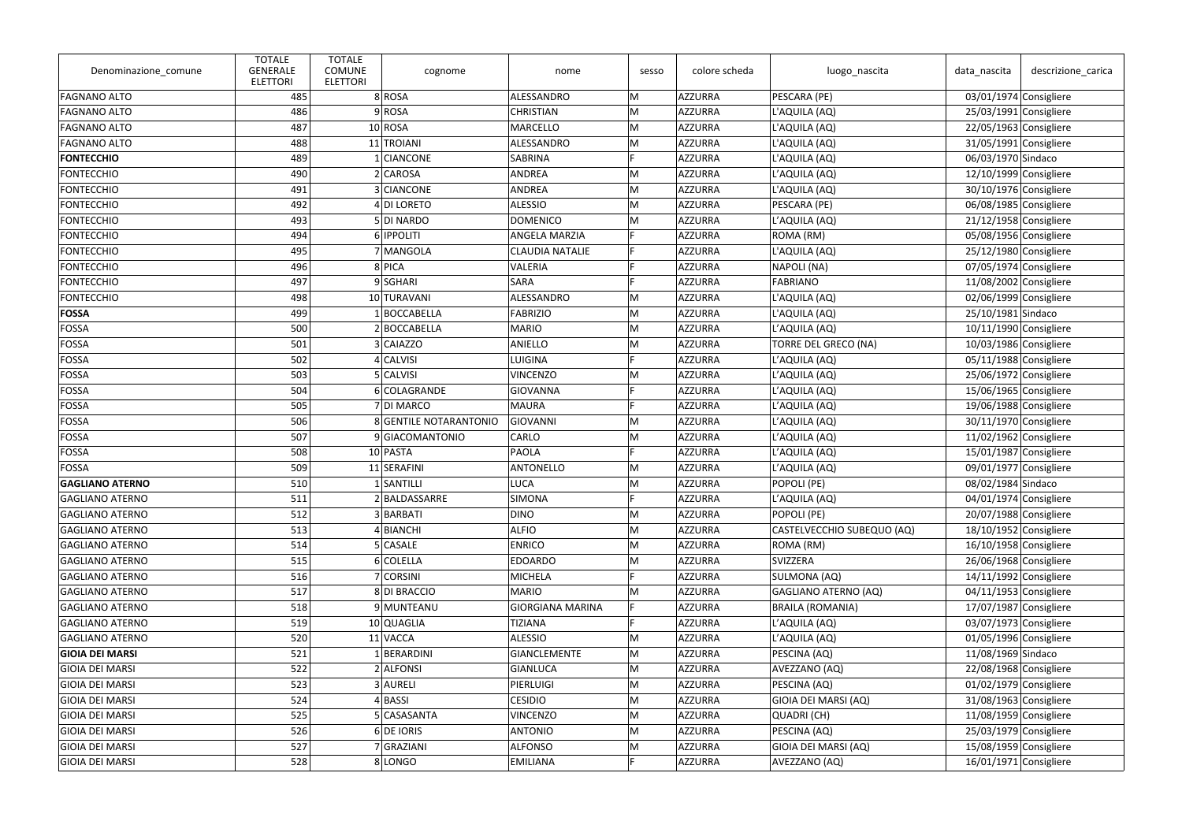| Denominazione_comune | TOTALE GENERALE ELETTORI | TOTALE COMUNE ELETTORI | cognome | nome | sesso | colore scheda | luogo_nascita | data_nascita | descrizione_carica |
|---|---|---|---|---|---|---|---|---|---|
| FAGNANO ALTO | 485 | 8 | ROSA | ALESSANDRO | M | AZZURRA | PESCARA (PE) | 03/01/1974 | Consigliere |
| FAGNANO ALTO | 486 | 9 | ROSA | CHRISTIAN | M | AZZURRA | L'AQUILA (AQ) | 25/03/1991 | Consigliere |
| FAGNANO ALTO | 487 | 10 | ROSA | MARCELLO | M | AZZURRA | L'AQUILA (AQ) | 22/05/1963 | Consigliere |
| FAGNANO ALTO | 488 | 11 | TROIANI | ALESSANDRO | M | AZZURRA | L'AQUILA (AQ) | 31/05/1991 | Consigliere |
| **FONTECCHIO** | 489 | 1 | CIANCONE | SABRINA | F | AZZURRA | L'AQUILA (AQ) | 06/03/1970 | Sindaco |
| FONTECCHIO | 490 | 2 | CAROSA | ANDREA | M | AZZURRA | L'AQUILA (AQ) | 12/10/1999 | Consigliere |
| FONTECCHIO | 491 | 3 | CIANCONE | ANDREA | M | AZZURRA | L'AQUILA (AQ) | 30/10/1976 | Consigliere |
| FONTECCHIO | 492 | 4 | DI LORETO | ALESSIO | M | AZZURRA | PESCARA (PE) | 06/08/1985 | Consigliere |
| FONTECCHIO | 493 | 5 | DI NARDO | DOMENICO | M | AZZURRA | L'AQUILA (AQ) | 21/12/1958 | Consigliere |
| FONTECCHIO | 494 | 6 | IPPOLITI | ANGELA MARZIA | F | AZZURRA | ROMA (RM) | 05/08/1956 | Consigliere |
| FONTECCHIO | 495 | 7 | MANGOLA | CLAUDIA NATALIE | F | AZZURRA | L'AQUILA (AQ) | 25/12/1980 | Consigliere |
| FONTECCHIO | 496 | 8 | PICA | VALERIA | F | AZZURRA | NAPOLI (NA) | 07/05/1974 | Consigliere |
| FONTECCHIO | 497 | 9 | SGHARI | SARA | F | AZZURRA | FABRIANO | 11/08/2002 | Consigliere |
| FONTECCHIO | 498 | 10 | TURAVANI | ALESSANDRO | M | AZZURRA | L'AQUILA (AQ) | 02/06/1999 | Consigliere |
| **FOSSA** | 499 | 1 | BOCCABELLA | FABRIZIO | M | AZZURRA | L'AQUILA (AQ) | 25/10/1981 | Sindaco |
| FOSSA | 500 | 2 | BOCCABELLA | MARIO | M | AZZURRA | L'AQUILA (AQ) | 10/11/1990 | Consigliere |
| FOSSA | 501 | 3 | CAIAZZO | ANIELLO | M | AZZURRA | TORRE DEL GRECO (NA) | 10/03/1986 | Consigliere |
| FOSSA | 502 | 4 | CALVISI | LUIGINA | F | AZZURRA | L'AQUILA (AQ) | 05/11/1988 | Consigliere |
| FOSSA | 503 | 5 | CALVISI | VINCENZO | M | AZZURRA | L'AQUILA (AQ) | 25/06/1972 | Consigliere |
| FOSSA | 504 | 6 | COLAGRANDE | GIOVANNA | F | AZZURRA | L'AQUILA (AQ) | 15/06/1965 | Consigliere |
| FOSSA | 505 | 7 | DI MARCO | MAURA | F | AZZURRA | L'AQUILA (AQ) | 19/06/1988 | Consigliere |
| FOSSA | 506 | 8 | GENTILE NOTARANTONIO | GIOVANNI | M | AZZURRA | L'AQUILA (AQ) | 30/11/1970 | Consigliere |
| FOSSA | 507 | 9 | GIACOMANTONIO | CARLO | M | AZZURRA | L'AQUILA (AQ) | 11/02/1962 | Consigliere |
| FOSSA | 508 | 10 | PASTA | PAOLA | F | AZZURRA | L'AQUILA (AQ) | 15/01/1987 | Consigliere |
| FOSSA | 509 | 11 | SERAFINI | ANTONELLO | M | AZZURRA | L'AQUILA (AQ) | 09/01/1977 | Consigliere |
| **GAGLIANO ATERNO** | 510 | 1 | SANTILLI | LUCA | M | AZZURRA | POPOLI (PE) | 08/02/1984 | Sindaco |
| GAGLIANO ATERNO | 511 | 2 | BALDASSARRE | SIMONA | F | AZZURRA | L'AQUILA (AQ) | 04/01/1974 | Consigliere |
| GAGLIANO ATERNO | 512 | 3 | BARBATI | DINO | M | AZZURRA | POPOLI (PE) | 20/07/1988 | Consigliere |
| GAGLIANO ATERNO | 513 | 4 | BIANCHI | ALFIO | M | AZZURRA | CASTELVECCHIO SUBEQUO (AQ) | 18/10/1952 | Consigliere |
| GAGLIANO ATERNO | 514 | 5 | CASALE | ENRICO | M | AZZURRA | ROMA (RM) | 16/10/1958 | Consigliere |
| GAGLIANO ATERNO | 515 | 6 | COLELLA | EDOARDO | M | AZZURRA | SVIZZERA | 26/06/1968 | Consigliere |
| GAGLIANO ATERNO | 516 | 7 | CORSINI | MICHELA | F | AZZURRA | SULMONA (AQ) | 14/11/1992 | Consigliere |
| GAGLIANO ATERNO | 517 | 8 | DI BRACCIO | MARIO | M | AZZURRA | GAGLIANO ATERNO (AQ) | 04/11/1953 | Consigliere |
| GAGLIANO ATERNO | 518 | 9 | MUNTEANU | GIORGIANA MARINA | F | AZZURRA | BRAILA (ROMANIA) | 17/07/1987 | Consigliere |
| GAGLIANO ATERNO | 519 | 10 | QUAGLIA | TIZIANA | F | AZZURRA | L'AQUILA (AQ) | 03/07/1973 | Consigliere |
| GAGLIANO ATERNO | 520 | 11 | VACCA | ALESSIO | M | AZZURRA | L'AQUILA (AQ) | 01/05/1996 | Consigliere |
| **GIOIA DEI MARSI** | 521 | 1 | BERARDINI | GIANCLEMENTE | M | AZZURRA | PESCINA (AQ) | 11/08/1969 | Sindaco |
| GIOIA DEI MARSI | 522 | 2 | ALFONSI | GIANLUCA | M | AZZURRA | AVEZZANO (AQ) | 22/08/1968 | Consigliere |
| GIOIA DEI MARSI | 523 | 3 | AURELI | PIERLUIGI | M | AZZURRA | PESCINA (AQ) | 01/02/1979 | Consigliere |
| GIOIA DEI MARSI | 524 | 4 | BASSI | CESIDIO | M | AZZURRA | GIOIA DEI MARSI (AQ) | 31/08/1963 | Consigliere |
| GIOIA DEI MARSI | 525 | 5 | CASASANTA | VINCENZO | M | AZZURRA | QUADRI (CH) | 11/08/1959 | Consigliere |
| GIOIA DEI MARSI | 526 | 6 | DE IORIS | ANTONIO | M | AZZURRA | PESCINA (AQ) | 25/03/1979 | Consigliere |
| GIOIA DEI MARSI | 527 | 7 | GRAZIANI | ALFONSO | M | AZZURRA | GIOIA DEI MARSI (AQ) | 15/08/1959 | Consigliere |
| GIOIA DEI MARSI | 528 | 8 | LONGO | EMILIANA | F | AZZURRA | AVEZZANO (AQ) | 16/01/1971 | Consigliere |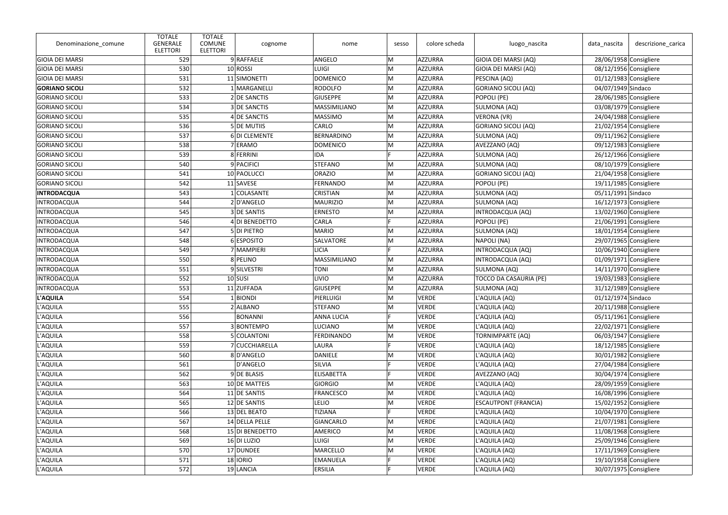| Denominazione_comune | TOTALE GENERALE ELETTORI | TOTALE COMUNE ELETTORI | cognome | nome | sesso | colore scheda | luogo_nascita | data_nascita | descrizione_carica |
|---|---|---|---|---|---|---|---|---|---|
| GIOIA DEI MARSI | 529 | 9 | RAFFAELE | ANGELO | M | AZZURRA | GIOIA DEI MARSI (AQ) | 28/06/1958 | Consigliere |
| GIOIA DEI MARSI | 530 | 10 | ROSSI | LUIGI | M | AZZURRA | GIOIA DEI MARSI (AQ) | 08/12/1956 | Consigliere |
| GIOIA DEI MARSI | 531 | 11 | SIMONETTI | DOMENICO | M | AZZURRA | PESCINA (AQ) | 01/12/1983 | Consigliere |
| **GORIANO SICOLI** | 532 | 1 | MARGANELLI | RODOLFO | M | AZZURRA | GORIANO SICOLI (AQ) | 04/07/1949 | Sindaco |
| GORIANO SICOLI | 533 | 2 | DE SANCTIS | GIUSEPPE | M | AZZURRA | POPOLI (PE) | 28/06/1985 | Consigliere |
| GORIANO SICOLI | 534 | 3 | DE SANCTIS | MASSIMILIANO | M | AZZURRA | SULMONA (AQ) | 03/08/1979 | Consigliere |
| GORIANO SICOLI | 535 | 4 | DE SANCTIS | MASSIMO | M | AZZURRA | VERONA (VR) | 24/04/1988 | Consigliere |
| GORIANO SICOLI | 536 | 5 | DE MUTIIS | CARLO | M | AZZURRA | GORIANO SICOLI (AQ) | 21/02/1954 | Consigliere |
| GORIANO SICOLI | 537 | 6 | DI CLEMENTE | BERNARDINO | M | AZZURRA | SULMONA (AQ) | 09/11/1962 | Consigliere |
| GORIANO SICOLI | 538 | 7 | ERAMO | DOMENICO | M | AZZURRA | AVEZZANO (AQ) | 09/12/1983 | Consigliere |
| GORIANO SICOLI | 539 | 8 | FERRINI | IDA | F | AZZURRA | SULMONA (AQ) | 26/12/1966 | Consigliere |
| GORIANO SICOLI | 540 | 9 | PACIFICI | STEFANO | M | AZZURRA | SULMONA (AQ) | 08/10/1979 | Consigliere |
| GORIANO SICOLI | 541 | 10 | PAOLUCCI | ORAZIO | M | AZZURRA | GORIANO SICOLI (AQ) | 21/04/1958 | Consigliere |
| GORIANO SICOLI | 542 | 11 | SAVESE | FERNANDO | M | AZZURRA | POPOLI (PE) | 19/11/1985 | Consigliere |
| **INTRODACQUA** | 543 | 1 | COLASANTE | CRISTIAN | M | AZZURRA | SULMONA (AQ) | 05/11/1991 | Sindaco |
| INTRODACQUA | 544 | 2 | D'ANGELO | MAURIZIO | M | AZZURRA | SULMONA (AQ) | 16/12/1973 | Consigliere |
| INTRODACQUA | 545 | 3 | DE SANTIS | ERNESTO | M | AZZURRA | INTRODACQUA (AQ) | 13/02/1960 | Consigliere |
| INTRODACQUA | 546 | 4 | DI BENEDETTO | CARLA | F | AZZURRA | POPOLI (PE) | 21/06/1991 | Consigliere |
| INTRODACQUA | 547 | 5 | DI PIETRO | MARIO | M | AZZURRA | SULMONA (AQ) | 18/01/1954 | Consigliere |
| INTRODACQUA | 548 | 6 | ESPOSITO | SALVATORE | M | AZZURRA | NAPOLI (NA) | 29/07/1965 | Consigliere |
| INTRODACQUA | 549 | 7 | MAMPIERI | LICIA | F | AZZURRA | INTRODACQUA (AQ) | 10/06/1940 | Consigliere |
| INTRODACQUA | 550 | 8 | PELINO | MASSIMILIANO | M | AZZURRA | INTRODACQUA (AQ) | 01/09/1971 | Consigliere |
| INTRODACQUA | 551 | 9 | SILVESTRI | TONI | M | AZZURRA | SULMONA (AQ) | 14/11/1970 | Consigliere |
| INTRODACQUA | 552 | 10 | SUSI | LIVIO | M | AZZURRA | TOCCO DA CASAURIA (PE) | 19/03/1983 | Consigliere |
| INTRODACQUA | 553 | 11 | ZUFFADA | GIUSEPPE | M | AZZURRA | SULMONA (AQ) | 31/12/1989 | Consigliere |
| **L'AQUILA** | 554 | 1 | BIONDI | PIERLUIGI | M | VERDE | L'AQUILA (AQ) | 01/12/1974 | Sindaco |
| L'AQUILA | 555 | 2 | ALBANO | STEFANO | M | VERDE | L'AQUILA (AQ) | 20/11/1988 | Consigliere |
| L'AQUILA | 556 | | BONANNI | ANNA LUCIA | F | VERDE | L'AQUILA (AQ) | 05/11/1961 | Consigliere |
| L'AQUILA | 557 | 3 | BONTEMPO | LUCIANO | M | VERDE | L'AQUILA (AQ) | 22/02/1971 | Consigliere |
| L'AQUILA | 558 | 5 | COLANTONI | FERDINANDO | M | VERDE | TORNIMPARTE (AQ) | 06/03/1947 | Consigliere |
| L'AQUILA | 559 | 7 | CUCCHIARELLA | LAURA | F | VERDE | L'AQUILA (AQ) | 18/12/1985 | Consigliere |
| L'AQUILA | 560 | 8 | D'ANGELO | DANIELE | M | VERDE | L'AQUILA (AQ) | 30/01/1982 | Consigliere |
| L'AQUILA | 561 | | D'ANGELO | SILVIA | F | VERDE | L'AQUILA (AQ) | 27/04/1984 | Consigliere |
| L'AQUILA | 562 | 9 | DE BLASIS | ELISABETTA | F | VERDE | AVEZZANO (AQ) | 30/04/1974 | Consigliere |
| L'AQUILA | 563 | 10 | DE MATTEIS | GIORGIO | M | VERDE | L'AQUILA (AQ) | 28/09/1959 | Consigliere |
| L'AQUILA | 564 | 11 | DE SANTIS | FRANCESCO | M | VERDE | L'AQUILA (AQ) | 16/08/1996 | Consigliere |
| L'AQUILA | 565 | 12 | DE SANTIS | LELIO | M | VERDE | ESCAUTPONT (FRANCIA) | 15/02/1952 | Consigliere |
| L'AQUILA | 566 | 13 | DEL BEATO | TIZIANA | F | VERDE | L'AQUILA (AQ) | 10/04/1970 | Consigliere |
| L'AQUILA | 567 | 14 | DELLA PELLE | GIANCARLO | M | VERDE | L'AQUILA (AQ) | 21/07/1981 | Consigliere |
| L'AQUILA | 568 | 15 | DI BENEDETTO | AMERICO | M | VERDE | L'AQUILA (AQ) | 11/08/1968 | Consigliere |
| L'AQUILA | 569 | 16 | DI LUZIO | LUIGI | M | VERDE | L'AQUILA (AQ) | 25/09/1946 | Consigliere |
| L'AQUILA | 570 | 17 | DUNDEE | MARCELLO | M | VERDE | L'AQUILA (AQ) | 17/11/1969 | Consigliere |
| L'AQUILA | 571 | 18 | IORIO | EMANUELA | F | VERDE | L'AQUILA (AQ) | 19/10/1958 | Consigliere |
| L'AQUILA | 572 | 19 | LANCIA | ERSILIA | F | VERDE | L'AQUILA (AQ) | 30/07/1975 | Consigliere |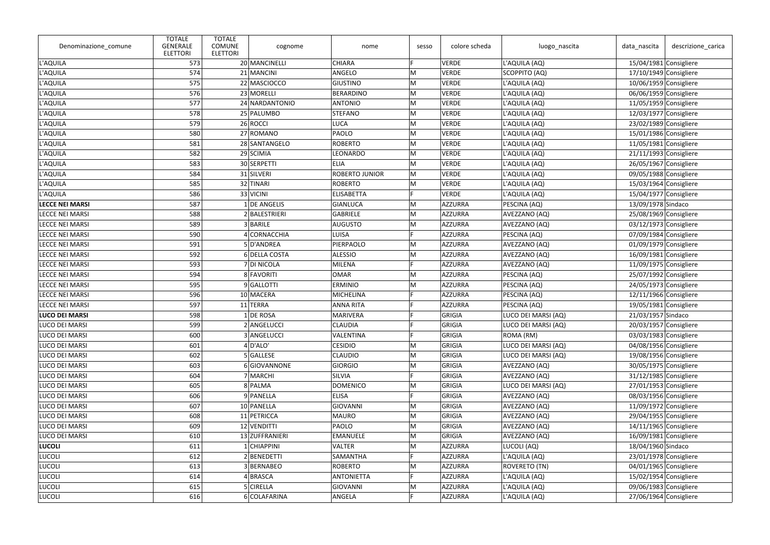| Denominazione_comune | TOTALE GENERALE ELETTORI | TOTALE COMUNE ELETTORI | cognome | nome | sesso | colore scheda | luogo_nascita | data_nascita | descrizione_carica |
|---|---|---|---|---|---|---|---|---|---|
| L'AQUILA | 573 | 20 | MANCINELLI | CHIARA | F | VERDE | L'AQUILA (AQ) | 15/04/1981 | Consigliere |
| L'AQUILA | 574 | 21 | MANCINI | ANGELO | M | VERDE | SCOPPITO (AQ) | 17/10/1949 | Consigliere |
| L'AQUILA | 575 | 22 | MASCIOCCO | GIUSTINO | M | VERDE | L'AQUILA (AQ) | 10/06/1959 | Consigliere |
| L'AQUILA | 576 | 23 | MORELLI | BERARDINO | M | VERDE | L'AQUILA (AQ) | 06/06/1959 | Consigliere |
| L'AQUILA | 577 | 24 | NARDANTONIO | ANTONIO | M | VERDE | L'AQUILA (AQ) | 11/05/1959 | Consigliere |
| L'AQUILA | 578 | 25 | PALUMBO | STEFANO | M | VERDE | L'AQUILA (AQ) | 12/03/1977 | Consigliere |
| L'AQUILA | 579 | 26 | ROCCI | LUCA | M | VERDE | L'AQUILA (AQ) | 23/02/1989 | Consigliere |
| L'AQUILA | 580 | 27 | ROMANO | PAOLO | M | VERDE | L'AQUILA (AQ) | 15/01/1986 | Consigliere |
| L'AQUILA | 581 | 28 | SANTANGELO | ROBERTO | M | VERDE | L'AQUILA (AQ) | 11/05/1981 | Consigliere |
| L'AQUILA | 582 | 29 | SCIMIA | LEONARDO | M | VERDE | L'AQUILA (AQ) | 21/11/1993 | Consigliere |
| L'AQUILA | 583 | 30 | SERPETTI | ELIA | M | VERDE | L'AQUILA (AQ) | 26/05/1967 | Consigliere |
| L'AQUILA | 584 | 31 | SILVERI | ROBERTO JUNIOR | M | VERDE | L'AQUILA (AQ) | 09/05/1988 | Consigliere |
| L'AQUILA | 585 | 32 | TINARI | ROBERTO | M | VERDE | L'AQUILA (AQ) | 15/03/1964 | Consigliere |
| L'AQUILA | 586 | 33 | VICINI | ELISABETTA | F | VERDE | L'AQUILA (AQ) | 15/04/1977 | Consigliere |
| **LECCE NEI MARSI** | 587 | 1 | DE ANGELIS | GIANLUCA | M | AZZURRA | PESCINA (AQ) | 13/09/1978 | Sindaco |
| LECCE NEI MARSI | 588 | 2 | BALESTRIERI | GABRIELE | M | AZZURRA | AVEZZANO (AQ) | 25/08/1969 | Consigliere |
| LECCE NEI MARSI | 589 | 3 | BARILE | AUGUSTO | M | AZZURRA | AVEZZANO (AQ) | 03/12/1973 | Consigliere |
| LECCE NEI MARSI | 590 | 4 | CORNACCHIA | LUISA | F | AZZURRA | PESCINA (AQ) | 07/09/1984 | Consigliere |
| LECCE NEI MARSI | 591 | 5 | D'ANDREA | PIERPAOLO | M | AZZURRA | AVEZZANO (AQ) | 01/09/1979 | Consigliere |
| LECCE NEI MARSI | 592 | 6 | DELLA COSTA | ALESSIO | M | AZZURRA | AVEZZANO (AQ) | 16/09/1981 | Consigliere |
| LECCE NEI MARSI | 593 | 7 | DI NICOLA | MILENA | F | AZZURRA | AVEZZANO (AQ) | 11/09/1975 | Consigliere |
| LECCE NEI MARSI | 594 | 8 | FAVORITI | OMAR | M | AZZURRA | PESCINA (AQ) | 25/07/1992 | Consigliere |
| LECCE NEI MARSI | 595 | 9 | GALLOTTI | ERMINIO | M | AZZURRA | PESCINA (AQ) | 24/05/1973 | Consigliere |
| LECCE NEI MARSI | 596 | 10 | MACERA | MICHELINA | F | AZZURRA | PESCINA (AQ) | 12/11/1966 | Consigliere |
| LECCE NEI MARSI | 597 | 11 | TERRA | ANNA RITA | F | AZZURRA | PESCINA (AQ) | 19/05/1981 | Consigliere |
| **LUCO DEI MARSI** | 598 | 1 | DE ROSA | MARIVERA | F | GRIGIA | LUCO DEI MARSI (AQ) | 21/03/1957 | Sindaco |
| LUCO DEI MARSI | 599 | 2 | ANGELUCCI | CLAUDIA | F | GRIGIA | LUCO DEI MARSI (AQ) | 20/03/1957 | Consigliere |
| LUCO DEI MARSI | 600 | 3 | ANGELUCCI | VALENTINA | F | GRIGIA | ROMA (RM) | 03/03/1983 | Consigliere |
| LUCO DEI MARSI | 601 | 4 | D'ALO' | CESIDIO | M | GRIGIA | LUCO DEI MARSI (AQ) | 04/08/1956 | Consigliere |
| LUCO DEI MARSI | 602 | 5 | GALLESE | CLAUDIO | M | GRIGIA | LUCO DEI MARSI (AQ) | 19/08/1956 | Consigliere |
| LUCO DEI MARSI | 603 | 6 | GIOVANNONE | GIORGIO | M | GRIGIA | AVEZZANO (AQ) | 30/05/1975 | Consigliere |
| LUCO DEI MARSI | 604 | 7 | MARCHI | SILVIA | F | GRIGIA | AVEZZANO (AQ) | 31/12/1985 | Consigliere |
| LUCO DEI MARSI | 605 | 8 | PALMA | DOMENICO | M | GRIGIA | LUCO DEI MARSI (AQ) | 27/01/1953 | Consigliere |
| LUCO DEI MARSI | 606 | 9 | PANELLA | ELISA | F | GRIGIA | AVEZZANO (AQ) | 08/03/1956 | Consigliere |
| LUCO DEI MARSI | 607 | 10 | PANELLA | GIOVANNI | M | GRIGIA | AVEZZANO (AQ) | 11/09/1972 | Consigliere |
| LUCO DEI MARSI | 608 | 11 | PETRICCA | MAURO | M | GRIGIA | AVEZZANO (AQ) | 29/04/1955 | Consigliere |
| LUCO DEI MARSI | 609 | 12 | VENDITTI | PAOLO | M | GRIGIA | AVEZZANO (AQ) | 14/11/1965 | Consigliere |
| LUCO DEI MARSI | 610 | 13 | ZUFFRANIERI | EMANUELE | M | GRIGIA | AVEZZANO (AQ) | 16/09/1981 | Consigliere |
| **LUCOLI** | 611 | 1 | CHIAPPINI | VALTER | M | AZZURRA | LUCOLI (AQ) | 18/04/1960 | Sindaco |
| LUCOLI | 612 | 2 | BENEDETTI | SAMANTHA | F | AZZURRA | L'AQUILA (AQ) | 23/01/1978 | Consigliere |
| LUCOLI | 613 | 3 | BERNABEO | ROBERTO | M | AZZURRA | ROVERETO (TN) | 04/01/1965 | Consigliere |
| LUCOLI | 614 | 4 | BRASCA | ANTONIETTA | F | AZZURRA | L'AQUILA (AQ) | 15/02/1954 | Consigliere |
| LUCOLI | 615 | 5 | CIRELLA | GIOVANNI | M | AZZURRA | L'AQUILA (AQ) | 09/06/1983 | Consigliere |
| LUCOLI | 616 | 6 | COLAFARINA | ANGELA | F | AZZURRA | L'AQUILA (AQ) | 27/06/1964 | Consigliere |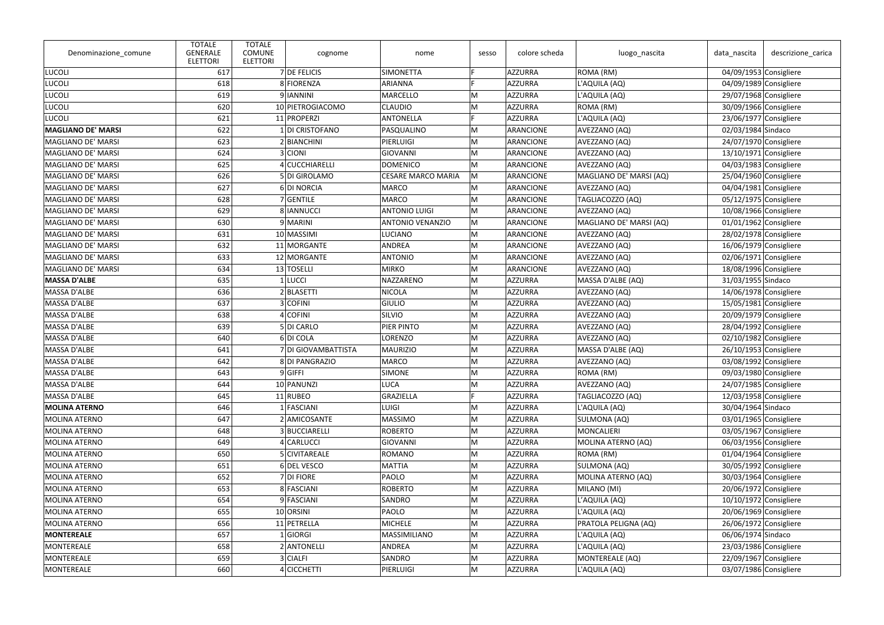| Denominazione_comune | TOTALE GENERALE ELETTORI | TOTALE COMUNE ELETTORI | cognome | nome | sesso | colore scheda | luogo_nascita | data_nascita | descrizione_carica |
|---|---|---|---|---|---|---|---|---|---|
| LUCOLI | 617 | 7 | DE FELICIS | SIMONETTA | F | AZZURRA | ROMA (RM) | 04/09/1953 | Consigliere |
| LUCOLI | 618 | 8 | FIORENZA | ARIANNA | F | AZZURRA | L'AQUILA (AQ) | 04/09/1989 | Consigliere |
| LUCOLI | 619 | 9 | IANNINI | MARCELLO | M | AZZURRA | L'AQUILA (AQ) | 29/07/1968 | Consigliere |
| LUCOLI | 620 | 10 | PIETROGIACOMO | CLAUDIO | M | AZZURRA | ROMA (RM) | 30/09/1966 | Consigliere |
| LUCOLI | 621 | 11 | PROPERZI | ANTONELLA | F | AZZURRA | L'AQUILA (AQ) | 23/06/1977 | Consigliere |
| **MAGLIANO DE' MARSI** | 622 | 1 | DI CRISTOFANO | PASQUALINO | M | ARANCIONE | AVEZZANO (AQ) | 02/03/1984 | Sindaco |
| MAGLIANO DE' MARSI | 623 | 2 | BIANCHINI | PIERLUIGI | M | ARANCIONE | AVEZZANO (AQ) | 24/07/1970 | Consigliere |
| MAGLIANO DE' MARSI | 624 | 3 | CIONI | GIOVANNI | M | ARANCIONE | AVEZZANO (AQ) | 13/10/1971 | Consigliere |
| MAGLIANO DE' MARSI | 625 | 4 | CUCCHIARELLI | DOMENICO | M | ARANCIONE | AVEZZANO (AQ) | 04/03/1983 | Consigliere |
| MAGLIANO DE' MARSI | 626 | 5 | DI GIROLAMO | CESARE MARCO MARIA | M | ARANCIONE | MAGLIANO DE' MARSI (AQ) | 25/04/1960 | Consigliere |
| MAGLIANO DE' MARSI | 627 | 6 | DI NORCIA | MARCO | M | ARANCIONE | AVEZZANO (AQ) | 04/04/1981 | Consigliere |
| MAGLIANO DE' MARSI | 628 | 7 | GENTILE | MARCO | M | ARANCIONE | TAGLIACOZZO (AQ) | 05/12/1975 | Consigliere |
| MAGLIANO DE' MARSI | 629 | 8 | IANNUCCI | ANTONIO LUIGI | M | ARANCIONE | AVEZZANO (AQ) | 10/08/1966 | Consigliere |
| MAGLIANO DE' MARSI | 630 | 9 | MARINI | ANTONIO VENANZIO | M | ARANCIONE | MAGLIANO DE' MARSI (AQ) | 01/01/1962 | Consigliere |
| MAGLIANO DE' MARSI | 631 | 10 | MASSIMI | LUCIANO | M | ARANCIONE | AVEZZANO (AQ) | 28/02/1978 | Consigliere |
| MAGLIANO DE' MARSI | 632 | 11 | MORGANTE | ANDREA | M | ARANCIONE | AVEZZANO (AQ) | 16/06/1979 | Consigliere |
| MAGLIANO DE' MARSI | 633 | 12 | MORGANTE | ANTONIO | M | ARANCIONE | AVEZZANO (AQ) | 02/06/1971 | Consigliere |
| MAGLIANO DE' MARSI | 634 | 13 | TOSELLI | MIRKO | M | ARANCIONE | AVEZZANO (AQ) | 18/08/1996 | Consigliere |
| **MASSA D'ALBE** | 635 | 1 | LUCCI | NAZZARENO | M | AZZURRA | MASSA D'ALBE (AQ) | 31/03/1955 | Sindaco |
| MASSA D'ALBE | 636 | 2 | BLASETTI | NICOLA | M | AZZURRA | AVEZZANO (AQ) | 14/06/1978 | Consigliere |
| MASSA D'ALBE | 637 | 3 | COFINI | GIULIO | M | AZZURRA | AVEZZANO (AQ) | 15/05/1981 | Consigliere |
| MASSA D'ALBE | 638 | 4 | COFINI | SILVIO | M | AZZURRA | AVEZZANO (AQ) | 20/09/1979 | Consigliere |
| MASSA D'ALBE | 639 | 5 | DI CARLO | PIER PINTO | M | AZZURRA | AVEZZANO (AQ) | 28/04/1992 | Consigliere |
| MASSA D'ALBE | 640 | 6 | DI COLA | LORENZO | M | AZZURRA | AVEZZANO (AQ) | 02/10/1982 | Consigliere |
| MASSA D'ALBE | 641 | 7 | DI GIOVAMBATTISTA | MAURIZIO | M | AZZURRA | MASSA D'ALBE (AQ) | 26/10/1953 | Consigliere |
| MASSA D'ALBE | 642 | 8 | DI PANGRAZIO | MARCO | M | AZZURRA | AVEZZANO (AQ) | 03/08/1992 | Consigliere |
| MASSA D'ALBE | 643 | 9 | GIFFI | SIMONE | M | AZZURRA | ROMA (RM) | 09/03/1980 | Consigliere |
| MASSA D'ALBE | 644 | 10 | PANUNZI | LUCA | M | AZZURRA | AVEZZANO (AQ) | 24/07/1985 | Consigliere |
| MASSA D'ALBE | 645 | 11 | RUBEO | GRAZIELLA | F | AZZURRA | TAGLIACOZZO (AQ) | 12/03/1958 | Consigliere |
| **MOLINA ATERNO** | 646 | 1 | FASCIANI | LUIGI | M | AZZURRA | L'AQUILA (AQ) | 30/04/1964 | Sindaco |
| MOLINA ATERNO | 647 | 2 | AMICOSANTE | MASSIMO | M | AZZURRA | SULMONA (AQ) | 03/01/1965 | Consigliere |
| MOLINA ATERNO | 648 | 3 | BUCCIARELLI | ROBERTO | M | AZZURRA | MONCALIERI | 03/05/1967 | Consigliere |
| MOLINA ATERNO | 649 | 4 | CARLUCCI | GIOVANNI | M | AZZURRA | MOLINA ATERNO (AQ) | 06/03/1956 | Consigliere |
| MOLINA ATERNO | 650 | 5 | CIVITAREALE | ROMANO | M | AZZURRA | ROMA (RM) | 01/04/1964 | Consigliere |
| MOLINA ATERNO | 651 | 6 | DEL VESCO | MATTIA | M | AZZURRA | SULMONA (AQ) | 30/05/1992 | Consigliere |
| MOLINA ATERNO | 652 | 7 | DI FIORE | PAOLO | M | AZZURRA | MOLINA ATERNO (AQ) | 30/03/1964 | Consigliere |
| MOLINA ATERNO | 653 | 8 | FASCIANI | ROBERTO | M | AZZURRA | MILANO (MI) | 20/06/1972 | Consigliere |
| MOLINA ATERNO | 654 | 9 | FASCIANI | SANDRO | M | AZZURRA | L’AQUILA (AQ) | 10/10/1972 | Consigliere |
| MOLINA ATERNO | 655 | 10 | ORSINI | PAOLO | M | AZZURRA | L'AQUILA (AQ) | 20/06/1969 | Consigliere |
| MOLINA ATERNO | 656 | 11 | PETRELLA | MICHELE | M | AZZURRA | PRATOLA PELIGNA (AQ) | 26/06/1972 | Consigliere |
| **MONTEREALE** | 657 | 1 | GIORGI | MASSIMILIANO | M | AZZURRA | L'AQUILA (AQ) | 06/06/1974 | Sindaco |
| MONTEREALE | 658 | 2 | ANTONELLI | ANDREA | M | AZZURRA | L'AQUILA (AQ) | 23/03/1986 | Consigliere |
| MONTEREALE | 659 | 3 | CIALFI | SANDRO | M | AZZURRA | MONTEREALE (AQ) | 22/09/1967 | Consigliere |
| MONTEREALE | 660 | 4 | CICCHETTI | PIERLUIGI | M | AZZURRA | L'AQUILA (AQ) | 03/07/1986 | Consigliere |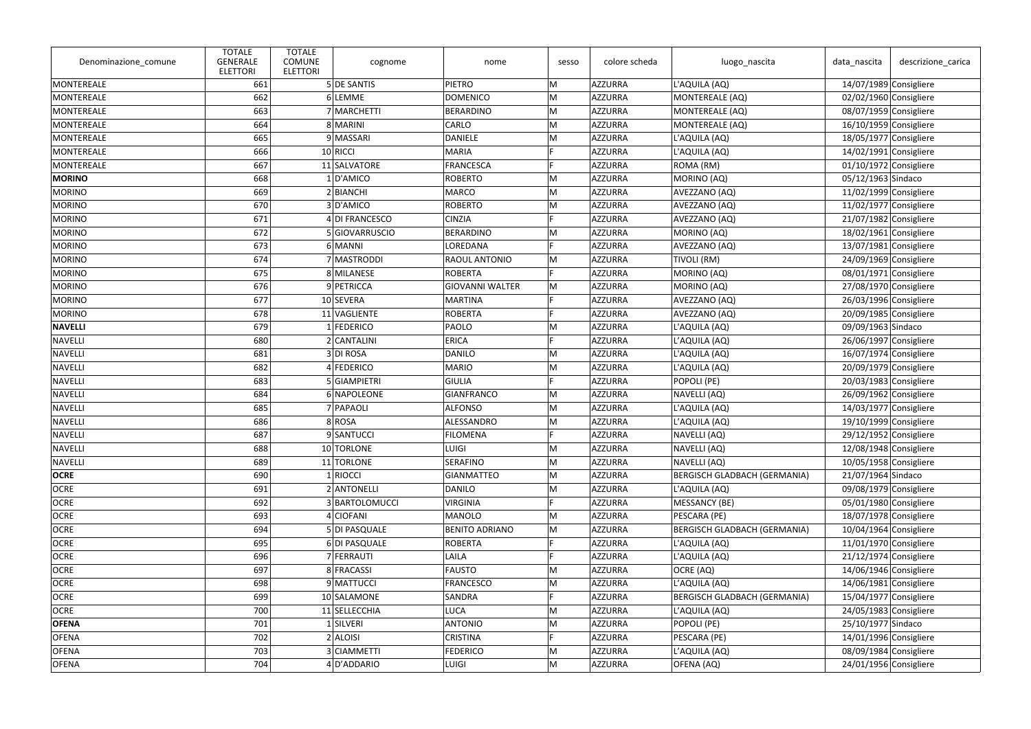| Denominazione_comune | TOTALE GENERALE ELETTORI | TOTALE COMUNE ELETTORI | cognome | nome | sesso | colore scheda | luogo_nascita | data_nascita | descrizione_carica |
|---|---|---|---|---|---|---|---|---|---|
| MONTEREALE | 661 | 5 | DE SANTIS | PIETRO | M | AZZURRA | L'AQUILA (AQ) | 14/07/1989 | Consigliere |
| MONTEREALE | 662 | 6 | LEMME | DOMENICO | M | AZZURRA | MONTEREALE (AQ) | 02/02/1960 | Consigliere |
| MONTEREALE | 663 | 7 | MARCHETTI | BERARDINO | M | AZZURRA | MONTEREALE (AQ) | 08/07/1959 | Consigliere |
| MONTEREALE | 664 | 8 | MARINI | CARLO | M | AZZURRA | MONTEREALE (AQ) | 16/10/1959 | Consigliere |
| MONTEREALE | 665 | 9 | MASSARI | DANIELE | M | AZZURRA | L'AQUILA (AQ) | 18/05/1977 | Consigliere |
| MONTEREALE | 666 | 10 | RICCI | MARIA | F | AZZURRA | L'AQUILA (AQ) | 14/02/1991 | Consigliere |
| MONTEREALE | 667 | 11 | SALVATORE | FRANCESCA | F | AZZURRA | ROMA (RM) | 01/10/1972 | Consigliere |
| **MORINO** | 668 | 1 | D'AMICO | ROBERTO | M | AZZURRA | MORINO (AQ) | 05/12/1963 | Sindaco |
| MORINO | 669 | 2 | BIANCHI | MARCO | M | AZZURRA | AVEZZANO (AQ) | 11/02/1999 | Consigliere |
| MORINO | 670 | 3 | D'AMICO | ROBERTO | M | AZZURRA | AVEZZANO (AQ) | 11/02/1977 | Consigliere |
| MORINO | 671 | 4 | DI FRANCESCO | CINZIA | F | AZZURRA | AVEZZANO (AQ) | 21/07/1982 | Consigliere |
| MORINO | 672 | 5 | GIOVARRUSCIO | BERARDINO | M | AZZURRA | MORINO (AQ) | 18/02/1961 | Consigliere |
| MORINO | 673 | 6 | MANNI | LOREDANA | F | AZZURRA | AVEZZANO (AQ) | 13/07/1981 | Consigliere |
| MORINO | 674 | 7 | MASTRODDI | RAOUL ANTONIO | M | AZZURRA | TIVOLI (RM) | 24/09/1969 | Consigliere |
| MORINO | 675 | 8 | MILANESE | ROBERTA | F | AZZURRA | MORINO (AQ) | 08/01/1971 | Consigliere |
| MORINO | 676 | 9 | PETRICCA | GIOVANNI WALTER | M | AZZURRA | MORINO (AQ) | 27/08/1970 | Consigliere |
| MORINO | 677 | 10 | SEVERA | MARTINA | F | AZZURRA | AVEZZANO (AQ) | 26/03/1996 | Consigliere |
| MORINO | 678 | 11 | VAGLIENTE | ROBERTA | F | AZZURRA | AVEZZANO (AQ) | 20/09/1985 | Consigliere |
| **NAVELLI** | 679 | 1 | FEDERICO | PAOLO | M | AZZURRA | L'AQUILA (AQ) | 09/09/1963 | Sindaco |
| NAVELLI | 680 | 2 | CANTALINI | ERICA | F | AZZURRA | L'AQUILA (AQ) | 26/06/1997 | Consigliere |
| NAVELLI | 681 | 3 | DI ROSA | DANILO | M | AZZURRA | L'AQUILA (AQ) | 16/07/1974 | Consigliere |
| NAVELLI | 682 | 4 | FEDERICO | MARIO | M | AZZURRA | L'AQUILA (AQ) | 20/09/1979 | Consigliere |
| NAVELLI | 683 | 5 | GIAMPIETRI | GIULIA | F | AZZURRA | POPOLI (PE) | 20/03/1983 | Consigliere |
| NAVELLI | 684 | 6 | NAPOLEONE | GIANFRANCO | M | AZZURRA | NAVELLI (AQ) | 26/09/1962 | Consigliere |
| NAVELLI | 685 | 7 | PAPAOLI | ALFONSO | M | AZZURRA | L'AQUILA (AQ) | 14/03/1977 | Consigliere |
| NAVELLI | 686 | 8 | ROSA | ALESSANDRO | M | AZZURRA | L'AQUILA (AQ) | 19/10/1999 | Consigliere |
| NAVELLI | 687 | 9 | SANTUCCI | FILOMENA | F | AZZURRA | NAVELLI (AQ) | 29/12/1952 | Consigliere |
| NAVELLI | 688 | 10 | TORLONE | LUIGI | M | AZZURRA | NAVELLI (AQ) | 12/08/1948 | Consigliere |
| NAVELLI | 689 | 11 | TORLONE | SERAFINO | M | AZZURRA | NAVELLI (AQ) | 10/05/1958 | Consigliere |
| **OCRE** | 690 | 1 | RIOCCI | GIANMATTEO | M | AZZURRA | BERGISCH GLADBACH (GERMANIA) | 21/07/1964 | Sindaco |
| OCRE | 691 | 2 | ANTONELLI | DANILO | M | AZZURRA | L'AQUILA (AQ) | 09/08/1979 | Consigliere |
| OCRE | 692 | 3 | BARTOLOMUCCI | VIRGINIA | F | AZZURRA | MESSANCY (BE) | 05/01/1980 | Consigliere |
| OCRE | 693 | 4 | CIOFANI | MANOLO | M | AZZURRA | PESCARA (PE) | 18/07/1978 | Consigliere |
| OCRE | 694 | 5 | DI PASQUALE | BENITO ADRIANO | M | AZZURRA | BERGISCH GLADBACH (GERMANIA) | 10/04/1964 | Consigliere |
| OCRE | 695 | 6 | DI PASQUALE | ROBERTA | F | AZZURRA | L'AQUILA (AQ) | 11/01/1970 | Consigliere |
| OCRE | 696 | 7 | FERRAUTI | LAILA | F | AZZURRA | L'AQUILA (AQ) | 21/12/1974 | Consigliere |
| OCRE | 697 | 8 | FRACASSI | FAUSTO | M | AZZURRA | OCRE (AQ) | 14/06/1946 | Consigliere |
| OCRE | 698 | 9 | MATTUCCI | FRANCESCO | M | AZZURRA | L'AQUILA (AQ) | 14/06/1981 | Consigliere |
| OCRE | 699 | 10 | SALAMONE | SANDRA | F | AZZURRA | BERGISCH GLADBACH (GERMANIA) | 15/04/1977 | Consigliere |
| OCRE | 700 | 11 | SELLECCHIA | LUCA | M | AZZURRA | L'AQUILA (AQ) | 24/05/1983 | Consigliere |
| **OFENA** | 701 | 1 | SILVERI | ANTONIO | M | AZZURRA | POPOLI (PE) | 25/10/1977 | Sindaco |
| OFENA | 702 | 2 | ALOISI | CRISTINA | F | AZZURRA | PESCARA (PE) | 14/01/1996 | Consigliere |
| OFENA | 703 | 3 | CIAMMETTI | FEDERICO | M | AZZURRA | L'AQUILA (AQ) | 08/09/1984 | Consigliere |
| OFENA | 704 | 4 | D'ADDARIO | LUIGI | M | AZZURRA | OFENA (AQ) | 24/01/1956 | Consigliere |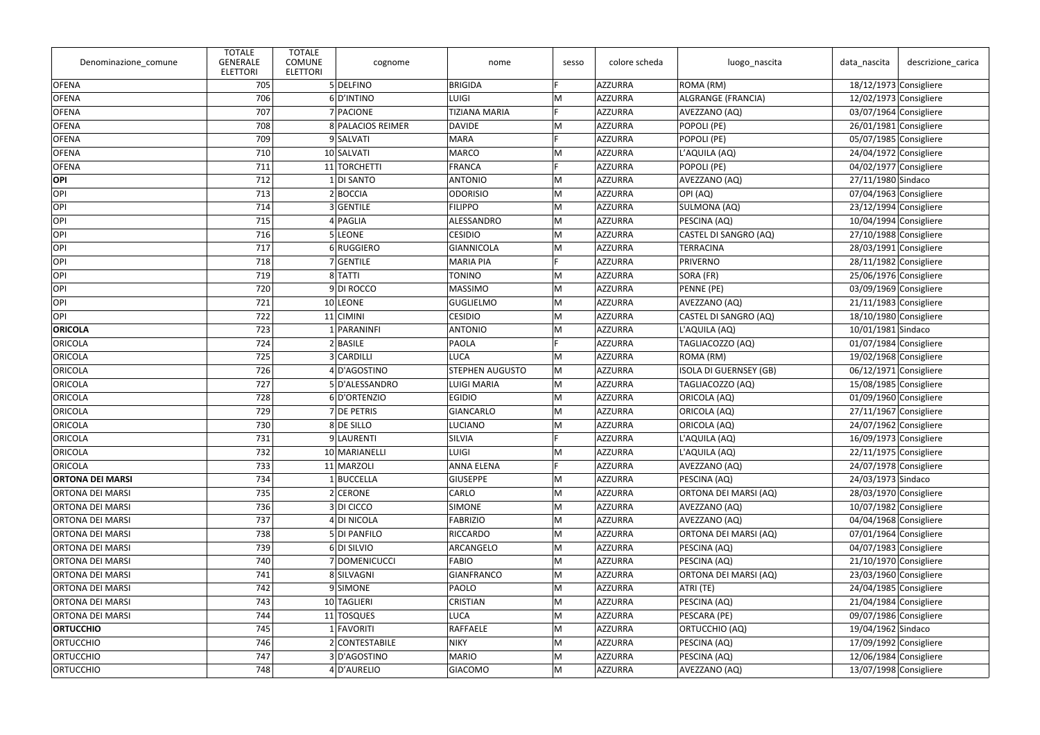| Denominazione_comune | TOTALE GENERALE ELETTORI | TOTALE COMUNE ELETTORI | cognome | nome | sesso | colore scheda | luogo_nascita | data_nascita | descrizione_carica |
|---|---|---|---|---|---|---|---|---|---|
| OFENA | 705 | 5 | DELFINO | BRIGIDA | F | AZZURRA | ROMA (RM) | 18/12/1973 | Consigliere |
| OFENA | 706 | 6 | D'INTINO | LUIGI | M | AZZURRA | ALGRANGE (FRANCIA) | 12/02/1973 | Consigliere |
| OFENA | 707 | 7 | PACIONE | TIZIANA MARIA | F | AZZURRA | AVEZZANO (AQ) | 03/07/1964 | Consigliere |
| OFENA | 708 | 8 | PALACIOS REIMER | DAVIDE | M | AZZURRA | POPOLI (PE) | 26/01/1981 | Consigliere |
| OFENA | 709 | 9 | SALVATI | MARA | F | AZZURRA | POPOLI (PE) | 05/07/1985 | Consigliere |
| OFENA | 710 | 10 | SALVATI | MARCO | M | AZZURRA | L'AQUILA (AQ) | 24/04/1972 | Consigliere |
| OFENA | 711 | 11 | TORCHETTI | FRANCA | F | AZZURRA | POPOLI (PE) | 04/02/1977 | Consigliere |
| **OPI** | 712 | 1 | DI SANTO | ANTONIO | M | AZZURRA | AVEZZANO (AQ) | 27/11/1980 | Sindaco |
| OPI | 713 | 2 | BOCCIA | ODORISIO | M | AZZURRA | OPI (AQ) | 07/04/1963 | Consigliere |
| OPI | 714 | 3 | GENTILE | FILIPPO | M | AZZURRA | SULMONA (AQ) | 23/12/1994 | Consigliere |
| OPI | 715 | 4 | PAGLIA | ALESSANDRO | M | AZZURRA | PESCINA (AQ) | 10/04/1994 | Consigliere |
| OPI | 716 | 5 | LEONE | CESIDIO | M | AZZURRA | CASTEL DI SANGRO (AQ) | 27/10/1988 | Consigliere |
| OPI | 717 | 6 | RUGGIERO | GIANNICOLA | M | AZZURRA | TERRACINA | 28/03/1991 | Consigliere |
| OPI | 718 | 7 | GENTILE | MARIA PIA | F | AZZURRA | PRIVERNO | 28/11/1982 | Consigliere |
| OPI | 719 | 8 | TATTI | TONINO | M | AZZURRA | SORA (FR) | 25/06/1976 | Consigliere |
| OPI | 720 | 9 | DI ROCCO | MASSIMO | M | AZZURRA | PENNE (PE) | 03/09/1969 | Consigliere |
| OPI | 721 | 10 | LEONE | GUGLIELMO | M | AZZURRA | AVEZZANO (AQ) | 21/11/1983 | Consigliere |
| OPI | 722 | 11 | CIMINI | CESIDIO | M | AZZURRA | CASTEL DI SANGRO (AQ) | 18/10/1980 | Consigliere |
| **ORICOLA** | 723 | 1 | PARANINFI | ANTONIO | M | AZZURRA | L'AQUILA (AQ) | 10/01/1981 | Sindaco |
| ORICOLA | 724 | 2 | BASILE | PAOLA | F | AZZURRA | TAGLIACOZZO (AQ) | 01/07/1984 | Consigliere |
| ORICOLA | 725 | 3 | CARDILLI | LUCA | M | AZZURRA | ROMA (RM) | 19/02/1968 | Consigliere |
| ORICOLA | 726 | 4 | D'AGOSTINO | STEPHEN AUGUSTO | M | AZZURRA | ISOLA DI GUERNSEY (GB) | 06/12/1971 | Consigliere |
| ORICOLA | 727 | 5 | D'ALESSANDRO | LUIGI MARIA | M | AZZURRA | TAGLIACOZZO (AQ) | 15/08/1985 | Consigliere |
| ORICOLA | 728 | 6 | D'ORTENZIO | EGIDIO | M | AZZURRA | ORICOLA (AQ) | 01/09/1960 | Consigliere |
| ORICOLA | 729 | 7 | DE PETRIS | GIANCARLO | M | AZZURRA | ORICOLA (AQ) | 27/11/1967 | Consigliere |
| ORICOLA | 730 | 8 | DE SILLO | LUCIANO | M | AZZURRA | ORICOLA (AQ) | 24/07/1962 | Consigliere |
| ORICOLA | 731 | 9 | LAURENTI | SILVIA | F | AZZURRA | L'AQUILA (AQ) | 16/09/1973 | Consigliere |
| ORICOLA | 732 | 10 | MARIANELLI | LUIGI | M | AZZURRA | L'AQUILA (AQ) | 22/11/1975 | Consigliere |
| ORICOLA | 733 | 11 | MARZOLI | ANNA ELENA | F | AZZURRA | AVEZZANO (AQ) | 24/07/1978 | Consigliere |
| **ORTONA DEI MARSI** | 734 | 1 | BUCCELLA | GIUSEPPE | M | AZZURRA | PESCINA (AQ) | 24/03/1973 | Sindaco |
| ORTONA DEI MARSI | 735 | 2 | CERONE | CARLO | M | AZZURRA | ORTONA DEI MARSI (AQ) | 28/03/1970 | Consigliere |
| ORTONA DEI MARSI | 736 | 3 | DI CICCO | SIMONE | M | AZZURRA | AVEZZANO (AQ) | 10/07/1982 | Consigliere |
| ORTONA DEI MARSI | 737 | 4 | DI NICOLA | FABRIZIO | M | AZZURRA | AVEZZANO (AQ) | 04/04/1968 | Consigliere |
| ORTONA DEI MARSI | 738 | 5 | DI PANFILO | RICCARDO | M | AZZURRA | ORTONA DEI MARSI (AQ) | 07/01/1964 | Consigliere |
| ORTONA DEI MARSI | 739 | 6 | DI SILVIO | ARCANGELO | M | AZZURRA | PESCINA (AQ) | 04/07/1983 | Consigliere |
| ORTONA DEI MARSI | 740 | 7 | DOMENICUCCI | FABIO | M | AZZURRA | PESCINA (AQ) | 21/10/1970 | Consigliere |
| ORTONA DEI MARSI | 741 | 8 | SILVAGNI | GIANFRANCO | M | AZZURRA | ORTONA DEI MARSI (AQ) | 23/03/1960 | Consigliere |
| ORTONA DEI MARSI | 742 | 9 | SIMONE | PAOLO | M | AZZURRA | ATRI (TE) | 24/04/1985 | Consigliere |
| ORTONA DEI MARSI | 743 | 10 | TAGLIERI | CRISTIAN | M | AZZURRA | PESCINA (AQ) | 21/04/1984 | Consigliere |
| ORTONA DEI MARSI | 744 | 11 | TOSQUES | LUCA | M | AZZURRA | PESCARA (PE) | 09/07/1986 | Consigliere |
| **ORTUCCHIO** | 745 | 1 | FAVORITI | RAFFAELE | M | AZZURRA | ORTUCCHIO (AQ) | 19/04/1962 | Sindaco |
| ORTUCCHIO | 746 | 2 | CONTESTABILE | NIKY | M | AZZURRA | PESCINA (AQ) | 17/09/1992 | Consigliere |
| ORTUCCHIO | 747 | 3 | D'AGOSTINO | MARIO | M | AZZURRA | PESCINA (AQ) | 12/06/1984 | Consigliere |
| ORTUCCHIO | 748 | 4 | D'AURELIO | GIACOMO | M | AZZURRA | AVEZZANO (AQ) | 13/07/1998 | Consigliere |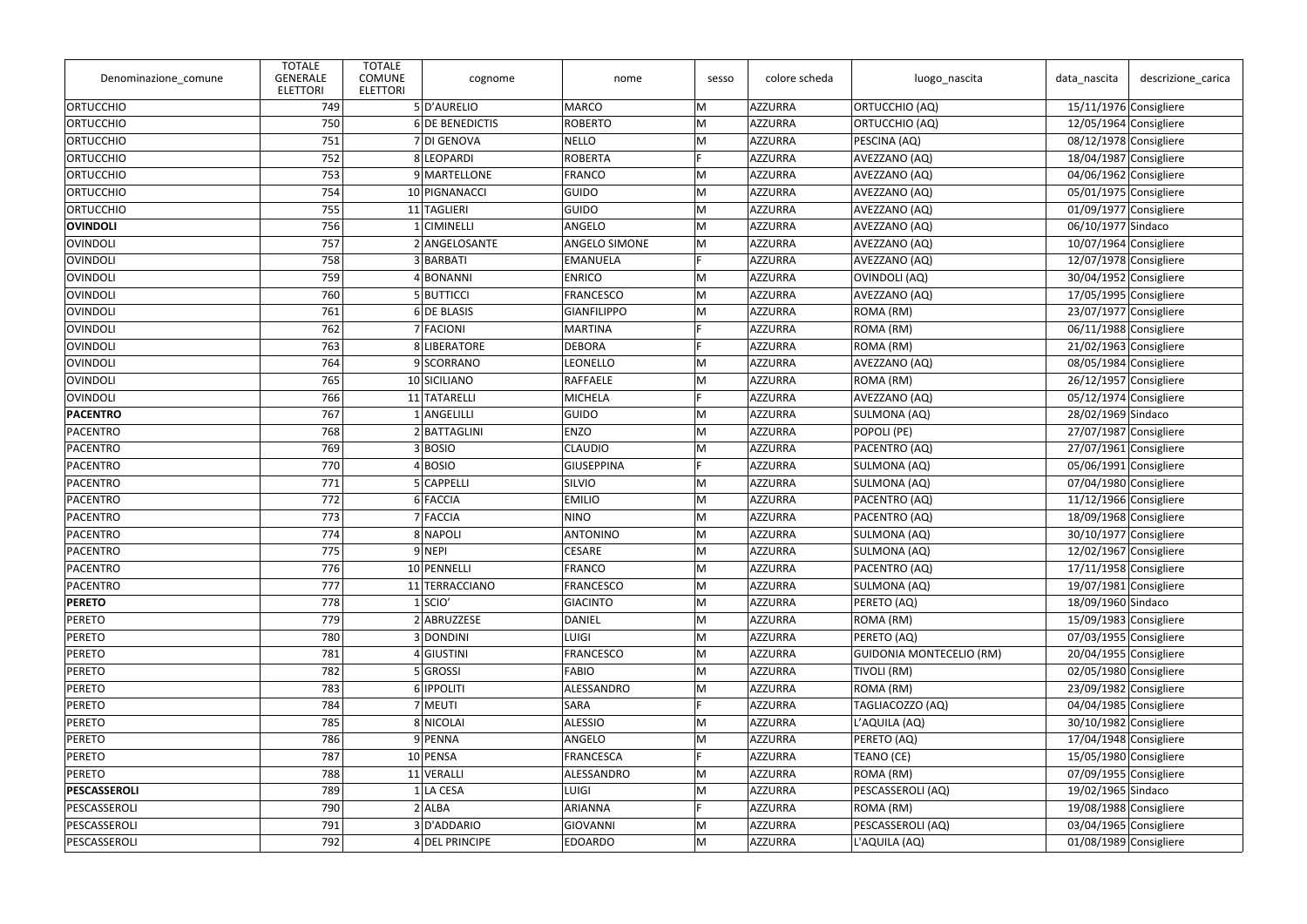| Denominazione_comune | TOTALE GENERALE ELETTORI | TOTALE COMUNE ELETTORI | cognome | nome | sesso | colore scheda | luogo_nascita | data_nascita | descrizione_carica |
|---|---|---|---|---|---|---|---|---|---|
| ORTUCCHIO | 749 | 5 | D'AURELIO | MARCO | M | AZZURRA | ORTUCCHIO (AQ) | 15/11/1976 | Consigliere |
| ORTUCCHIO | 750 | 6 | DE BENEDICTIS | ROBERTO | M | AZZURRA | ORTUCCHIO (AQ) | 12/05/1964 | Consigliere |
| ORTUCCHIO | 751 | 7 | DI GENOVA | NELLO | M | AZZURRA | PESCINA (AQ) | 08/12/1978 | Consigliere |
| ORTUCCHIO | 752 | 8 | LEOPARDI | ROBERTA | F | AZZURRA | AVEZZANO (AQ) | 18/04/1987 | Consigliere |
| ORTUCCHIO | 753 | 9 | MARTELLONE | FRANCO | M | AZZURRA | AVEZZANO (AQ) | 04/06/1962 | Consigliere |
| ORTUCCHIO | 754 | 10 | PIGNANACCI | GUIDO | M | AZZURRA | AVEZZANO (AQ) | 05/01/1975 | Consigliere |
| ORTUCCHIO | 755 | 11 | TAGLIERI | GUIDO | M | AZZURRA | AVEZZANO (AQ) | 01/09/1977 | Consigliere |
| **OVINDOLI** | 756 | 1 | CIMINELLI | ANGELO | M | AZZURRA | AVEZZANO (AQ) | 06/10/1977 | Sindaco |
| OVINDOLI | 757 | 2 | ANGELOSANTE | ANGELO SIMONE | M | AZZURRA | AVEZZANO (AQ) | 10/07/1964 | Consigliere |
| OVINDOLI | 758 | 3 | BARBATI | EMANUELA | F | AZZURRA | AVEZZANO (AQ) | 12/07/1978 | Consigliere |
| OVINDOLI | 759 | 4 | BONANNI | ENRICO | M | AZZURRA | OVINDOLI (AQ) | 30/04/1952 | Consigliere |
| OVINDOLI | 760 | 5 | BUTTICCI | FRANCESCO | M | AZZURRA | AVEZZANO (AQ) | 17/05/1995 | Consigliere |
| OVINDOLI | 761 | 6 | DE BLASIS | GIANFILIPPO | M | AZZURRA | ROMA (RM) | 23/07/1977 | Consigliere |
| OVINDOLI | 762 | 7 | FACIONI | MARTINA | F | AZZURRA | ROMA (RM) | 06/11/1988 | Consigliere |
| OVINDOLI | 763 | 8 | LIBERATORE | DEBORA | F | AZZURRA | ROMA (RM) | 21/02/1963 | Consigliere |
| OVINDOLI | 764 | 9 | SCORRANO | LEONELLO | M | AZZURRA | AVEZZANO (AQ) | 08/05/1984 | Consigliere |
| OVINDOLI | 765 | 10 | SICILIANO | RAFFAELE | M | AZZURRA | ROMA (RM) | 26/12/1957 | Consigliere |
| OVINDOLI | 766 | 11 | TATARELLI | MICHELA | F | AZZURRA | AVEZZANO (AQ) | 05/12/1974 | Consigliere |
| **PACENTRO** | 767 | 1 | ANGELILLI | GUIDO | M | AZZURRA | SULMONA (AQ) | 28/02/1969 | Sindaco |
| PACENTRO | 768 | 2 | BATTAGLINI | ENZO | M | AZZURRA | POPOLI (PE) | 27/07/1987 | Consigliere |
| PACENTRO | 769 | 3 | BOSIO | CLAUDIO | M | AZZURRA | PACENTRO (AQ) | 27/07/1961 | Consigliere |
| PACENTRO | 770 | 4 | BOSIO | GIUSEPPINA | F | AZZURRA | SULMONA (AQ) | 05/06/1991 | Consigliere |
| PACENTRO | 771 | 5 | CAPPELLI | SILVIO | M | AZZURRA | SULMONA (AQ) | 07/04/1980 | Consigliere |
| PACENTRO | 772 | 6 | FACCIA | EMILIO | M | AZZURRA | PACENTRO (AQ) | 11/12/1966 | Consigliere |
| PACENTRO | 773 | 7 | FACCIA | NINO | M | AZZURRA | PACENTRO (AQ) | 18/09/1968 | Consigliere |
| PACENTRO | 774 | 8 | NAPOLI | ANTONINO | M | AZZURRA | SULMONA (AQ) | 30/10/1977 | Consigliere |
| PACENTRO | 775 | 9 | NEPI | CESARE | M | AZZURRA | SULMONA (AQ) | 12/02/1967 | Consigliere |
| PACENTRO | 776 | 10 | PENNELLI | FRANCO | M | AZZURRA | PACENTRO (AQ) | 17/11/1958 | Consigliere |
| PACENTRO | 777 | 11 | TERRACCIANO | FRANCESCO | M | AZZURRA | SULMONA (AQ) | 19/07/1981 | Consigliere |
| **PERETO** | 778 | 1 | SCIO' | GIACINTO | M | AZZURRA | PERETO (AQ) | 18/09/1960 | Sindaco |
| PERETO | 779 | 2 | ABRUZZESE | DANIEL | M | AZZURRA | ROMA (RM) | 15/09/1983 | Consigliere |
| PERETO | 780 | 3 | DONDINI | LUIGI | M | AZZURRA | PERETO (AQ) | 07/03/1955 | Consigliere |
| PERETO | 781 | 4 | GIUSTINI | FRANCESCO | M | AZZURRA | GUIDONIA MONTECELIO (RM) | 20/04/1955 | Consigliere |
| PERETO | 782 | 5 | GROSSI | FABIO | M | AZZURRA | TIVOLI (RM) | 02/05/1980 | Consigliere |
| PERETO | 783 | 6 | IPPOLITI | ALESSANDRO | M | AZZURRA | ROMA (RM) | 23/09/1982 | Consigliere |
| PERETO | 784 | 7 | MEUTI | SARA | F | AZZURRA | TAGLIACOZZO (AQ) | 04/04/1985 | Consigliere |
| PERETO | 785 | 8 | NICOLAI | ALESSIO | M | AZZURRA | L'AQUILA (AQ) | 30/10/1982 | Consigliere |
| PERETO | 786 | 9 | PENNA | ANGELO | M | AZZURRA | PERETO (AQ) | 17/04/1948 | Consigliere |
| PERETO | 787 | 10 | PENSA | FRANCESCA | F | AZZURRA | TEANO (CE) | 15/05/1980 | Consigliere |
| PERETO | 788 | 11 | VERALLI | ALESSANDRO | M | AZZURRA | ROMA (RM) | 07/09/1955 | Consigliere |
| **PESCASSEROLI** | 789 | 1 | LA CESA | LUIGI | M | AZZURRA | PESCASSEROLI (AQ) | 19/02/1965 | Sindaco |
| PESCASSEROLI | 790 | 2 | ALBA | ARIANNA | F | AZZURRA | ROMA (RM) | 19/08/1988 | Consigliere |
| PESCASSEROLI | 791 | 3 | D'ADDARIO | GIOVANNI | M | AZZURRA | PESCASSEROLI (AQ) | 03/04/1965 | Consigliere |
| PESCASSEROLI | 792 | 4 | DEL PRINCIPE | EDOARDO | M | AZZURRA | L'AQUILA (AQ) | 01/08/1989 | Consigliere |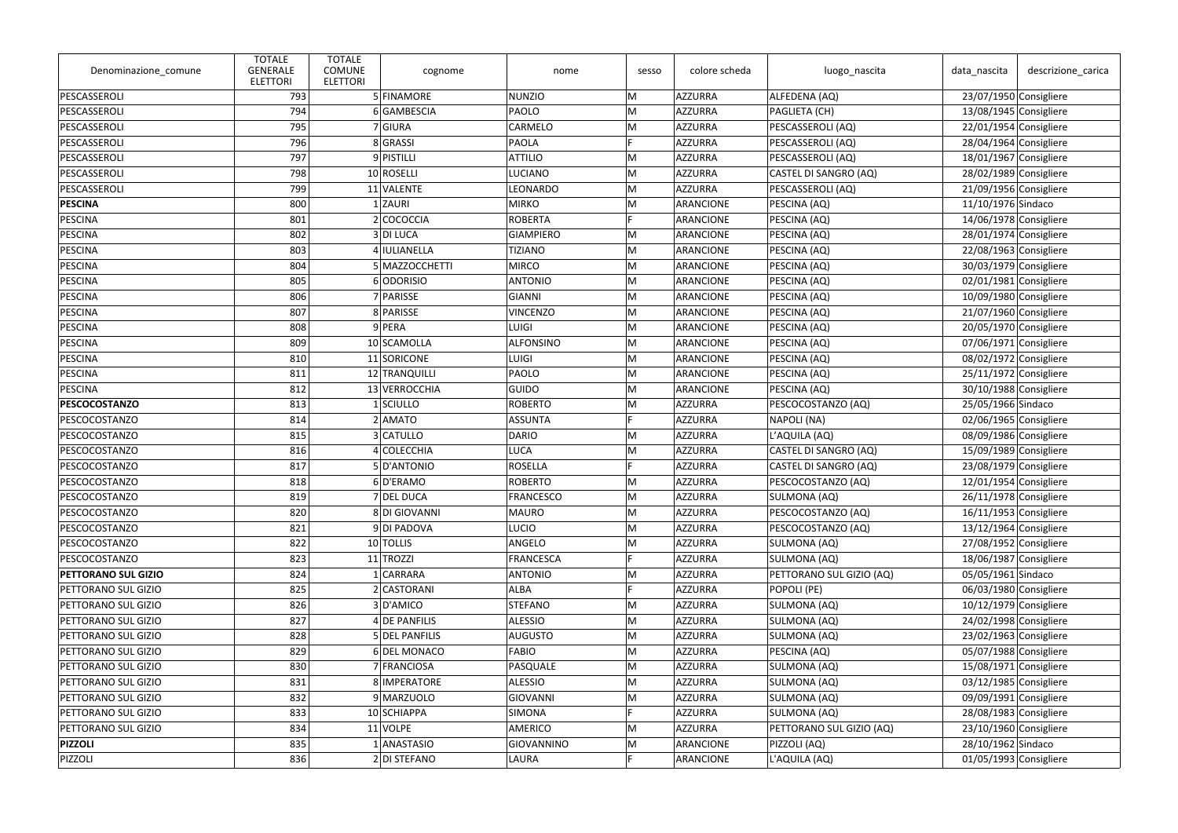| Denominazione_comune | TOTALE GENERALE ELETTORI | TOTALE COMUNE ELETTORI | cognome | nome | sesso | colore scheda | luogo_nascita | data_nascita | descrizione_carica |
|---|---|---|---|---|---|---|---|---|---|
| PESCASSEROLI | 793 | 5 | FINAMORE | NUNZIO | M | AZZURRA | ALFEDENA (AQ) | 23/07/1950 | Consigliere |
| PESCASSEROLI | 794 | 6 | GAMBESCIA | PAOLO | M | AZZURRA | PAGLIETA (CH) | 13/08/1945 | Consigliere |
| PESCASSEROLI | 795 | 7 | GIURA | CARMELO | M | AZZURRA | PESCASSEROLI (AQ) | 22/01/1954 | Consigliere |
| PESCASSEROLI | 796 | 8 | GRASSI | PAOLA | F | AZZURRA | PESCASSEROLI (AQ) | 28/04/1964 | Consigliere |
| PESCASSEROLI | 797 | 9 | PISTILLI | ATTILIO | M | AZZURRA | PESCASSEROLI (AQ) | 18/01/1967 | Consigliere |
| PESCASSEROLI | 798 | 10 | ROSELLI | LUCIANO | M | AZZURRA | CASTEL DI SANGRO (AQ) | 28/02/1989 | Consigliere |
| PESCASSEROLI | 799 | 11 | VALENTE | LEONARDO | M | AZZURRA | PESCASSEROLI (AQ) | 21/09/1956 | Consigliere |
| **PESCINA** | 800 | 1 | ZAURI | MIRKO | M | ARANCIONE | PESCINA (AQ) | 11/10/1976 | Sindaco |
| PESCINA | 801 | 2 | COCOCCIA | ROBERTA | F | ARANCIONE | PESCINA (AQ) | 14/06/1978 | Consigliere |
| PESCINA | 802 | 3 | DI LUCA | GIAMPIERO | M | ARANCIONE | PESCINA (AQ) | 28/01/1974 | Consigliere |
| PESCINA | 803 | 4 | IULIANELLA | TIZIANO | M | ARANCIONE | PESCINA (AQ) | 22/08/1963 | Consigliere |
| PESCINA | 804 | 5 | MAZZOCCHETTI | MIRCO | M | ARANCIONE | PESCINA (AQ) | 30/03/1979 | Consigliere |
| PESCINA | 805 | 6 | ODORISIO | ANTONIO | M | ARANCIONE | PESCINA (AQ) | 02/01/1981 | Consigliere |
| PESCINA | 806 | 7 | PARISSE | GIANNI | M | ARANCIONE | PESCINA (AQ) | 10/09/1980 | Consigliere |
| PESCINA | 807 | 8 | PARISSE | VINCENZO | M | ARANCIONE | PESCINA (AQ) | 21/07/1960 | Consigliere |
| PESCINA | 808 | 9 | PERA | LUIGI | M | ARANCIONE | PESCINA (AQ) | 20/05/1970 | Consigliere |
| PESCINA | 809 | 10 | SCAMOLLA | ALFONSINO | M | ARANCIONE | PESCINA (AQ) | 07/06/1971 | Consigliere |
| PESCINA | 810 | 11 | SORICONE | LUIGI | M | ARANCIONE | PESCINA (AQ) | 08/02/1972 | Consigliere |
| PESCINA | 811 | 12 | TRANQUILLI | PAOLO | M | ARANCIONE | PESCINA (AQ) | 25/11/1972 | Consigliere |
| PESCINA | 812 | 13 | VERROCCHIA | GUIDO | M | ARANCIONE | PESCINA (AQ) | 30/10/1988 | Consigliere |
| **PESCOCOSTANZO** | 813 | 1 | SCIULLO | ROBERTO | M | AZZURRA | PESCOCOSTANZO (AQ) | 25/05/1966 | Sindaco |
| PESCOCOSTANZO | 814 | 2 | AMATO | ASSUNTA | F | AZZURRA | NAPOLI (NA) | 02/06/1965 | Consigliere |
| PESCOCOSTANZO | 815 | 3 | CATULLO | DARIO | M | AZZURRA | L'AQUILA (AQ) | 08/09/1986 | Consigliere |
| PESCOCOSTANZO | 816 | 4 | COLECCHIA | LUCA | M | AZZURRA | CASTEL DI SANGRO (AQ) | 15/09/1989 | Consigliere |
| PESCOCOSTANZO | 817 | 5 | D'ANTONIO | ROSELLA | F | AZZURRA | CASTEL DI SANGRO (AQ) | 23/08/1979 | Consigliere |
| PESCOCOSTANZO | 818 | 6 | D'ERAMO | ROBERTO | M | AZZURRA | PESCOCOSTANZO (AQ) | 12/01/1954 | Consigliere |
| PESCOCOSTANZO | 819 | 7 | DEL DUCA | FRANCESCO | M | AZZURRA | SULMONA (AQ) | 26/11/1978 | Consigliere |
| PESCOCOSTANZO | 820 | 8 | DI GIOVANNI | MAURO | M | AZZURRA | PESCOCOSTANZO (AQ) | 16/11/1953 | Consigliere |
| PESCOCOSTANZO | 821 | 9 | DI PADOVA | LUCIO | M | AZZURRA | PESCOCOSTANZO (AQ) | 13/12/1964 | Consigliere |
| PESCOCOSTANZO | 822 | 10 | TOLLIS | ANGELO | M | AZZURRA | SULMONA (AQ) | 27/08/1952 | Consigliere |
| PESCOCOSTANZO | 823 | 11 | TROZZI | FRANCESCA | F | AZZURRA | SULMONA (AQ) | 18/06/1987 | Consigliere |
| **PETTORANO SUL GIZIO** | 824 | 1 | CARRARA | ANTONIO | M | AZZURRA | PETTORANO SUL GIZIO (AQ) | 05/05/1961 | Sindaco |
| PETTORANO SUL GIZIO | 825 | 2 | CASTORANI | ALBA | F | AZZURRA | POPOLI (PE) | 06/03/1980 | Consigliere |
| PETTORANO SUL GIZIO | 826 | 3 | D'AMICO | STEFANO | M | AZZURRA | SULMONA (AQ) | 10/12/1979 | Consigliere |
| PETTORANO SUL GIZIO | 827 | 4 | DE PANFILIS | ALESSIO | M | AZZURRA | SULMONA (AQ) | 24/02/1998 | Consigliere |
| PETTORANO SUL GIZIO | 828 | 5 | DEL PANFILIS | AUGUSTO | M | AZZURRA | SULMONA (AQ) | 23/02/1963 | Consigliere |
| PETTORANO SUL GIZIO | 829 | 6 | DEL MONACO | FABIO | M | AZZURRA | PESCINA (AQ) | 05/07/1988 | Consigliere |
| PETTORANO SUL GIZIO | 830 | 7 | FRANCIOSA | PASQUALE | M | AZZURRA | SULMONA (AQ) | 15/08/1971 | Consigliere |
| PETTORANO SUL GIZIO | 831 | 8 | IMPERATORE | ALESSIO | M | AZZURRA | SULMONA (AQ) | 03/12/1985 | Consigliere |
| PETTORANO SUL GIZIO | 832 | 9 | MARZUOLO | GIOVANNI | M | AZZURRA | SULMONA (AQ) | 09/09/1991 | Consigliere |
| PETTORANO SUL GIZIO | 833 | 10 | SCHIAPPA | SIMONA | F | AZZURRA | SULMONA (AQ) | 28/08/1983 | Consigliere |
| PETTORANO SUL GIZIO | 834 | 11 | VOLPE | AMERICO | M | AZZURRA | PETTORANO SUL GIZIO (AQ) | 23/10/1960 | Consigliere |
| **PIZZOLI** | 835 | 1 | ANASTASIO | GIOVANNINO | M | ARANCIONE | PIZZOLI (AQ) | 28/10/1962 | Sindaco |
| PIZZOLI | 836 | 2 | DI STEFANO | LAURA | F | ARANCIONE | L'AQUILA (AQ) | 01/05/1993 | Consigliere |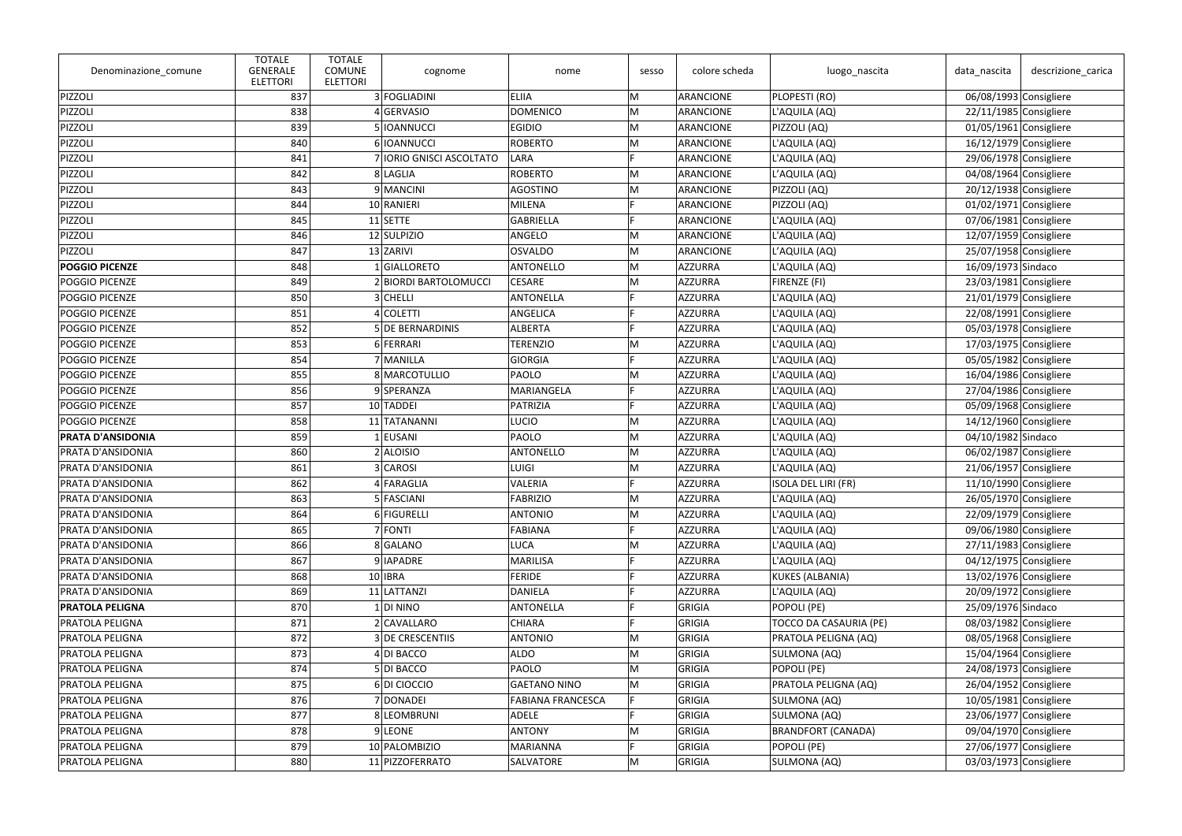| Denominazione_comune | TOTALE GENERALE ELETTORI | TOTALE COMUNE ELETTORI | cognome | nome | sesso | colore scheda | luogo_nascita | data_nascita | descrizione_carica |
|---|---|---|---|---|---|---|---|---|---|
| PIZZOLI | 837 | 3 | FOGLIADINI | ELIIA | M | ARANCIONE | PLOPESTI (RO) | 06/08/1993 | Consigliere |
| PIZZOLI | 838 | 4 | GERVASIO | DOMENICO | M | ARANCIONE | L'AQUILA (AQ) | 22/11/1985 | Consigliere |
| PIZZOLI | 839 | 5 | IOANNUCCI | EGIDIO | M | ARANCIONE | PIZZOLI (AQ) | 01/05/1961 | Consigliere |
| PIZZOLI | 840 | 6 | IOANNUCCI | ROBERTO | M | ARANCIONE | L'AQUILA (AQ) | 16/12/1979 | Consigliere |
| PIZZOLI | 841 | 7 | IORIO GNISCI ASCOLTATO | LARA | F | ARANCIONE | L'AQUILA (AQ) | 29/06/1978 | Consigliere |
| PIZZOLI | 842 | 8 | LAGLIA | ROBERTO | M | ARANCIONE | L'AQUILA (AQ) | 04/08/1964 | Consigliere |
| PIZZOLI | 843 | 9 | MANCINI | AGOSTINO | M | ARANCIONE | PIZZOLI (AQ) | 20/12/1938 | Consigliere |
| PIZZOLI | 844 | 10 | RANIERI | MILENA | F | ARANCIONE | PIZZOLI (AQ) | 01/02/1971 | Consigliere |
| PIZZOLI | 845 | 11 | SETTE | GABRIELLA | F | ARANCIONE | L'AQUILA (AQ) | 07/06/1981 | Consigliere |
| PIZZOLI | 846 | 12 | SULPIZIO | ANGELO | M | ARANCIONE | L'AQUILA (AQ) | 12/07/1959 | Consigliere |
| PIZZOLI | 847 | 13 | ZARIVI | OSVALDO | M | ARANCIONE | L'AQUILA (AQ) | 25/07/1958 | Consigliere |
| **POGGIO PICENZE** | 848 | 1 | GIALLORETO | ANTONELLO | M | AZZURRA | L'AQUILA (AQ) | 16/09/1973 | Sindaco |
| POGGIO PICENZE | 849 | 2 | BIORDI BARTOLOMUCCI | CESARE | M | AZZURRA | FIRENZE (FI) | 23/03/1981 | Consigliere |
| POGGIO PICENZE | 850 | 3 | CHELLI | ANTONELLA | F | AZZURRA | L'AQUILA (AQ) | 21/01/1979 | Consigliere |
| POGGIO PICENZE | 851 | 4 | COLETTI | ANGELICA | F | AZZURRA | L'AQUILA (AQ) | 22/08/1991 | Consigliere |
| POGGIO PICENZE | 852 | 5 | DE BERNARDINIS | ALBERTA | F | AZZURRA | L'AQUILA (AQ) | 05/03/1978 | Consigliere |
| POGGIO PICENZE | 853 | 6 | FERRARI | TERENZIO | M | AZZURRA | L'AQUILA (AQ) | 17/03/1975 | Consigliere |
| POGGIO PICENZE | 854 | 7 | MANILLA | GIORGIA | F | AZZURRA | L'AQUILA (AQ) | 05/05/1982 | Consigliere |
| POGGIO PICENZE | 855 | 8 | MARCOTULLIO | PAOLO | M | AZZURRA | L'AQUILA (AQ) | 16/04/1986 | Consigliere |
| POGGIO PICENZE | 856 | 9 | SPERANZA | MARIANGELA | F | AZZURRA | L'AQUILA (AQ) | 27/04/1986 | Consigliere |
| POGGIO PICENZE | 857 | 10 | TADDEI | PATRIZIA | F | AZZURRA | L'AQUILA (AQ) | 05/09/1968 | Consigliere |
| POGGIO PICENZE | 858 | 11 | TATANANNI | LUCIO | M | AZZURRA | L'AQUILA (AQ) | 14/12/1960 | Consigliere |
| **PRATA D'ANSIDONIA** | 859 | 1 | EUSANI | PAOLO | M | AZZURRA | L'AQUILA (AQ) | 04/10/1982 | Sindaco |
| PRATA D'ANSIDONIA | 860 | 2 | ALOISIO | ANTONELLO | M | AZZURRA | L'AQUILA (AQ) | 06/02/1987 | Consigliere |
| PRATA D'ANSIDONIA | 861 | 3 | CAROSI | LUIGI | M | AZZURRA | L'AQUILA (AQ) | 21/06/1957 | Consigliere |
| PRATA D'ANSIDONIA | 862 | 4 | FARAGLIA | VALERIA | F | AZZURRA | ISOLA DEL LIRI (FR) | 11/10/1990 | Consigliere |
| PRATA D'ANSIDONIA | 863 | 5 | FASCIANI | FABRIZIO | M | AZZURRA | L'AQUILA (AQ) | 26/05/1970 | Consigliere |
| PRATA D'ANSIDONIA | 864 | 6 | FIGURELLI | ANTONIO | M | AZZURRA | L'AQUILA (AQ) | 22/09/1979 | Consigliere |
| PRATA D'ANSIDONIA | 865 | 7 | FONTI | FABIANA | F | AZZURRA | L'AQUILA (AQ) | 09/06/1980 | Consigliere |
| PRATA D'ANSIDONIA | 866 | 8 | GALANO | LUCA | M | AZZURRA | L'AQUILA (AQ) | 27/11/1983 | Consigliere |
| PRATA D'ANSIDONIA | 867 | 9 | IAPADRE | MARILISA | F | AZZURRA | L'AQUILA (AQ) | 04/12/1975 | Consigliere |
| PRATA D'ANSIDONIA | 868 | 10 | IBRA | FERIDE | F | AZZURRA | KUKES (ALBANIA) | 13/02/1976 | Consigliere |
| PRATA D'ANSIDONIA | 869 | 11 | LATTANZI | DANIELA | F | AZZURRA | L'AQUILA (AQ) | 20/09/1972 | Consigliere |
| **PRATOLA PELIGNA** | 870 | 1 | DI NINO | ANTONELLA | F | GRIGIA | POPOLI (PE) | 25/09/1976 | Sindaco |
| PRATOLA PELIGNA | 871 | 2 | CAVALLARO | CHIARA | F | GRIGIA | TOCCO DA CASAURIA (PE) | 08/03/1982 | Consigliere |
| PRATOLA PELIGNA | 872 | 3 | DE CRESCENTIIS | ANTONIO | M | GRIGIA | PRATOLA PELIGNA (AQ) | 08/05/1968 | Consigliere |
| PRATOLA PELIGNA | 873 | 4 | DI BACCO | ALDO | M | GRIGIA | SULMONA (AQ) | 15/04/1964 | Consigliere |
| PRATOLA PELIGNA | 874 | 5 | DI BACCO | PAOLO | M | GRIGIA | POPOLI (PE) | 24/08/1973 | Consigliere |
| PRATOLA PELIGNA | 875 | 6 | DI CIOCCIO | GAETANO NINO | M | GRIGIA | PRATOLA PELIGNA (AQ) | 26/04/1952 | Consigliere |
| PRATOLA PELIGNA | 876 | 7 | DONADEI | FABIANA FRANCESCA | F | GRIGIA | SULMONA (AQ) | 10/05/1981 | Consigliere |
| PRATOLA PELIGNA | 877 | 8 | LEOMBRUNI | ADELE | F | GRIGIA | SULMONA (AQ) | 23/06/1977 | Consigliere |
| PRATOLA PELIGNA | 878 | 9 | LEONE | ANTONY | M | GRIGIA | BRANDFORT (CANADA) | 09/04/1970 | Consigliere |
| PRATOLA PELIGNA | 879 | 10 | PALOMBIZIO | MARIANNA | F | GRIGIA | POPOLI (PE) | 27/06/1977 | Consigliere |
| PRATOLA PELIGNA | 880 | 11 | PIZZOFERRATO | SALVATORE | M | GRIGIA | SULMONA (AQ) | 03/03/1973 | Consigliere |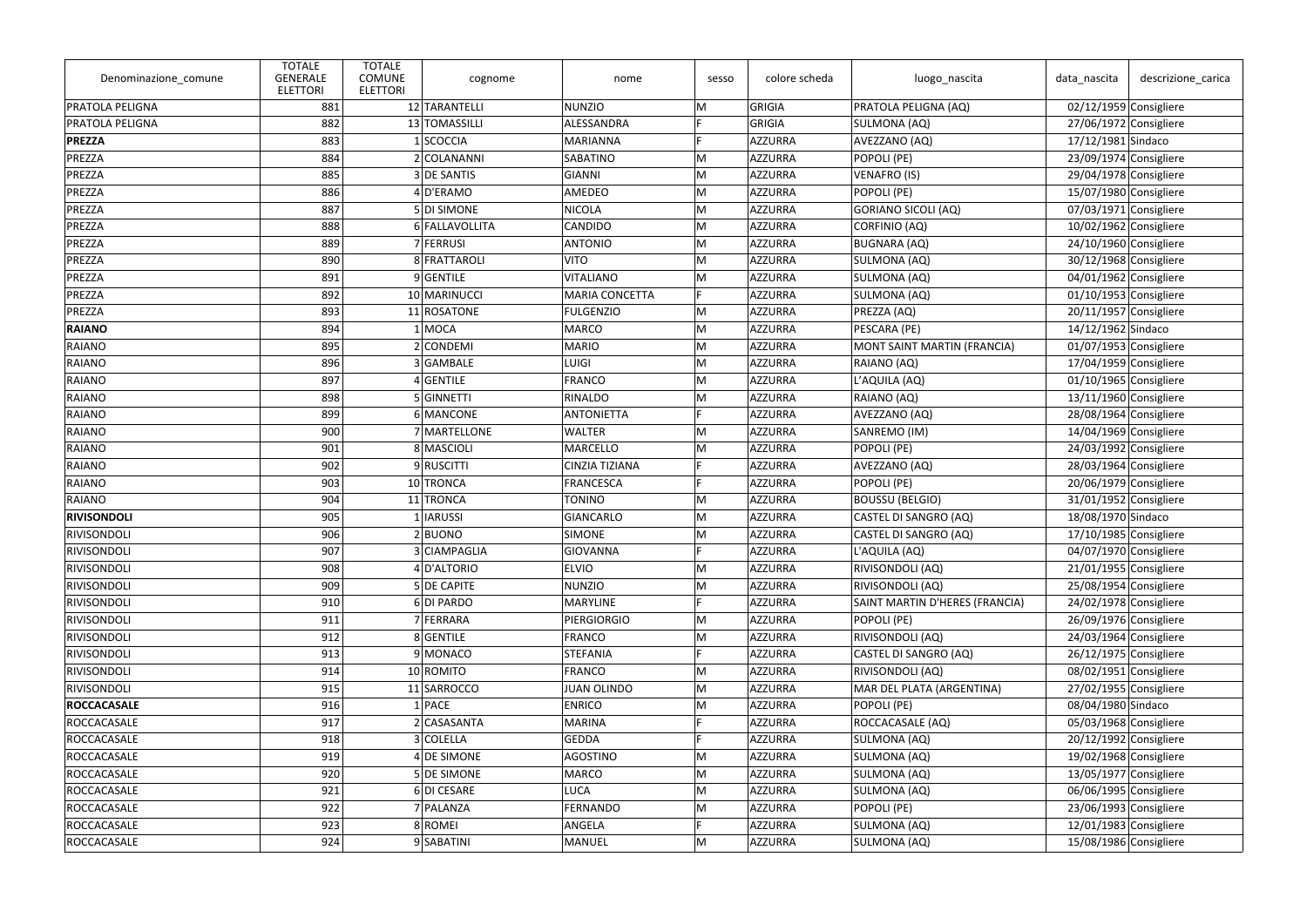| Denominazione_comune | TOTALE GENERALE ELETTORI | TOTALE COMUNE ELETTORI | cognome | nome | sesso | colore scheda | luogo_nascita | data_nascita | descrizione_carica |
|---|---|---|---|---|---|---|---|---|---|
| PRATOLA PELIGNA | 881 | 12 | TARANTELLI | NUNZIO | M | GRIGIA | PRATOLA PELIGNA (AQ) | 02/12/1959 | Consigliere |
| PRATOLA PELIGNA | 882 | 13 | TOMASSILLI | ALESSANDRA | F | GRIGIA | SULMONA (AQ) | 27/06/1972 | Consigliere |
| **PREZZA** | 883 | 1 | SCOCCIA | MARIANNA | F | AZZURRA | AVEZZANO (AQ) | 17/12/1981 | Sindaco |
| PREZZA | 884 | 2 | COLANANNI | SABATINO | M | AZZURRA | POPOLI (PE) | 23/09/1974 | Consigliere |
| PREZZA | 885 | 3 | DE SANTIS | GIANNI | M | AZZURRA | VENAFRO (IS) | 29/04/1978 | Consigliere |
| PREZZA | 886 | 4 | D'ERAMO | AMEDEO | M | AZZURRA | POPOLI (PE) | 15/07/1980 | Consigliere |
| PREZZA | 887 | 5 | DI SIMONE | NICOLA | M | AZZURRA | GORIANO SICOLI (AQ) | 07/03/1971 | Consigliere |
| PREZZA | 888 | 6 | FALLAVOLLITA | CANDIDO | M | AZZURRA | CORFINIO (AQ) | 10/02/1962 | Consigliere |
| PREZZA | 889 | 7 | FERRUSI | ANTONIO | M | AZZURRA | BUGNARA (AQ) | 24/10/1960 | Consigliere |
| PREZZA | 890 | 8 | FRATTAROLI | VITO | M | AZZURRA | SULMONA (AQ) | 30/12/1968 | Consigliere |
| PREZZA | 891 | 9 | GENTILE | VITALIANO | M | AZZURRA | SULMONA (AQ) | 04/01/1962 | Consigliere |
| PREZZA | 892 | 10 | MARINUCCI | MARIA CONCETTA | F | AZZURRA | SULMONA (AQ) | 01/10/1953 | Consigliere |
| PREZZA | 893 | 11 | ROSATONE | FULGENZIO | M | AZZURRA | PREZZA (AQ) | 20/11/1957 | Consigliere |
| **RAIANO** | 894 | 1 | MOCA | MARCO | M | AZZURRA | PESCARA (PE) | 14/12/1962 | Sindaco |
| RAIANO | 895 | 2 | CONDEMI | MARIO | M | AZZURRA | MONT SAINT MARTIN (FRANCIA) | 01/07/1953 | Consigliere |
| RAIANO | 896 | 3 | GAMBALE | LUIGI | M | AZZURRA | RAIANO (AQ) | 17/04/1959 | Consigliere |
| RAIANO | 897 | 4 | GENTILE | FRANCO | M | AZZURRA | L'AQUILA (AQ) | 01/10/1965 | Consigliere |
| RAIANO | 898 | 5 | GINNETTI | RINALDO | M | AZZURRA | RAIANO (AQ) | 13/11/1960 | Consigliere |
| RAIANO | 899 | 6 | MANCONE | ANTONIETTA | F | AZZURRA | AVEZZANO (AQ) | 28/08/1964 | Consigliere |
| RAIANO | 900 | 7 | MARTELLONE | WALTER | M | AZZURRA | SANREMO (IM) | 14/04/1969 | Consigliere |
| RAIANO | 901 | 8 | MASCIOLI | MARCELLO | M | AZZURRA | POPOLI (PE) | 24/03/1992 | Consigliere |
| RAIANO | 902 | 9 | RUSCITTI | CINZIA TIZIANA | F | AZZURRA | AVEZZANO (AQ) | 28/03/1964 | Consigliere |
| RAIANO | 903 | 10 | TRONCA | FRANCESCA | F | AZZURRA | POPOLI (PE) | 20/06/1979 | Consigliere |
| RAIANO | 904 | 11 | TRONCA | TONINO | M | AZZURRA | BOUSSU (BELGIO) | 31/01/1952 | Consigliere |
| **RIVISONDOLI** | 905 | 1 | IARUSSI | GIANCARLO | M | AZZURRA | CASTEL DI SANGRO (AQ) | 18/08/1970 | Sindaco |
| RIVISONDOLI | 906 | 2 | BUONO | SIMONE | M | AZZURRA | CASTEL DI SANGRO (AQ) | 17/10/1985 | Consigliere |
| RIVISONDOLI | 907 | 3 | CIAMPAGLIA | GIOVANNA | F | AZZURRA | L'AQUILA (AQ) | 04/07/1970 | Consigliere |
| RIVISONDOLI | 908 | 4 | D'ALTORIO | ELVIO | M | AZZURRA | RIVISONDOLI (AQ) | 21/01/1955 | Consigliere |
| RIVISONDOLI | 909 | 5 | DE CAPITE | NUNZIO | M | AZZURRA | RIVISONDOLI (AQ) | 25/08/1954 | Consigliere |
| RIVISONDOLI | 910 | 6 | DI PARDO | MARYLINE | F | AZZURRA | SAINT MARTIN D'HERES (FRANCIA) | 24/02/1978 | Consigliere |
| RIVISONDOLI | 911 | 7 | FERRARA | PIERGIORGIO | M | AZZURRA | POPOLI (PE) | 26/09/1976 | Consigliere |
| RIVISONDOLI | 912 | 8 | GENTILE | FRANCO | M | AZZURRA | RIVISONDOLI (AQ) | 24/03/1964 | Consigliere |
| RIVISONDOLI | 913 | 9 | MONACO | STEFANIA | F | AZZURRA | CASTEL DI SANGRO (AQ) | 26/12/1975 | Consigliere |
| RIVISONDOLI | 914 | 10 | ROMITO | FRANCO | M | AZZURRA | RIVISONDOLI (AQ) | 08/02/1951 | Consigliere |
| RIVISONDOLI | 915 | 11 | SARROCCO | JUAN OLINDO | M | AZZURRA | MAR DEL PLATA (ARGENTINA) | 27/02/1955 | Consigliere |
| **ROCCACASALE** | 916 | 1 | PACE | ENRICO | M | AZZURRA | POPOLI (PE) | 08/04/1980 | Sindaco |
| ROCCACASALE | 917 | 2 | CASASANTA | MARINA | F | AZZURRA | ROCCACASALE (AQ) | 05/03/1968 | Consigliere |
| ROCCACASALE | 918 | 3 | COLELLA | GEDDA | F | AZZURRA | SULMONA (AQ) | 20/12/1992 | Consigliere |
| ROCCACASALE | 919 | 4 | DE SIMONE | AGOSTINO | M | AZZURRA | SULMONA (AQ) | 19/02/1968 | Consigliere |
| ROCCACASALE | 920 | 5 | DE SIMONE | MARCO | M | AZZURRA | SULMONA (AQ) | 13/05/1977 | Consigliere |
| ROCCACASALE | 921 | 6 | DI CESARE | LUCA | M | AZZURRA | SULMONA (AQ) | 06/06/1995 | Consigliere |
| ROCCACASALE | 922 | 7 | PALANZA | FERNANDO | M | AZZURRA | POPOLI (PE) | 23/06/1993 | Consigliere |
| ROCCACASALE | 923 | 8 | ROMEI | ANGELA | F | AZZURRA | SULMONA (AQ) | 12/01/1983 | Consigliere |
| ROCCACASALE | 924 | 9 | SABATINI | MANUEL | M | AZZURRA | SULMONA (AQ) | 15/08/1986 | Consigliere |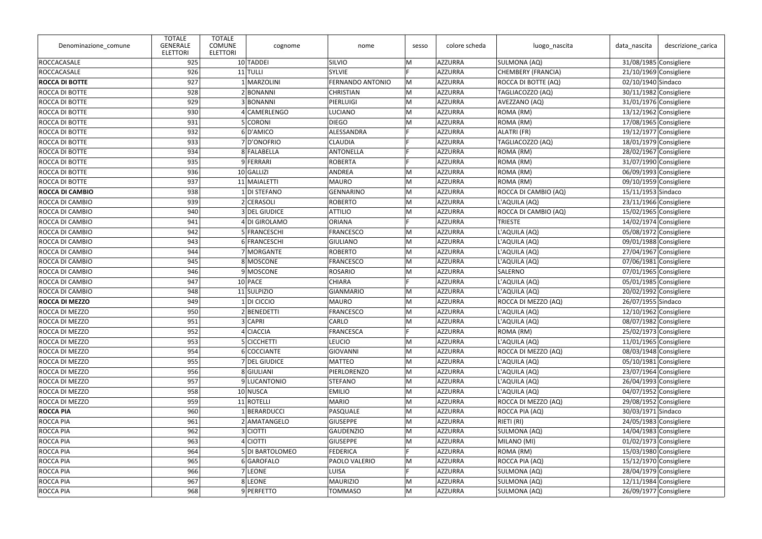| Denominazione_comune | TOTALE GENERALE ELETTORI | TOTALE COMUNE ELETTORI | cognome | nome | sesso | colore scheda | luogo_nascita | data_nascita | descrizione_carica |
|---|---|---|---|---|---|---|---|---|---|
| ROCCACASALE | 925 | 10 | TADDEI | SILVIO | M | AZZURRA | SULMONA (AQ) | 31/08/1985 | Consigliere |
| ROCCACASALE | 926 | 11 | TULLI | SYLVIE | F | AZZURRA | CHEMBERY (FRANCIA) | 21/10/1969 | Consigliere |
| **ROCCA DI BOTTE** | 927 | 1 | MARZOLINI | FERNANDO ANTONIO | M | AZZURRA | ROCCA DI BOTTE (AQ) | 02/10/1940 | Sindaco |
| ROCCA DI BOTTE | 928 | 2 | BONANNI | CHRISTIAN | M | AZZURRA | TAGLIACOZZO (AQ) | 30/11/1982 | Consigliere |
| ROCCA DI BOTTE | 929 | 3 | BONANNI | PIERLUIGI | M | AZZURRA | AVEZZANO (AQ) | 31/01/1976 | Consigliere |
| ROCCA DI BOTTE | 930 | 4 | CAMERLENGO | LUCIANO | M | AZZURRA | ROMA (RM) | 13/12/1962 | Consigliere |
| ROCCA DI BOTTE | 931 | 5 | CORONI | DIEGO | M | AZZURRA | ROMA (RM) | 17/08/1965 | Consigliere |
| ROCCA DI BOTTE | 932 | 6 | D'AMICO | ALESSANDRA | F | AZZURRA | ALATRI (FR) | 19/12/1977 | Consigliere |
| ROCCA DI BOTTE | 933 | 7 | D'ONOFRIO | CLAUDIA | F | AZZURRA | TAGLIACOZZO (AQ) | 18/01/1979 | Consigliere |
| ROCCA DI BOTTE | 934 | 8 | FALABELLA | ANTONELLA | F | AZZURRA | ROMA (RM) | 28/02/1967 | Consigliere |
| ROCCA DI BOTTE | 935 | 9 | FERRARI | ROBERTA | F | AZZURRA | ROMA (RM) | 31/07/1990 | Consigliere |
| ROCCA DI BOTTE | 936 | 10 | GALLIZI | ANDREA | M | AZZURRA | ROMA (RM) | 06/09/1993 | Consigliere |
| ROCCA DI BOTTE | 937 | 11 | MAIALETTI | MAURO | M | AZZURRA | ROMA (RM) | 09/10/1959 | Consigliere |
| **ROCCA DI CAMBIO** | 938 | 1 | DI STEFANO | GENNARINO | M | AZZURRA | ROCCA DI CAMBIO (AQ) | 15/11/1953 | Sindaco |
| ROCCA DI CAMBIO | 939 | 2 | CERASOLI | ROBERTO | M | AZZURRA | L'AQUILA (AQ) | 23/11/1966 | Consigliere |
| ROCCA DI CAMBIO | 940 | 3 | DEL GIUDICE | ATTILIO | M | AZZURRA | ROCCA DI CAMBIO (AQ) | 15/02/1965 | Consigliere |
| ROCCA DI CAMBIO | 941 | 4 | DI GIROLAMO | ORIANA | F | AZZURRA | TRIESTE | 14/02/1974 | Consigliere |
| ROCCA DI CAMBIO | 942 | 5 | FRANCESCHI | FRANCESCO | M | AZZURRA | L'AQUILA (AQ) | 05/08/1972 | Consigliere |
| ROCCA DI CAMBIO | 943 | 6 | FRANCESCHI | GIULIANO | M | AZZURRA | L'AQUILA (AQ) | 09/01/1988 | Consigliere |
| ROCCA DI CAMBIO | 944 | 7 | MORGANTE | ROBERTO | M | AZZURRA | L'AQUILA (AQ) | 27/04/1967 | Consigliere |
| ROCCA DI CAMBIO | 945 | 8 | MOSCONE | FRANCESCO | M | AZZURRA | L'AQUILA (AQ) | 07/06/1981 | Consigliere |
| ROCCA DI CAMBIO | 946 | 9 | MOSCONE | ROSARIO | M | AZZURRA | SALERNO | 07/01/1965 | Consigliere |
| ROCCA DI CAMBIO | 947 | 10 | PACE | CHIARA | F | AZZURRA | L'AQUILA (AQ) | 05/01/1985 | Consigliere |
| ROCCA DI CAMBIO | 948 | 11 | SULPIZIO | GIANMARIO | M | AZZURRA | L'AQUILA (AQ) | 20/02/1992 | Consigliere |
| **ROCCA DI MEZZO** | 949 | 1 | DI CICCIO | MAURO | M | AZZURRA | ROCCA DI MEZZO (AQ) | 26/07/1955 | Sindaco |
| ROCCA DI MEZZO | 950 | 2 | BENEDETTI | FRANCESCO | M | AZZURRA | L'AQUILA (AQ) | 12/10/1962 | Consigliere |
| ROCCA DI MEZZO | 951 | 3 | CAPRI | CARLO | M | AZZURRA | L'AQUILA (AQ) | 08/07/1982 | Consigliere |
| ROCCA DI MEZZO | 952 | 4 | CIACCIA | FRANCESCA | F | AZZURRA | ROMA (RM) | 25/02/1973 | Consigliere |
| ROCCA DI MEZZO | 953 | 5 | CICCHETTI | LEUCIO | M | AZZURRA | L'AQUILA (AQ) | 11/01/1965 | Consigliere |
| ROCCA DI MEZZO | 954 | 6 | COCCIANTE | GIOVANNI | M | AZZURRA | ROCCA DI MEZZO (AQ) | 08/03/1948 | Consigliere |
| ROCCA DI MEZZO | 955 | 7 | DEL GIUDICE | MATTEO | M | AZZURRA | L'AQUILA (AQ) | 05/10/1981 | Consigliere |
| ROCCA DI MEZZO | 956 | 8 | GIULIANI | PIERLORENZO | M | AZZURRA | L'AQUILA (AQ) | 23/07/1964 | Consigliere |
| ROCCA DI MEZZO | 957 | 9 | LUCANTONIO | STEFANO | M | AZZURRA | L'AQUILA (AQ) | 26/04/1993 | Consigliere |
| ROCCA DI MEZZO | 958 | 10 | NUSCA | EMILIO | M | AZZURRA | L'AQUILA (AQ) | 04/07/1952 | Consigliere |
| ROCCA DI MEZZO | 959 | 11 | ROTELLI | MARIO | M | AZZURRA | ROCCA DI MEZZO (AQ) | 29/08/1952 | Consigliere |
| **ROCCA PIA** | 960 | 1 | BERARDUCCI | PASQUALE | M | AZZURRA | ROCCA PIA (AQ) | 30/03/1971 | Sindaco |
| ROCCA PIA | 961 | 2 | AMATANGELO | GIUSEPPE | M | AZZURRA | RIETI (RI) | 24/05/1983 | Consigliere |
| ROCCA PIA | 962 | 3 | CIOTTI | GAUDENZIO | M | AZZURRA | SULMONA (AQ) | 14/04/1983 | Consigliere |
| ROCCA PIA | 963 | 4 | CIOTTI | GIUSEPPE | M | AZZURRA | MILANO (MI) | 01/02/1973 | Consigliere |
| ROCCA PIA | 964 | 5 | DI BARTOLOMEO | FEDERICA | F | AZZURRA | ROMA (RM) | 15/03/1980 | Consigliere |
| ROCCA PIA | 965 | 6 | GAROFALO | PAOLO VALERIO | M | AZZURRA | ROCCA PIA (AQ) | 15/12/1970 | Consigliere |
| ROCCA PIA | 966 | 7 | LEONE | LUISA | F | AZZURRA | SULMONA (AQ) | 28/04/1979 | Consigliere |
| ROCCA PIA | 967 | 8 | LEONE | MAURIZIO | M | AZZURRA | SULMONA (AQ) | 12/11/1984 | Consigliere |
| ROCCA PIA | 968 | 9 | PERFETTO | TOMMASO | M | AZZURRA | SULMONA (AQ) | 26/09/1977 | Consigliere |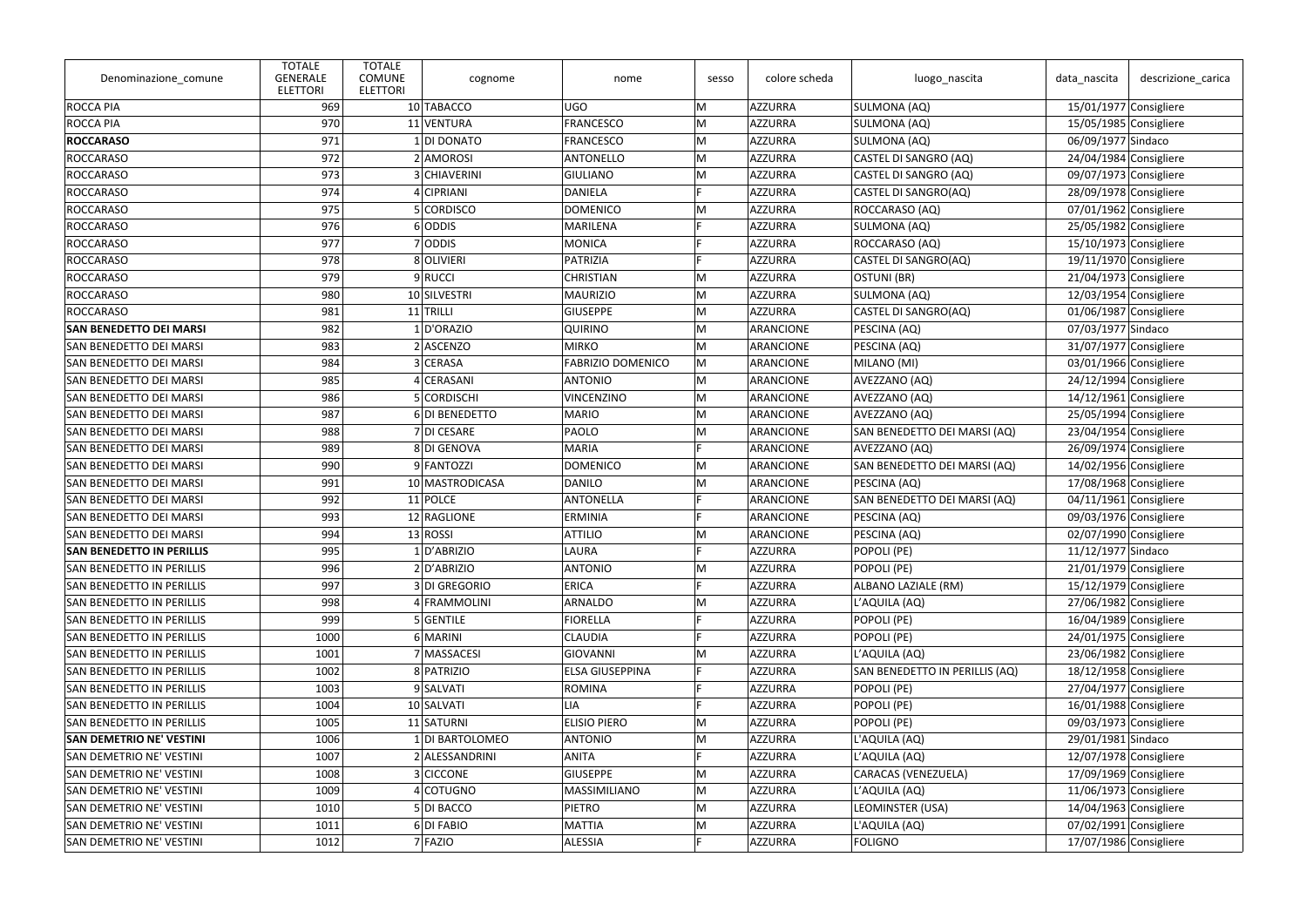| Denominazione_comune | TOTALE GENERALE ELETTORI | TOTALE COMUNE ELETTORI | cognome | nome | sesso | colore scheda | luogo_nascita | data_nascita | descrizione_carica |
|---|---|---|---|---|---|---|---|---|---|
| ROCCA PIA | 969 | 10 | TABACCO | UGO | M | AZZURRA | SULMONA (AQ) | 15/01/1977 | Consigliere |
| ROCCA PIA | 970 | 11 | VENTURA | FRANCESCO | M | AZZURRA | SULMONA (AQ) | 15/05/1985 | Consigliere |
| **ROCCARASO** | 971 | 1 | DI DONATO | FRANCESCO | M | AZZURRA | SULMONA (AQ) | 06/09/1977 | Sindaco |
| ROCCARASO | 972 | 2 | AMOROSI | ANTONELLO | M | AZZURRA | CASTEL DI SANGRO (AQ) | 24/04/1984 | Consigliere |
| ROCCARASO | 973 | 3 | CHIAVERINI | GIULIANO | M | AZZURRA | CASTEL DI SANGRO (AQ) | 09/07/1973 | Consigliere |
| ROCCARASO | 974 | 4 | CIPRIANI | DANIELA | F | AZZURRA | CASTEL DI SANGRO(AQ) | 28/09/1978 | Consigliere |
| ROCCARASO | 975 | 5 | CORDISCO | DOMENICO | M | AZZURRA | ROCCARASO (AQ) | 07/01/1962 | Consigliere |
| ROCCARASO | 976 | 6 | ODDIS | MARILENA | F | AZZURRA | SULMONA (AQ) | 25/05/1982 | Consigliere |
| ROCCARASO | 977 | 7 | ODDIS | MONICA | F | AZZURRA | ROCCARASO (AQ) | 15/10/1973 | Consigliere |
| ROCCARASO | 978 | 8 | OLIVIERI | PATRIZIA | F | AZZURRA | CASTEL DI SANGRO(AQ) | 19/11/1970 | Consigliere |
| ROCCARASO | 979 | 9 | RUCCI | CHRISTIAN | M | AZZURRA | OSTUNI (BR) | 21/04/1973 | Consigliere |
| ROCCARASO | 980 | 10 | SILVESTRI | MAURIZIO | M | AZZURRA | SULMONA (AQ) | 12/03/1954 | Consigliere |
| ROCCARASO | 981 | 11 | TRILLI | GIUSEPPE | M | AZZURRA | CASTEL DI SANGRO(AQ) | 01/06/1987 | Consigliere |
| **SAN BENEDETTO DEI MARSI** | 982 | 1 | D'ORAZIO | QUIRINO | M | ARANCIONE | PESCINA (AQ) | 07/03/1977 | Sindaco |
| SAN BENEDETTO DEI MARSI | 983 | 2 | ASCENZO | MIRKO | M | ARANCIONE | PESCINA (AQ) | 31/07/1977 | Consigliere |
| SAN BENEDETTO DEI MARSI | 984 | 3 | CERASA | FABRIZIO DOMENICO | M | ARANCIONE | MILANO (MI) | 03/01/1966 | Consigliere |
| SAN BENEDETTO DEI MARSI | 985 | 4 | CERASANI | ANTONIO | M | ARANCIONE | AVEZZANO (AQ) | 24/12/1994 | Consigliere |
| SAN BENEDETTO DEI MARSI | 986 | 5 | CORDISCHI | VINCENZINO | M | ARANCIONE | AVEZZANO (AQ) | 14/12/1961 | Consigliere |
| SAN BENEDETTO DEI MARSI | 987 | 6 | DI BENEDETTO | MARIO | M | ARANCIONE | AVEZZANO (AQ) | 25/05/1994 | Consigliere |
| SAN BENEDETTO DEI MARSI | 988 | 7 | DI CESARE | PAOLO | M | ARANCIONE | SAN BENEDETTO DEI MARSI (AQ) | 23/04/1954 | Consigliere |
| SAN BENEDETTO DEI MARSI | 989 | 8 | DI GENOVA | MARIA | F | ARANCIONE | AVEZZANO (AQ) | 26/09/1974 | Consigliere |
| SAN BENEDETTO DEI MARSI | 990 | 9 | FANTOZZI | DOMENICO | M | ARANCIONE | SAN BENEDETTO DEI MARSI (AQ) | 14/02/1956 | Consigliere |
| SAN BENEDETTO DEI MARSI | 991 | 10 | MASTRODICASA | DANILO | M | ARANCIONE | PESCINA (AQ) | 17/08/1968 | Consigliere |
| SAN BENEDETTO DEI MARSI | 992 | 11 | POLCE | ANTONELLA | F | ARANCIONE | SAN BENEDETTO DEI MARSI (AQ) | 04/11/1961 | Consigliere |
| SAN BENEDETTO DEI MARSI | 993 | 12 | RAGLIONE | ERMINIA | F | ARANCIONE | PESCINA (AQ) | 09/03/1976 | Consigliere |
| SAN BENEDETTO DEI MARSI | 994 | 13 | ROSSI | ATTILIO | M | ARANCIONE | PESCINA (AQ) | 02/07/1990 | Consigliere |
| **SAN BENEDETTO IN PERILLIS** | 995 | 1 | D'ABRIZIO | LAURA | F | AZZURRA | POPOLI (PE) | 11/12/1977 | Sindaco |
| SAN BENEDETTO IN PERILLIS | 996 | 2 | D'ABRIZIO | ANTONIO | M | AZZURRA | POPOLI (PE) | 21/01/1979 | Consigliere |
| SAN BENEDETTO IN PERILLIS | 997 | 3 | DI GREGORIO | ERICA | F | AZZURRA | ALBANO LAZIALE (RM) | 15/12/1979 | Consigliere |
| SAN BENEDETTO IN PERILLIS | 998 | 4 | FRAMMOLINI | ARNALDO | M | AZZURRA | L'AQUILA (AQ) | 27/06/1982 | Consigliere |
| SAN BENEDETTO IN PERILLIS | 999 | 5 | GENTILE | FIORELLA | F | AZZURRA | POPOLI (PE) | 16/04/1989 | Consigliere |
| SAN BENEDETTO IN PERILLIS | 1000 | 6 | MARINI | CLAUDIA | F | AZZURRA | POPOLI (PE) | 24/01/1975 | Consigliere |
| SAN BENEDETTO IN PERILLIS | 1001 | 7 | MASSACESI | GIOVANNI | M | AZZURRA | L'AQUILA (AQ) | 23/06/1982 | Consigliere |
| SAN BENEDETTO IN PERILLIS | 1002 | 8 | PATRIZIO | ELSA GIUSEPPINA | F | AZZURRA | SAN BENEDETTO IN PERILLIS (AQ) | 18/12/1958 | Consigliere |
| SAN BENEDETTO IN PERILLIS | 1003 | 9 | SALVATI | ROMINA | F | AZZURRA | POPOLI (PE) | 27/04/1977 | Consigliere |
| SAN BENEDETTO IN PERILLIS | 1004 | 10 | SALVATI | LIA | F | AZZURRA | POPOLI (PE) | 16/01/1988 | Consigliere |
| SAN BENEDETTO IN PERILLIS | 1005 | 11 | SATURNI | ELISIO PIERO | M | AZZURRA | POPOLI (PE) | 09/03/1973 | Consigliere |
| **SAN DEMETRIO NE' VESTINI** | 1006 | 1 | DI BARTOLOMEO | ANTONIO | M | AZZURRA | L'AQUILA (AQ) | 29/01/1981 | Sindaco |
| SAN DEMETRIO NE' VESTINI | 1007 | 2 | ALESSANDRINI | ANITA | F | AZZURRA | L'AQUILA (AQ) | 12/07/1978 | Consigliere |
| SAN DEMETRIO NE' VESTINI | 1008 | 3 | CICCONE | GIUSEPPE | M | AZZURRA | CARACAS (VENEZUELA) | 17/09/1969 | Consigliere |
| SAN DEMETRIO NE' VESTINI | 1009 | 4 | COTUGNO | MASSIMILIANO | M | AZZURRA | L'AQUILA (AQ) | 11/06/1973 | Consigliere |
| SAN DEMETRIO NE' VESTINI | 1010 | 5 | DI BACCO | PIETRO | M | AZZURRA | LEOMINSTER (USA) | 14/04/1963 | Consigliere |
| SAN DEMETRIO NE' VESTINI | 1011 | 6 | DI FABIO | MATTIA | M | AZZURRA | L'AQUILA (AQ) | 07/02/1991 | Consigliere |
| SAN DEMETRIO NE' VESTINI | 1012 | 7 | FAZIO | ALESSIA | F | AZZURRA | FOLIGNO | 17/07/1986 | Consigliere |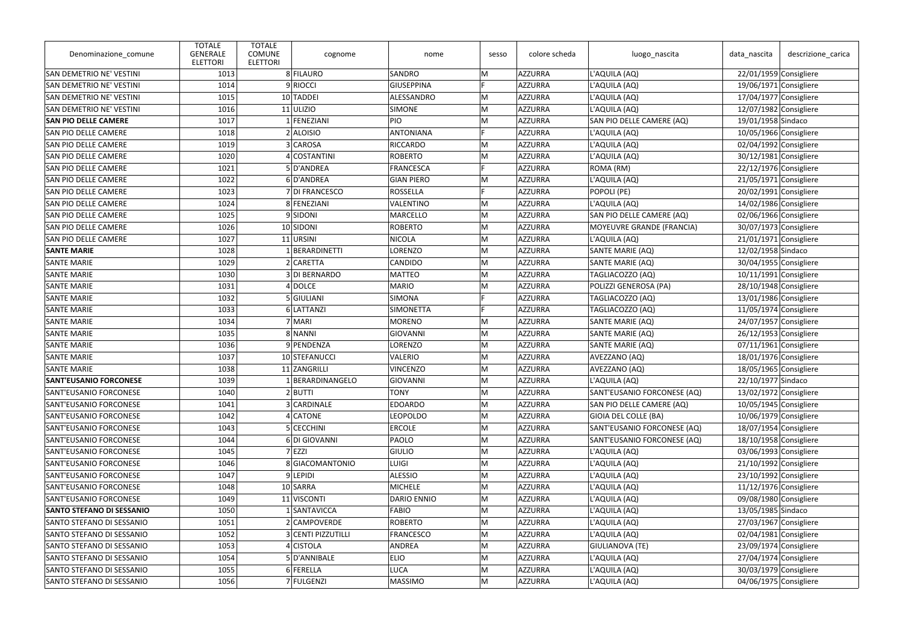| Denominazione_comune | TOTALE GENERALE ELETTORI | TOTALE COMUNE ELETTORI | cognome | nome | sesso | colore scheda | luogo_nascita | data_nascita | descrizione_carica |
|---|---|---|---|---|---|---|---|---|---|
| SAN DEMETRIO NE' VESTINI | 1013 | 8 | FILAURO | SANDRO | M | AZZURRA | L'AQUILA (AQ) | 22/01/1959 | Consigliere |
| SAN DEMETRIO NE' VESTINI | 1014 | 9 | RIOCCI | GIUSEPPINA | F | AZZURRA | L'AQUILA (AQ) | 19/06/1971 | Consigliere |
| SAN DEMETRIO NE' VESTINI | 1015 | 10 | TADDEI | ALESSANDRO | M | AZZURRA | L'AQUILA (AQ) | 17/04/1977 | Consigliere |
| SAN DEMETRIO NE' VESTINI | 1016 | 11 | ULIZIO | SIMONE | M | AZZURRA | L'AQUILA (AQ) | 12/07/1982 | Consigliere |
| **SAN PIO DELLE CAMERE** | 1017 | 1 | FENEZIANI | PIO | M | AZZURRA | SAN PIO DELLE CAMERE (AQ) | 19/01/1958 | Sindaco |
| SAN PIO DELLE CAMERE | 1018 | 2 | ALOISIO | ANTONIANA | F | AZZURRA | L'AQUILA (AQ) | 10/05/1966 | Consigliere |
| SAN PIO DELLE CAMERE | 1019 | 3 | CAROSA | RICCARDO | M | AZZURRA | L'AQUILA (AQ) | 02/04/1992 | Consigliere |
| SAN PIO DELLE CAMERE | 1020 | 4 | COSTANTINI | ROBERTO | M | AZZURRA | L'AQUILA (AQ) | 30/12/1981 | Consigliere |
| SAN PIO DELLE CAMERE | 1021 | 5 | D'ANDREA | FRANCESCA | F | AZZURRA | ROMA (RM) | 22/12/1976 | Consigliere |
| SAN PIO DELLE CAMERE | 1022 | 6 | D'ANDREA | GIAN PIERO | M | AZZURRA | L'AQUILA (AQ) | 21/05/1971 | Consigliere |
| SAN PIO DELLE CAMERE | 1023 | 7 | DI FRANCESCO | ROSSELLA | F | AZZURRA | POPOLI (PE) | 20/02/1991 | Consigliere |
| SAN PIO DELLE CAMERE | 1024 | 8 | FENEZIANI | VALENTINO | M | AZZURRA | L'AQUILA (AQ) | 14/02/1986 | Consigliere |
| SAN PIO DELLE CAMERE | 1025 | 9 | SIDONI | MARCELLO | M | AZZURRA | SAN PIO DELLE CAMERE (AQ) | 02/06/1966 | Consigliere |
| SAN PIO DELLE CAMERE | 1026 | 10 | SIDONI | ROBERTO | M | AZZURRA | MOYEUVRE GRANDE (FRANCIA) | 30/07/1973 | Consigliere |
| SAN PIO DELLE CAMERE | 1027 | 11 | URSINI | NICOLA | M | AZZURRA | L'AQUILA (AQ) | 21/01/1971 | Consigliere |
| **SANTE MARIE** | 1028 | 1 | BERARDINETTI | LORENZO | M | AZZURRA | SANTE MARIE (AQ) | 12/02/1958 | Sindaco |
| SANTE MARIE | 1029 | 2 | CARETTA | CANDIDO | M | AZZURRA | SANTE MARIE (AQ) | 30/04/1955 | Consigliere |
| SANTE MARIE | 1030 | 3 | DI BERNARDO | MATTEO | M | AZZURRA | TAGLIACOZZO (AQ) | 10/11/1991 | Consigliere |
| SANTE MARIE | 1031 | 4 | DOLCE | MARIO | M | AZZURRA | POLIZZI GENEROSA (PA) | 28/10/1948 | Consigliere |
| SANTE MARIE | 1032 | 5 | GIULIANI | SIMONA | F | AZZURRA | TAGLIACOZZO (AQ) | 13/01/1986 | Consigliere |
| SANTE MARIE | 1033 | 6 | LATTANZI | SIMONETTA | F | AZZURRA | TAGLIACOZZO (AQ) | 11/05/1974 | Consigliere |
| SANTE MARIE | 1034 | 7 | MARI | MORENO | M | AZZURRA | SANTE MARIE (AQ) | 24/07/1957 | Consigliere |
| SANTE MARIE | 1035 | 8 | NANNI | GIOVANNI | M | AZZURRA | SANTE MARIE (AQ) | 26/12/1953 | Consigliere |
| SANTE MARIE | 1036 | 9 | PENDENZA | LORENZO | M | AZZURRA | SANTE MARIE (AQ) | 07/11/1961 | Consigliere |
| SANTE MARIE | 1037 | 10 | STEFANUCCI | VALERIO | M | AZZURRA | AVEZZANO (AQ) | 18/01/1976 | Consigliere |
| SANTE MARIE | 1038 | 11 | ZANGRILLI | VINCENZO | M | AZZURRA | AVEZZANO (AQ) | 18/05/1965 | Consigliere |
| **SANT'EUSANIO FORCONESE** | 1039 | 1 | BERARDINANGELO | GIOVANNI | M | AZZURRA | L'AQUILA (AQ) | 22/10/1977 | Sindaco |
| SANT'EUSANIO FORCONESE | 1040 | 2 | BUTTI | TONY | M | AZZURRA | SANT'EUSANIO FORCONESE (AQ) | 13/02/1972 | Consigliere |
| SANT'EUSANIO FORCONESE | 1041 | 3 | CARDINALE | EDOARDO | M | AZZURRA | SAN PIO DELLE CAMERE (AQ) | 10/05/1945 | Consigliere |
| SANT'EUSANIO FORCONESE | 1042 | 4 | CATONE | LEOPOLDO | M | AZZURRA | GIOIA DEL COLLE (BA) | 10/06/1979 | Consigliere |
| SANT'EUSANIO FORCONESE | 1043 | 5 | CECCHINI | ERCOLE | M | AZZURRA | SANT'EUSANIO FORCONESE (AQ) | 18/07/1954 | Consigliere |
| SANT'EUSANIO FORCONESE | 1044 | 6 | DI GIOVANNI | PAOLO | M | AZZURRA | SANT'EUSANIO FORCONESE (AQ) | 18/10/1958 | Consigliere |
| SANT'EUSANIO FORCONESE | 1045 | 7 | EZZI | GIULIO | M | AZZURRA | L'AQUILA (AQ) | 03/06/1993 | Consigliere |
| SANT'EUSANIO FORCONESE | 1046 | 8 | GIACOMANTONIO | LUIGI | M | AZZURRA | L'AQUILA (AQ) | 21/10/1992 | Consigliere |
| SANT'EUSANIO FORCONESE | 1047 | 9 | LEPIDI | ALESSIO | M | AZZURRA | L'AQUILA (AQ) | 23/10/1992 | Consigliere |
| SANT'EUSANIO FORCONESE | 1048 | 10 | SARRA | MICHELE | M | AZZURRA | L'AQUILA (AQ) | 11/12/1976 | Consigliere |
| SANT'EUSANIO FORCONESE | 1049 | 11 | VISCONTI | DARIO ENNIO | M | AZZURRA | L'AQUILA (AQ) | 09/08/1980 | Consigliere |
| **SANTO STEFANO DI SESSANIO** | 1050 | 1 | SANTAVICCA | FABIO | M | AZZURRA | L'AQUILA (AQ) | 13/05/1985 | Sindaco |
| SANTO STEFANO DI SESSANIO | 1051 | 2 | CAMPOVERDE | ROBERTO | M | AZZURRA | L'AQUILA (AQ) | 27/03/1967 | Consigliere |
| SANTO STEFANO DI SESSANIO | 1052 | 3 | CENTI PIZZUTILLI | FRANCESCO | M | AZZURRA | L'AQUILA (AQ) | 02/04/1981 | Consigliere |
| SANTO STEFANO DI SESSANIO | 1053 | 4 | CISTOLA | ANDREA | M | AZZURRA | GIULIANOVA (TE) | 23/09/1974 | Consigliere |
| SANTO STEFANO DI SESSANIO | 1054 | 5 | D'ANNIBALE | ELIO | M | AZZURRA | L'AQUILA (AQ) | 27/04/1974 | Consigliere |
| SANTO STEFANO DI SESSANIO | 1055 | 6 | FERELLA | LUCA | M | AZZURRA | L'AQUILA (AQ) | 30/03/1979 | Consigliere |
| SANTO STEFANO DI SESSANIO | 1056 | 7 | FULGENZI | MASSIMO | M | AZZURRA | L'AQUILA (AQ) | 04/06/1975 | Consigliere |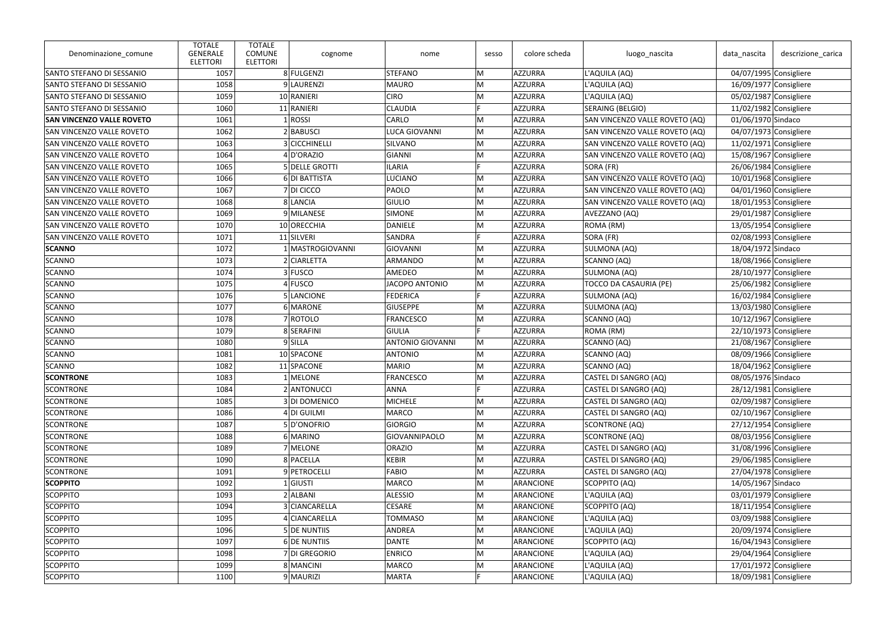| Denominazione_comune | TOTALE GENERALE ELETTORI | TOTALE COMUNE ELETTORI | cognome | nome | sesso | colore scheda | luogo_nascita | data_nascita | descrizione_carica |
|---|---|---|---|---|---|---|---|---|---|
| SANTO STEFANO DI SESSANIO | 1057 | 8 | FULGENZI | STEFANO | M | AZZURRA | L'AQUILA (AQ) | 04/07/1995 | Consigliere |
| SANTO STEFANO DI SESSANIO | 1058 | 9 | LAURENZI | MAURO | M | AZZURRA | L'AQUILA (AQ) | 16/09/1977 | Consigliere |
| SANTO STEFANO DI SESSANIO | 1059 | 10 | RANIERI | CIRO | M | AZZURRA | L'AQUILA (AQ) | 05/02/1987 | Consigliere |
| SANTO STEFANO DI SESSANIO | 1060 | 11 | RANIERI | CLAUDIA | F | AZZURRA | SERAING (BELGIO) | 11/02/1982 | Consigliere |
| **SAN VINCENZO VALLE ROVETO** | 1061 | 1 | ROSSI | CARLO | M | AZZURRA | SAN VINCENZO VALLE ROVETO (AQ) | 01/06/1970 | Sindaco |
| SAN VINCENZO VALLE ROVETO | 1062 | 2 | BABUSCI | LUCA GIOVANNI | M | AZZURRA | SAN VINCENZO VALLE ROVETO (AQ) | 04/07/1973 | Consigliere |
| SAN VINCENZO VALLE ROVETO | 1063 | 3 | CICCHINELLI | SILVANO | M | AZZURRA | SAN VINCENZO VALLE ROVETO (AQ) | 11/02/1971 | Consigliere |
| SAN VINCENZO VALLE ROVETO | 1064 | 4 | D'ORAZIO | GIANNI | M | AZZURRA | SAN VINCENZO VALLE ROVETO (AQ) | 15/08/1967 | Consigliere |
| SAN VINCENZO VALLE ROVETO | 1065 | 5 | DELLE GROTTI | ILARIA | F | AZZURRA | SORA (FR) | 26/06/1984 | Consigliere |
| SAN VINCENZO VALLE ROVETO | 1066 | 6 | DI BATTISTA | LUCIANO | M | AZZURRA | SAN VINCENZO VALLE ROVETO (AQ) | 10/01/1968 | Consigliere |
| SAN VINCENZO VALLE ROVETO | 1067 | 7 | DI CICCO | PAOLO | M | AZZURRA | SAN VINCENZO VALLE ROVETO (AQ) | 04/01/1960 | Consigliere |
| SAN VINCENZO VALLE ROVETO | 1068 | 8 | LANCIA | GIULIO | M | AZZURRA | SAN VINCENZO VALLE ROVETO (AQ) | 18/01/1953 | Consigliere |
| SAN VINCENZO VALLE ROVETO | 1069 | 9 | MILANESE | SIMONE | M | AZZURRA | AVEZZANO (AQ) | 29/01/1987 | Consigliere |
| SAN VINCENZO VALLE ROVETO | 1070 | 10 | ORECCHIA | DANIELE | M | AZZURRA | ROMA (RM) | 13/05/1954 | Consigliere |
| SAN VINCENZO VALLE ROVETO | 1071 | 11 | SILVERI | SANDRA | F | AZZURRA | SORA (FR) | 02/08/1993 | Consigliere |
| **SCANNO** | 1072 | 1 | MASTROGIOVANNI | GIOVANNI | M | AZZURRA | SULMONA (AQ) | 18/04/1972 | Sindaco |
| SCANNO | 1073 | 2 | CIARLETTA | ARMANDO | M | AZZURRA | SCANNO (AQ) | 18/08/1966 | Consigliere |
| SCANNO | 1074 | 3 | FUSCO | AMEDEO | M | AZZURRA | SULMONA (AQ) | 28/10/1977 | Consigliere |
| SCANNO | 1075 | 4 | FUSCO | JACOPO ANTONIO | M | AZZURRA | TOCCO DA CASAURIA (PE) | 25/06/1982 | Consigliere |
| SCANNO | 1076 | 5 | LANCIONE | FEDERICA | F | AZZURRA | SULMONA (AQ) | 16/02/1984 | Consigliere |
| SCANNO | 1077 | 6 | MARONE | GIUSEPPE | M | AZZURRA | SULMONA (AQ) | 13/03/1980 | Consigliere |
| SCANNO | 1078 | 7 | ROTOLO | FRANCESCO | M | AZZURRA | SCANNO (AQ) | 10/12/1967 | Consigliere |
| SCANNO | 1079 | 8 | SERAFINI | GIULIA | F | AZZURRA | ROMA (RM) | 22/10/1973 | Consigliere |
| SCANNO | 1080 | 9 | SILLA | ANTONIO GIOVANNI | M | AZZURRA | SCANNO (AQ) | 21/08/1967 | Consigliere |
| SCANNO | 1081 | 10 | SPACONE | ANTONIO | M | AZZURRA | SCANNO (AQ) | 08/09/1966 | Consigliere |
| SCANNO | 1082 | 11 | SPACONE | MARIO | M | AZZURRA | SCANNO (AQ) | 18/04/1962 | Consigliere |
| **SCONTRONE** | 1083 | 1 | MELONE | FRANCESCO | M | AZZURRA | CASTEL DI SANGRO (AQ) | 08/05/1976 | Sindaco |
| SCONTRONE | 1084 | 2 | ANTONUCCI | ANNA | F | AZZURRA | CASTEL DI SANGRO (AQ) | 28/12/1981 | Consigliere |
| SCONTRONE | 1085 | 3 | DI DOMENICO | MICHELE | M | AZZURRA | CASTEL DI SANGRO (AQ) | 02/09/1987 | Consigliere |
| SCONTRONE | 1086 | 4 | DI GUILMI | MARCO | M | AZZURRA | CASTEL DI SANGRO (AQ) | 02/10/1967 | Consigliere |
| SCONTRONE | 1087 | 5 | D'ONOFRIO | GIORGIO | M | AZZURRA | SCONTRONE (AQ) | 27/12/1954 | Consigliere |
| SCONTRONE | 1088 | 6 | MARINO | GIOVANNIPAOLO | M | AZZURRA | SCONTRONE (AQ) | 08/03/1956 | Consigliere |
| SCONTRONE | 1089 | 7 | MELONE | ORAZIO | M | AZZURRA | CASTEL DI SANGRO (AQ) | 31/08/1996 | Consigliere |
| SCONTRONE | 1090 | 8 | PACELLA | KEBIR | M | AZZURRA | CASTEL DI SANGRO (AQ) | 29/06/1985 | Consigliere |
| SCONTRONE | 1091 | 9 | PETROCELLI | FABIO | M | AZZURRA | CASTEL DI SANGRO (AQ) | 27/04/1978 | Consigliere |
| **SCOPPITO** | 1092 | 1 | GIUSTI | MARCO | M | ARANCIONE | SCOPPITO (AQ) | 14/05/1967 | Sindaco |
| SCOPPITO | 1093 | 2 | ALBANI | ALESSIO | M | ARANCIONE | L'AQUILA (AQ) | 03/01/1979 | Consigliere |
| SCOPPITO | 1094 | 3 | CIANCARELLA | CESARE | M | ARANCIONE | SCOPPITO (AQ) | 18/11/1954 | Consigliere |
| SCOPPITO | 1095 | 4 | CIANCARELLA | TOMMASO | M | ARANCIONE | L'AQUILA (AQ) | 03/09/1988 | Consigliere |
| SCOPPITO | 1096 | 5 | DE NUNTIIS | ANDREA | M | ARANCIONE | L'AQUILA (AQ) | 20/09/1974 | Consigliere |
| SCOPPITO | 1097 | 6 | DE NUNTIIS | DANTE | M | ARANCIONE | SCOPPITO (AQ) | 16/04/1943 | Consigliere |
| SCOPPITO | 1098 | 7 | DI GREGORIO | ENRICO | M | ARANCIONE | L'AQUILA (AQ) | 29/04/1964 | Consigliere |
| SCOPPITO | 1099 | 8 | MANCINI | MARCO | M | ARANCIONE | L'AQUILA (AQ) | 17/01/1972 | Consigliere |
| SCOPPITO | 1100 | 9 | MAURIZI | MARTA | F | ARANCIONE | L'AQUILA (AQ) | 18/09/1981 | Consigliere |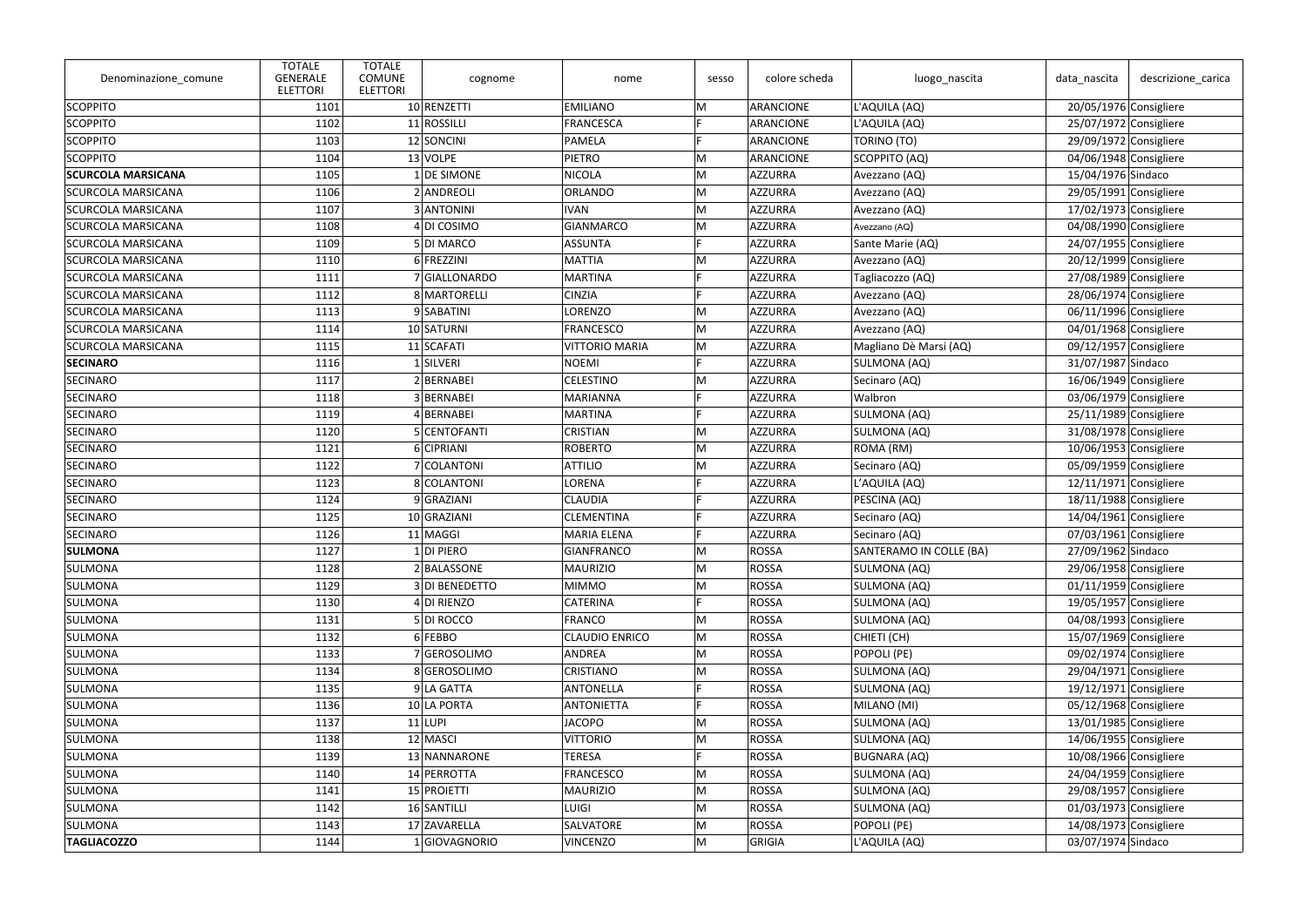| Denominazione_comune | TOTALE GENERALE ELETTORI | TOTALE COMUNE ELETTORI | cognome | nome | sesso | colore scheda | luogo_nascita | data_nascita | descrizione_carica |
|---|---|---|---|---|---|---|---|---|---|
| SCOPPITO | 1101 | 10 | RENZETTI | EMILIANO | M | ARANCIONE | L'AQUILA (AQ) | 20/05/1976 | Consigliere |
| SCOPPITO | 1102 | 11 | ROSSILLI | FRANCESCA | F | ARANCIONE | L'AQUILA (AQ) | 25/07/1972 | Consigliere |
| SCOPPITO | 1103 | 12 | SONCINI | PAMELA | F | ARANCIONE | TORINO (TO) | 29/09/1972 | Consigliere |
| SCOPPITO | 1104 | 13 | VOLPE | PIETRO | M | ARANCIONE | SCOPPITO (AQ) | 04/06/1948 | Consigliere |
| **SCURCOLA MARSICANA** | 1105 | 1 | DE SIMONE | NICOLA | M | AZZURRA | Avezzano (AQ) | 15/04/1976 | Sindaco |
| SCURCOLA MARSICANA | 1106 | 2 | ANDREOLI | ORLANDO | M | AZZURRA | Avezzano (AQ) | 29/05/1991 | Consigliere |
| SCURCOLA MARSICANA | 1107 | 3 | ANTONINI | IVAN | M | AZZURRA | Avezzano (AQ) | 17/02/1973 | Consigliere |
| SCURCOLA MARSICANA | 1108 | 4 | DI COSIMO | GIANMARCO | M | AZZURRA | Avezzano (AQ) | 04/08/1990 | Consigliere |
| SCURCOLA MARSICANA | 1109 | 5 | DI MARCO | ASSUNTA | F | AZZURRA | Sante Marie (AQ) | 24/07/1955 | Consigliere |
| SCURCOLA MARSICANA | 1110 | 6 | FREZZINI | MATTIA | M | AZZURRA | Avezzano (AQ) | 20/12/1999 | Consigliere |
| SCURCOLA MARSICANA | 1111 | 7 | GIALLONARDO | MARTINA | F | AZZURRA | Tagliacozzo (AQ) | 27/08/1989 | Consigliere |
| SCURCOLA MARSICANA | 1112 | 8 | MARTORELLI | CINZIA | F | AZZURRA | Avezzano (AQ) | 28/06/1974 | Consigliere |
| SCURCOLA MARSICANA | 1113 | 9 | SABATINI | LORENZO | M | AZZURRA | Avezzano (AQ) | 06/11/1996 | Consigliere |
| SCURCOLA MARSICANA | 1114 | 10 | SATURNI | FRANCESCO | M | AZZURRA | Avezzano (AQ) | 04/01/1968 | Consigliere |
| SCURCOLA MARSICANA | 1115 | 11 | SCAFATI | VITTORIO MARIA | M | AZZURRA | Magliano Dè Marsi (AQ) | 09/12/1957 | Consigliere |
| **SECINARO** | 1116 | 1 | SILVERI | NOEMI | F | AZZURRA | SULMONA (AQ) | 31/07/1987 | Sindaco |
| SECINARO | 1117 | 2 | BERNABEI | CELESTINO | M | AZZURRA | Secinaro (AQ) | 16/06/1949 | Consigliere |
| SECINARO | 1118 | 3 | BERNABEI | MARIANNA | F | AZZURRA | Walbron | 03/06/1979 | Consigliere |
| SECINARO | 1119 | 4 | BERNABEI | MARTINA | F | AZZURRA | SULMONA (AQ) | 25/11/1989 | Consigliere |
| SECINARO | 1120 | 5 | CENTOFANTI | CRISTIAN | M | AZZURRA | SULMONA (AQ) | 31/08/1978 | Consigliere |
| SECINARO | 1121 | 6 | CIPRIANI | ROBERTO | M | AZZURRA | ROMA (RM) | 10/06/1953 | Consigliere |
| SECINARO | 1122 | 7 | COLANTONI | ATTILIO | M | AZZURRA | Secinaro (AQ) | 05/09/1959 | Consigliere |
| SECINARO | 1123 | 8 | COLANTONI | LORENA | F | AZZURRA | L'AQUILA (AQ) | 12/11/1971 | Consigliere |
| SECINARO | 1124 | 9 | GRAZIANI | CLAUDIA | F | AZZURRA | PESCINA (AQ) | 18/11/1988 | Consigliere |
| SECINARO | 1125 | 10 | GRAZIANI | CLEMENTINA | F | AZZURRA | Secinaro (AQ) | 14/04/1961 | Consigliere |
| SECINARO | 1126 | 11 | MAGGI | MARIA ELENA | F | AZZURRA | Secinaro (AQ) | 07/03/1961 | Consigliere |
| **SULMONA** | 1127 | 1 | DI PIERO | GIANFRANCO | M | ROSSA | SANTERAMO IN COLLE (BA) | 27/09/1962 | Sindaco |
| SULMONA | 1128 | 2 | BALASSONE | MAURIZIO | M | ROSSA | SULMONA (AQ) | 29/06/1958 | Consigliere |
| SULMONA | 1129 | 3 | DI BENEDETTO | MIMMO | M | ROSSA | SULMONA (AQ) | 01/11/1959 | Consigliere |
| SULMONA | 1130 | 4 | DI RIENZO | CATERINA | F | ROSSA | SULMONA (AQ) | 19/05/1957 | Consigliere |
| SULMONA | 1131 | 5 | DI ROCCO | FRANCO | M | ROSSA | SULMONA (AQ) | 04/08/1993 | Consigliere |
| SULMONA | 1132 | 6 | FEBBO | CLAUDIO ENRICO | M | ROSSA | CHIETI (CH) | 15/07/1969 | Consigliere |
| SULMONA | 1133 | 7 | GEROSOLIMO | ANDREA | M | ROSSA | POPOLI (PE) | 09/02/1974 | Consigliere |
| SULMONA | 1134 | 8 | GEROSOLIMO | CRISTIANO | M | ROSSA | SULMONA (AQ) | 29/04/1971 | Consigliere |
| SULMONA | 1135 | 9 | LA GATTA | ANTONELLA | F | ROSSA | SULMONA (AQ) | 19/12/1971 | Consigliere |
| SULMONA | 1136 | 10 | LA PORTA | ANTONIETTA | F | ROSSA | MILANO (MI) | 05/12/1968 | Consigliere |
| SULMONA | 1137 | 11 | LUPI | JACOPO | M | ROSSA | SULMONA (AQ) | 13/01/1985 | Consigliere |
| SULMONA | 1138 | 12 | MASCI | VITTORIO | M | ROSSA | SULMONA (AQ) | 14/06/1955 | Consigliere |
| SULMONA | 1139 | 13 | NANNARONE | TERESA | F | ROSSA | BUGNARA (AQ) | 10/08/1966 | Consigliere |
| SULMONA | 1140 | 14 | PERROTTA | FRANCESCO | M | ROSSA | SULMONA (AQ) | 24/04/1959 | Consigliere |
| SULMONA | 1141 | 15 | PROIETTI | MAURIZIO | M | ROSSA | SULMONA (AQ) | 29/08/1957 | Consigliere |
| SULMONA | 1142 | 16 | SANTILLI | LUIGI | M | ROSSA | SULMONA (AQ) | 01/03/1973 | Consigliere |
| SULMONA | 1143 | 17 | ZAVARELLA | SALVATORE | M | ROSSA | POPOLI (PE) | 14/08/1973 | Consigliere |
| **TAGLIACOZZO** | 1144 | 1 | GIOVAGNORIO | VINCENZO | M | GRIGIA | L'AQUILA (AQ) | 03/07/1974 | Sindaco |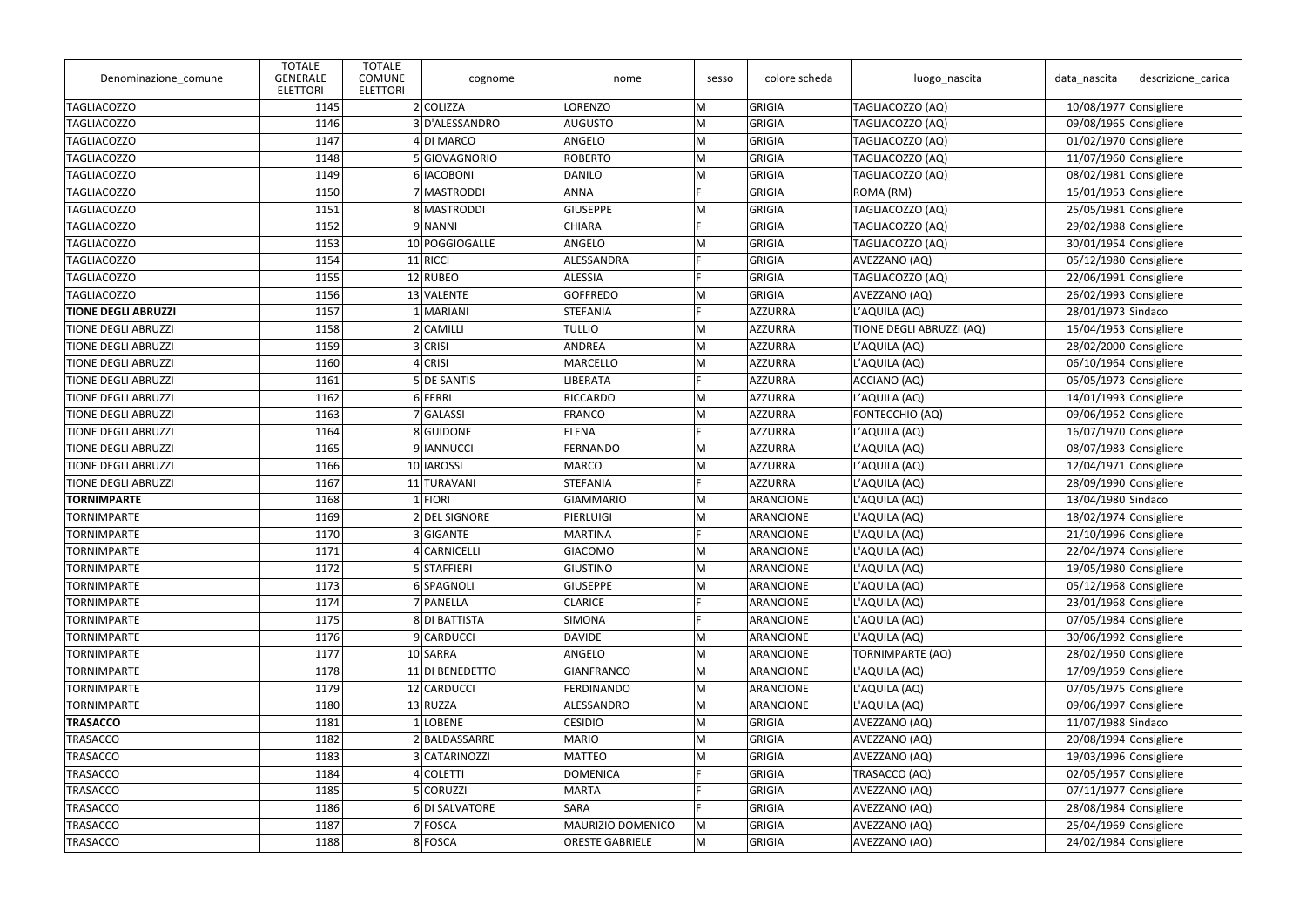| Denominazione_comune | TOTALE GENERALE ELETTORI | TOTALE COMUNE ELETTORI | cognome | nome | sesso | colore scheda | luogo_nascita | data_nascita | descrizione_carica |
|---|---|---|---|---|---|---|---|---|---|
| TAGLIACOZZO | 1145 | 2 | COLIZZA | LORENZO | M | GRIGIA | TAGLIACOZZO (AQ) | 10/08/1977 | Consigliere |
| TAGLIACOZZO | 1146 | 3 | D'ALESSANDRO | AUGUSTO | M | GRIGIA | TAGLIACOZZO (AQ) | 09/08/1965 | Consigliere |
| TAGLIACOZZO | 1147 | 4 | DI MARCO | ANGELO | M | GRIGIA | TAGLIACOZZO (AQ) | 01/02/1970 | Consigliere |
| TAGLIACOZZO | 1148 | 5 | GIOVAGNORIO | ROBERTO | M | GRIGIA | TAGLIACOZZO (AQ) | 11/07/1960 | Consigliere |
| TAGLIACOZZO | 1149 | 6 | IACOBONI | DANILO | M | GRIGIA | TAGLIACOZZO (AQ) | 08/02/1981 | Consigliere |
| TAGLIACOZZO | 1150 | 7 | MASTRODDI | ANNA | F | GRIGIA | ROMA (RM) | 15/01/1953 | Consigliere |
| TAGLIACOZZO | 1151 | 8 | MASTRODDI | GIUSEPPE | M | GRIGIA | TAGLIACOZZO (AQ) | 25/05/1981 | Consigliere |
| TAGLIACOZZO | 1152 | 9 | NANNI | CHIARA | F | GRIGIA | TAGLIACOZZO (AQ) | 29/02/1988 | Consigliere |
| TAGLIACOZZO | 1153 | 10 | POGGIOGALLE | ANGELO | M | GRIGIA | TAGLIACOZZO (AQ) | 30/01/1954 | Consigliere |
| TAGLIACOZZO | 1154 | 11 | RICCI | ALESSANDRA | F | GRIGIA | AVEZZANO (AQ) | 05/12/1980 | Consigliere |
| TAGLIACOZZO | 1155 | 12 | RUBEO | ALESSIA | F | GRIGIA | TAGLIACOZZO (AQ) | 22/06/1991 | Consigliere |
| TAGLIACOZZO | 1156 | 13 | VALENTE | GOFFREDO | M | GRIGIA | AVEZZANO (AQ) | 26/02/1993 | Consigliere |
| **TIONE DEGLI ABRUZZI** | 1157 | 1 | MARIANI | STEFANIA | F | AZZURRA | L'AQUILA (AQ) | 28/01/1973 | Sindaco |
| TIONE DEGLI ABRUZZI | 1158 | 2 | CAMILLI | TULLIO | M | AZZURRA | TIONE DEGLI ABRUZZI (AQ) | 15/04/1953 | Consigliere |
| TIONE DEGLI ABRUZZI | 1159 | 3 | CRISI | ANDREA | M | AZZURRA | L'AQUILA (AQ) | 28/02/2000 | Consigliere |
| TIONE DEGLI ABRUZZI | 1160 | 4 | CRISI | MARCELLO | M | AZZURRA | L'AQUILA (AQ) | 06/10/1964 | Consigliere |
| TIONE DEGLI ABRUZZI | 1161 | 5 | DE SANTIS | LIBERATA | F | AZZURRA | ACCIANO (AQ) | 05/05/1973 | Consigliere |
| TIONE DEGLI ABRUZZI | 1162 | 6 | FERRI | RICCARDO | M | AZZURRA | L'AQUILA (AQ) | 14/01/1993 | Consigliere |
| TIONE DEGLI ABRUZZI | 1163 | 7 | GALASSI | FRANCO | M | AZZURRA | FONTECCHIO (AQ) | 09/06/1952 | Consigliere |
| TIONE DEGLI ABRUZZI | 1164 | 8 | GUIDONE | ELENA | F | AZZURRA | L'AQUILA (AQ) | 16/07/1970 | Consigliere |
| TIONE DEGLI ABRUZZI | 1165 | 9 | IANNUCCI | FERNANDO | M | AZZURRA | L'AQUILA (AQ) | 08/07/1983 | Consigliere |
| TIONE DEGLI ABRUZZI | 1166 | 10 | IAROSSI | MARCO | M | AZZURRA | L'AQUILA (AQ) | 12/04/1971 | Consigliere |
| TIONE DEGLI ABRUZZI | 1167 | 11 | TURAVANI | STEFANIA | F | AZZURRA | L'AQUILA (AQ) | 28/09/1990 | Consigliere |
| **TORNIMPARTE** | 1168 | 1 | FIORI | GIAMMARIO | M | ARANCIONE | L'AQUILA (AQ) | 13/04/1980 | Sindaco |
| TORNIMPARTE | 1169 | 2 | DEL SIGNORE | PIERLUIGI | M | ARANCIONE | L'AQUILA (AQ) | 18/02/1974 | Consigliere |
| TORNIMPARTE | 1170 | 3 | GIGANTE | MARTINA | F | ARANCIONE | L'AQUILA (AQ) | 21/10/1996 | Consigliere |
| TORNIMPARTE | 1171 | 4 | CARNICELLI | GIACOMO | M | ARANCIONE | L'AQUILA (AQ) | 22/04/1974 | Consigliere |
| TORNIMPARTE | 1172 | 5 | STAFFIERI | GIUSTINO | M | ARANCIONE | L'AQUILA (AQ) | 19/05/1980 | Consigliere |
| TORNIMPARTE | 1173 | 6 | SPAGNOLI | GIUSEPPE | M | ARANCIONE | L'AQUILA (AQ) | 05/12/1968 | Consigliere |
| TORNIMPARTE | 1174 | 7 | PANELLA | CLARICE | F | ARANCIONE | L'AQUILA (AQ) | 23/01/1968 | Consigliere |
| TORNIMPARTE | 1175 | 8 | DI BATTISTA | SIMONA | F | ARANCIONE | L'AQUILA (AQ) | 07/05/1984 | Consigliere |
| TORNIMPARTE | 1176 | 9 | CARDUCCI | DAVIDE | M | ARANCIONE | L'AQUILA (AQ) | 30/06/1992 | Consigliere |
| TORNIMPARTE | 1177 | 10 | SARRA | ANGELO | M | ARANCIONE | TORNIMPARTE (AQ) | 28/02/1950 | Consigliere |
| TORNIMPARTE | 1178 | 11 | DI BENEDETTO | GIANFRANCO | M | ARANCIONE | L'AQUILA (AQ) | 17/09/1959 | Consigliere |
| TORNIMPARTE | 1179 | 12 | CARDUCCI | FERDINANDO | M | ARANCIONE | L'AQUILA (AQ) | 07/05/1975 | Consigliere |
| TORNIMPARTE | 1180 | 13 | RUZZA | ALESSANDRO | M | ARANCIONE | L'AQUILA (AQ) | 09/06/1997 | Consigliere |
| **TRASACCO** | 1181 | 1 | LOBENE | CESIDIO | M | GRIGIA | AVEZZANO (AQ) | 11/07/1988 | Sindaco |
| TRASACCO | 1182 | 2 | BALDASSARRE | MARIO | M | GRIGIA | AVEZZANO (AQ) | 20/08/1994 | Consigliere |
| TRASACCO | 1183 | 3 | CATARINOZZI | MATTEO | M | GRIGIA | AVEZZANO (AQ) | 19/03/1996 | Consigliere |
| TRASACCO | 1184 | 4 | COLETTI | DOMENICA | F | GRIGIA | TRASACCO (AQ) | 02/05/1957 | Consigliere |
| TRASACCO | 1185 | 5 | CORUZZI | MARTA | F | GRIGIA | AVEZZANO (AQ) | 07/11/1977 | Consigliere |
| TRASACCO | 1186 | 6 | DI SALVATORE | SARA | F | GRIGIA | AVEZZANO (AQ) | 28/08/1984 | Consigliere |
| TRASACCO | 1187 | 7 | FOSCA | MAURIZIO DOMENICO | M | GRIGIA | AVEZZANO (AQ) | 25/04/1969 | Consigliere |
| TRASACCO | 1188 | 8 | FOSCA | ORESTE GABRIELE | M | GRIGIA | AVEZZANO (AQ) | 24/02/1984 | Consigliere |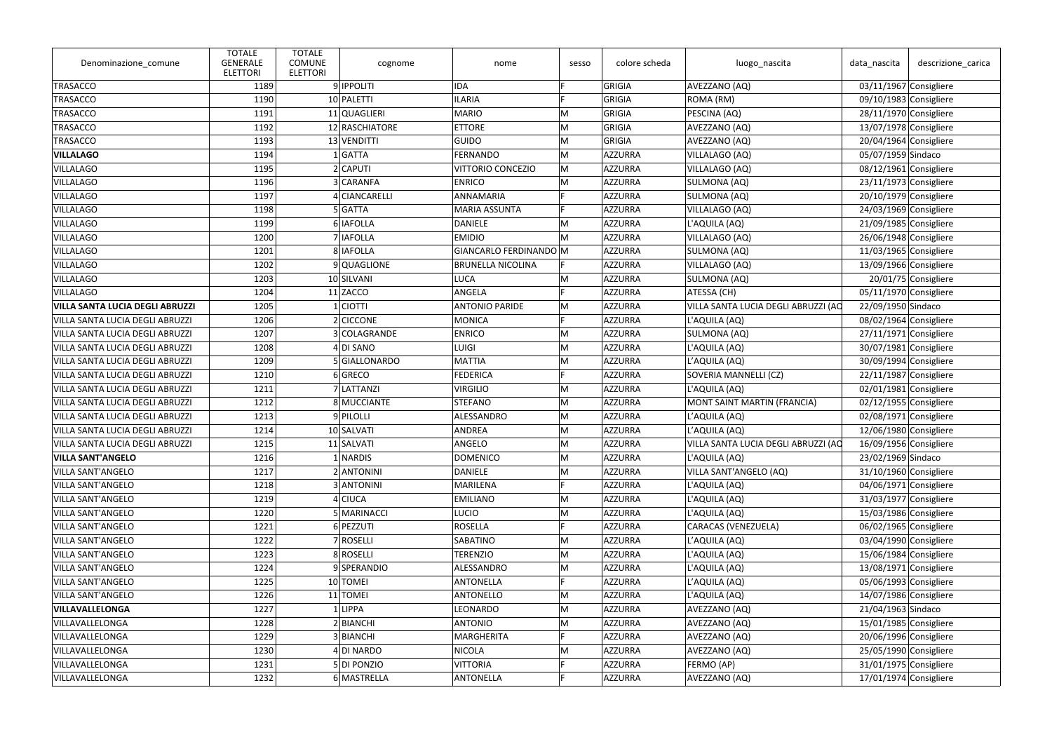| Denominazione_comune | TOTALE GENERALE ELETTORI | TOTALE COMUNE ELETTORI | cognome | nome | sesso | colore scheda | luogo_nascita | data_nascita | descrizione_carica |
|---|---|---|---|---|---|---|---|---|---|
| TRASACCO | 1189 | 9 | IPPOLITI | IDA | F | GRIGIA | AVEZZANO (AQ) | 03/11/1967 | Consigliere |
| TRASACCO | 1190 | 10 | PALETTI | ILARIA | F | GRIGIA | ROMA (RM) | 09/10/1983 | Consigliere |
| TRASACCO | 1191 | 11 | QUAGLIERI | MARIO | M | GRIGIA | PESCINA (AQ) | 28/11/1970 | Consigliere |
| TRASACCO | 1192 | 12 | RASCHIATORE | ETTORE | M | GRIGIA | AVEZZANO (AQ) | 13/07/1978 | Consigliere |
| TRASACCO | 1193 | 13 | VENDITTI | GUIDO | M | GRIGIA | AVEZZANO (AQ) | 20/04/1964 | Consigliere |
| **VILLALAGO** | 1194 | 1 | GATTA | FERNANDO | M | AZZURRA | VILLALAGO (AQ) | 05/07/1959 | Sindaco |
| VILLALAGO | 1195 | 2 | CAPUTI | VITTORIO CONCEZIO | M | AZZURRA | VILLALAGO (AQ) | 08/12/1961 | Consigliere |
| VILLALAGO | 1196 | 3 | CARANFA | ENRICO | M | AZZURRA | SULMONA (AQ) | 23/11/1973 | Consigliere |
| VILLALAGO | 1197 | 4 | CIANCARELLI | ANNAMARIA | F | AZZURRA | SULMONA (AQ) | 20/10/1979 | Consigliere |
| VILLALAGO | 1198 | 5 | GATTA | MARIA ASSUNTA | F | AZZURRA | VILLALAGO (AQ) | 24/03/1969 | Consigliere |
| VILLALAGO | 1199 | 6 | IAFOLLA | DANIELE | M | AZZURRA | L'AQUILA (AQ) | 21/09/1985 | Consigliere |
| VILLALAGO | 1200 | 7 | IAFOLLA | EMIDIO | M | AZZURRA | VILLALAGO (AQ) | 26/06/1948 | Consigliere |
| VILLALAGO | 1201 | 8 | IAFOLLA | GIANCARLO FERDINANDO | M | AZZURRA | SULMONA (AQ) | 11/03/1965 | Consigliere |
| VILLALAGO | 1202 | 9 | QUAGLIONE | BRUNELLA NICOLINA | F | AZZURRA | VILLALAGO (AQ) | 13/09/1966 | Consigliere |
| VILLALAGO | 1203 | 10 | SILVANI | LUCA | M | AZZURRA | SULMONA (AQ) | 20/01/75 | Consigliere |
| VILLALAGO | 1204 | 11 | ZACCO | ANGELA | F | AZZURRA | ATESSA (CH) | 05/11/1970 | Consigliere |
| **VILLA SANTA LUCIA DEGLI ABRUZZI** | 1205 | 1 | CIOTTI | ANTONIO PARIDE | M | AZZURRA | VILLA SANTA LUCIA DEGLI ABRUZZI (AQ | 22/09/1950 | Sindaco |
| VILLA SANTA LUCIA DEGLI ABRUZZI | 1206 | 2 | CICCONE | MONICA | F | AZZURRA | L'AQUILA (AQ) | 08/02/1964 | Consigliere |
| VILLA SANTA LUCIA DEGLI ABRUZZI | 1207 | 3 | COLAGRANDE | ENRICO | M | AZZURRA | SULMONA (AQ) | 27/11/1971 | Consigliere |
| VILLA SANTA LUCIA DEGLI ABRUZZI | 1208 | 4 | DI SANO | LUIGI | M | AZZURRA | L'AQUILA (AQ) | 30/07/1981 | Consigliere |
| VILLA SANTA LUCIA DEGLI ABRUZZI | 1209 | 5 | GIALLONARDO | MATTIA | M | AZZURRA | L'AQUILA (AQ) | 30/09/1994 | Consigliere |
| VILLA SANTA LUCIA DEGLI ABRUZZI | 1210 | 6 | GRECO | FEDERICA | F | AZZURRA | SOVERIA MANNELLI (CZ) | 22/11/1987 | Consigliere |
| VILLA SANTA LUCIA DEGLI ABRUZZI | 1211 | 7 | LATTANZI | VIRGILIO | M | AZZURRA | L'AQUILA (AQ) | 02/01/1981 | Consigliere |
| VILLA SANTA LUCIA DEGLI ABRUZZI | 1212 | 8 | MUCCIANTE | STEFANO | M | AZZURRA | MONT SAINT MARTIN (FRANCIA) | 02/12/1955 | Consigliere |
| VILLA SANTA LUCIA DEGLI ABRUZZI | 1213 | 9 | PILOLLI | ALESSANDRO | M | AZZURRA | L'AQUILA (AQ) | 02/08/1971 | Consigliere |
| VILLA SANTA LUCIA DEGLI ABRUZZI | 1214 | 10 | SALVATI | ANDREA | M | AZZURRA | L'AQUILA (AQ) | 12/06/1980 | Consigliere |
| VILLA SANTA LUCIA DEGLI ABRUZZI | 1215 | 11 | SALVATI | ANGELO | M | AZZURRA | VILLA SANTA LUCIA DEGLI ABRUZZI (AQ | 16/09/1956 | Consigliere |
| **VILLA SANT'ANGELO** | 1216 | 1 | NARDIS | DOMENICO | M | AZZURRA | L'AQUILA (AQ) | 23/02/1969 | Sindaco |
| VILLA SANT'ANGELO | 1217 | 2 | ANTONINI | DANIELE | M | AZZURRA | VILLA SANT'ANGELO (AQ) | 31/10/1960 | Consigliere |
| VILLA SANT'ANGELO | 1218 | 3 | ANTONINI | MARILENA | F | AZZURRA | L'AQUILA (AQ) | 04/06/1971 | Consigliere |
| VILLA SANT'ANGELO | 1219 | 4 | CIUCA | EMILIANO | M | AZZURRA | L'AQUILA (AQ) | 31/03/1977 | Consigliere |
| VILLA SANT'ANGELO | 1220 | 5 | MARINACCI | LUCIO | M | AZZURRA | L'AQUILA (AQ) | 15/03/1986 | Consigliere |
| VILLA SANT'ANGELO | 1221 | 6 | PEZZUTI | ROSELLA | F | AZZURRA | CARACAS (VENEZUELA) | 06/02/1965 | Consigliere |
| VILLA SANT'ANGELO | 1222 | 7 | ROSELLI | SABATINO | M | AZZURRA | L'AQUILA (AQ) | 03/04/1990 | Consigliere |
| VILLA SANT'ANGELO | 1223 | 8 | ROSELLI | TERENZIO | M | AZZURRA | L'AQUILA (AQ) | 15/06/1984 | Consigliere |
| VILLA SANT'ANGELO | 1224 | 9 | SPERANDIO | ALESSANDRO | M | AZZURRA | L'AQUILA (AQ) | 13/08/1971 | Consigliere |
| VILLA SANT'ANGELO | 1225 | 10 | TOMEI | ANTONELLA | F | AZZURRA | L'AQUILA (AQ) | 05/06/1993 | Consigliere |
| VILLA SANT'ANGELO | 1226 | 11 | TOMEI | ANTONELLO | M | AZZURRA | L'AQUILA (AQ) | 14/07/1986 | Consigliere |
| **VILLAVALLELONGA** | 1227 | 1 | LIPPA | LEONARDO | M | AZZURRA | AVEZZANO (AQ) | 21/04/1963 | Sindaco |
| VILLAVALLELONGA | 1228 | 2 | BIANCHI | ANTONIO | M | AZZURRA | AVEZZANO (AQ) | 15/01/1985 | Consigliere |
| VILLAVALLELONGA | 1229 | 3 | BIANCHI | MARGHERITA | F | AZZURRA | AVEZZANO (AQ) | 20/06/1996 | Consigliere |
| VILLAVALLELONGA | 1230 | 4 | DI NARDO | NICOLA | M | AZZURRA | AVEZZANO (AQ) | 25/05/1990 | Consigliere |
| VILLAVALLELONGA | 1231 | 5 | DI PONZIO | VITTORIA | F | AZZURRA | FERMO (AP) | 31/01/1975 | Consigliere |
| VILLAVALLELONGA | 1232 | 6 | MASTRELLA | ANTONELLA | F | AZZURRA | AVEZZANO (AQ) | 17/01/1974 | Consigliere |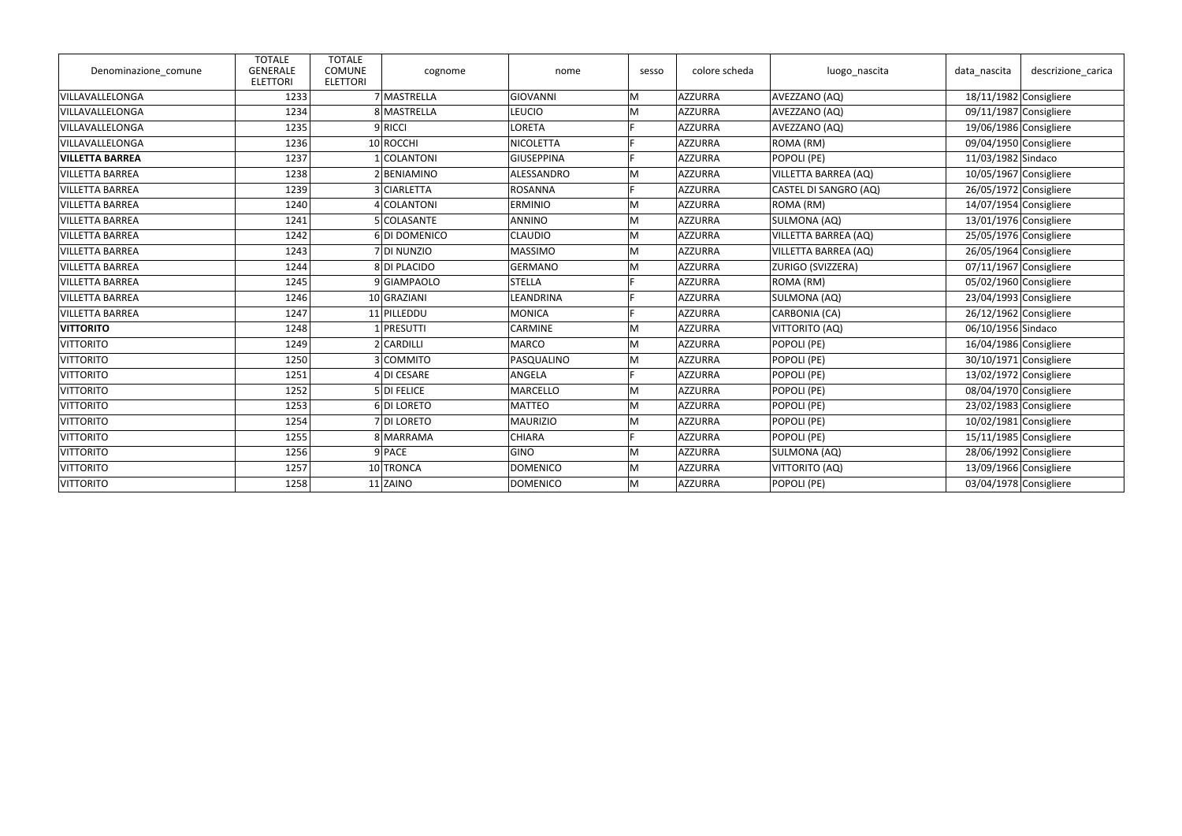| Denominazione_comune | TOTALE GENERALE ELETTORI | TOTALE COMUNE ELETTORI | cognome | nome | sesso | colore scheda | luogo_nascita | data_nascita | descrizione_carica |
|---|---|---|---|---|---|---|---|---|---|
| VILLAVALLELONGA | 1233 | 7 | MASTRELLA | GIOVANNI | M | AZZURRA | AVEZZANO (AQ) | 18/11/1982 | Consigliere |
| VILLAVALLELONGA | 1234 | 8 | MASTRELLA | LEUCIO | M | AZZURRA | AVEZZANO (AQ) | 09/11/1987 | Consigliere |
| VILLAVALLELONGA | 1235 | 9 | RICCI | LORETA | F | AZZURRA | AVEZZANO (AQ) | 19/06/1986 | Consigliere |
| VILLAVALLELONGA | 1236 | 10 | ROCCHI | NICOLETTA | F | AZZURRA | ROMA (RM) | 09/04/1950 | Consigliere |
| **VILLETTA BARREA** | 1237 | 1 | COLANTONI | GIUSEPPINA | F | AZZURRA | POPOLI (PE) | 11/03/1982 | Sindaco |
| VILLETTA BARREA | 1238 | 2 | BENIAMINO | ALESSANDRO | M | AZZURRA | VILLETTA BARREA (AQ) | 10/05/1967 | Consigliere |
| VILLETTA BARREA | 1239 | 3 | CIARLETTA | ROSANNA | F | AZZURRA | CASTEL DI SANGRO (AQ) | 26/05/1972 | Consigliere |
| VILLETTA BARREA | 1240 | 4 | COLANTONI | ERMINIO | M | AZZURRA | ROMA (RM) | 14/07/1954 | Consigliere |
| VILLETTA BARREA | 1241 | 5 | COLASANTE | ANNINO | M | AZZURRA | SULMONA (AQ) | 13/01/1976 | Consigliere |
| VILLETTA BARREA | 1242 | 6 | DI DOMENICO | CLAUDIO | M | AZZURRA | VILLETTA BARREA (AQ) | 25/05/1976 | Consigliere |
| VILLETTA BARREA | 1243 | 7 | DI NUNZIO | MASSIMO | M | AZZURRA | VILLETTA BARREA (AQ) | 26/05/1964 | Consigliere |
| VILLETTA BARREA | 1244 | 8 | DI PLACIDO | GERMANO | M | AZZURRA | ZURIGO (SVIZZERA) | 07/11/1967 | Consigliere |
| VILLETTA BARREA | 1245 | 9 | GIAMPAOLO | STELLA | F | AZZURRA | ROMA (RM) | 05/02/1960 | Consigliere |
| VILLETTA BARREA | 1246 | 10 | GRAZIANI | LEANDRINA | F | AZZURRA | SULMONA (AQ) | 23/04/1993 | Consigliere |
| VILLETTA BARREA | 1247 | 11 | PILLEDDU | MONICA | F | AZZURRA | CARBONIA (CA) | 26/12/1962 | Consigliere |
| **VITTORITO** | 1248 | 1 | PRESUTTI | CARMINE | M | AZZURRA | VITTORITO (AQ) | 06/10/1956 | Sindaco |
| VITTORITO | 1249 | 2 | CARDILLI | MARCO | M | AZZURRA | POPOLI (PE) | 16/04/1986 | Consigliere |
| VITTORITO | 1250 | 3 | COMMITO | PASQUALINO | M | AZZURRA | POPOLI (PE) | 30/10/1971 | Consigliere |
| VITTORITO | 1251 | 4 | DI CESARE | ANGELA | F | AZZURRA | POPOLI (PE) | 13/02/1972 | Consigliere |
| VITTORITO | 1252 | 5 | DI FELICE | MARCELLO | M | AZZURRA | POPOLI (PE) | 08/04/1970 | Consigliere |
| VITTORITO | 1253 | 6 | DI LORETO | MATTEO | M | AZZURRA | POPOLI (PE) | 23/02/1983 | Consigliere |
| VITTORITO | 1254 | 7 | DI LORETO | MAURIZIO | M | AZZURRA | POPOLI (PE) | 10/02/1981 | Consigliere |
| VITTORITO | 1255 | 8 | MARRAMA | CHIARA | F | AZZURRA | POPOLI (PE) | 15/11/1985 | Consigliere |
| VITTORITO | 1256 | 9 | PACE | GINO | M | AZZURRA | SULMONA (AQ) | 28/06/1992 | Consigliere |
| VITTORITO | 1257 | 10 | TRONCA | DOMENICO | M | AZZURRA | VITTORITO (AQ) | 13/09/1966 | Consigliere |
| VITTORITO | 1258 | 11 | ZAINO | DOMENICO | M | AZZURRA | POPOLI (PE) | 03/04/1978 | Consigliere |